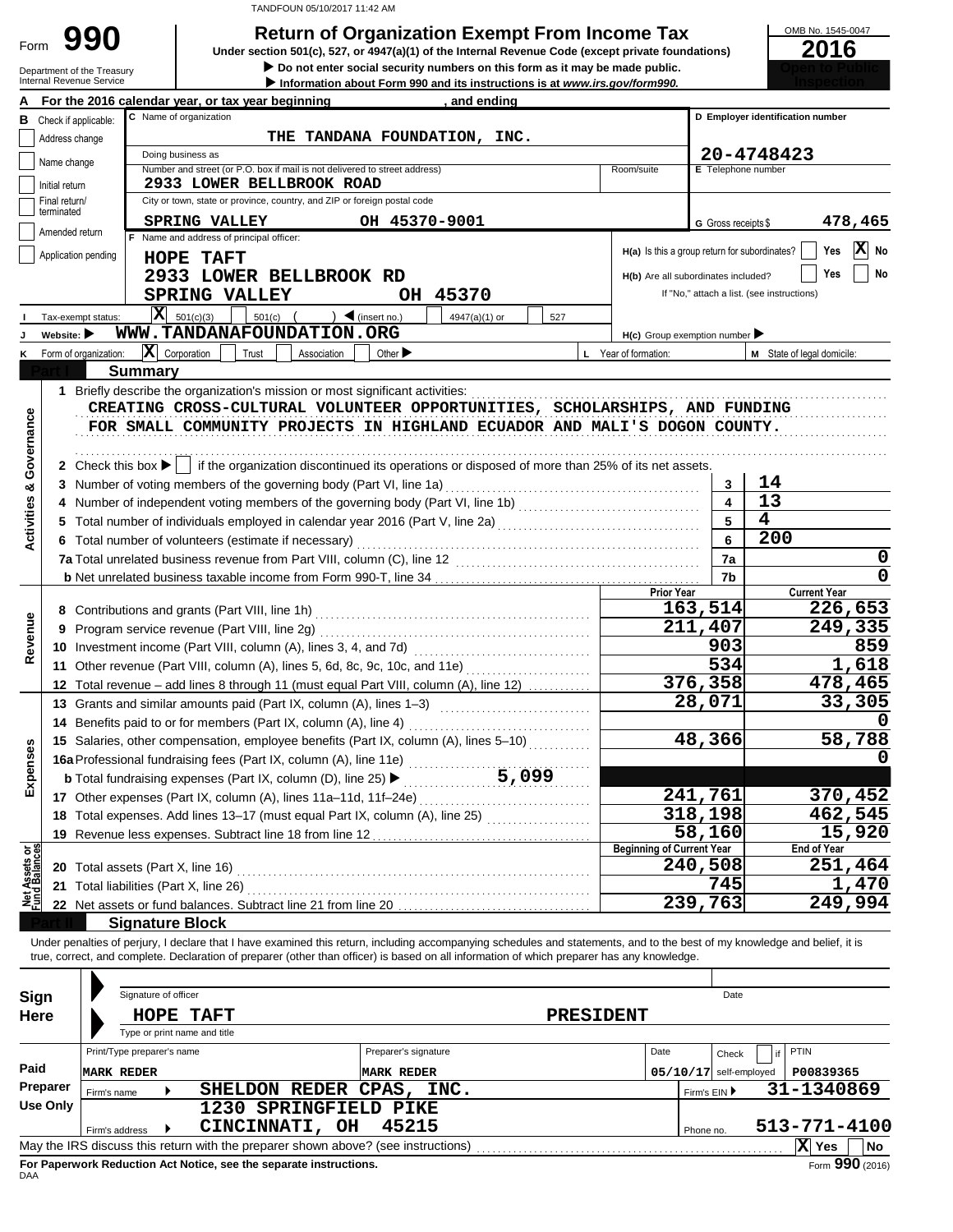TANDFOUN 05/10/2017 11:42 AM

# Form 990 — Return of Organization Exempt From Income Tax

**Under section 501(c), 527, or 4947(a)(1) of the Internal Revenue Code (except private foundations)**

▶ Do not enter social security numbers on this form as it may be made public.

▶ Information about Form 990 and its instructions is at *www.irs.gov/form990.*

Department of the Treasury
Internal Revenue Service

OMB No. 1545-0047

**2016**

Open to Public Inspection

**A** For the 2016 calendar year, or tax year beginning , and ending

**B** Check if applicable:
- Address change
- Name change
- Initial return
- Final return/terminated
- Amended return
- Application pending

**C** Name of organization: THE TANDANA FOUNDATION, INC.

Doing business as

Number and street (or P.O. box if mail is not delivered to street address): 2933 LOWER BELLBROOK ROAD — Room/suite

City or town, state or province, country, and ZIP or foreign postal code: SPRING VALLEY OH 45370-9001

**D** Employer identification number: 20-4748423

**E** Telephone number

**G** Gross receipts $ 478,465

**F** Name and address of principal officer:
HOPE TAFT
2933 LOWER BELLBROOK RD
SPRING VALLEY OH 45370

H(a) Is this a group return for subordinates? Yes [ ] No [X]

H(b) Are all subordinates included? Yes [ ] No [ ]
If "No," attach a list. (see instructions)

**I** Tax-exempt status: [X] 501(c)(3) [ ] 501(c) ( ) ◀ (insert no.) [ ] 4947(a)(1) or [ ] 527

**J** Website: ▶ WWW.TANDANAFOUNDATION.ORG

H(c) Group exemption number ▶

**K** Form of organization: [X] Corporation [ ] Trust [ ] Association [ ] Other ▶

**L** Year of formation:

**M** State of legal domicile:

## Part I Summary

**Activities & Governance**

1 Briefly describe the organization's mission or most significant activities:
CREATING CROSS-CULTURAL VOLUNTEER OPPORTUNITIES, SCHOLARSHIPS, AND FUNDING FOR SMALL COMMUNITY PROJECTS IN HIGHLAND ECUADOR AND MALI'S DOGON COUNTY.

2 Check this box ▶ [ ] if the organization discontinued its operations or disposed of more than 25% of its net assets.

| | | | |
|---|---|---|---|
| 3 | Number of voting members of the governing body (Part VI, line 1a) | 3 | 14 |
| 4 | Number of independent voting members of the governing body (Part VI, line 1b) | 4 | 13 |
| 5 | Total number of individuals employed in calendar year 2016 (Part V, line 2a) | 5 | 4 |
| 6 | Total number of volunteers (estimate if necessary) | 6 | 200 |
| 7a | Total unrelated business revenue from Part VIII, column (C), line 12 | 7a | 0 |
| b | Net unrelated business taxable income from Form 990-T, line 34 | 7b | 0 |

| | | Prior Year | Current Year |
|---|---|---|---|
| **Revenue** | | | |
| 8 | Contributions and grants (Part VIII, line 1h) | 163,514 | 226,653 |
| 9 | Program service revenue (Part VIII, line 2g) | 211,407 | 249,335 |
| 10 | Investment income (Part VIII, column (A), lines 3, 4, and 7d) | 903 | 859 |
| 11 | Other revenue (Part VIII, column (A), lines 5, 6d, 8c, 9c, 10c, and 11e) | 534 | 1,618 |
| 12 | Total revenue – add lines 8 through 11 (must equal Part VIII, column (A), line 12) | 376,358 | 478,465 |
| **Expenses** | | | |
| 13 | Grants and similar amounts paid (Part IX, column (A), lines 1–3) | 28,071 | 33,305 |
| 14 | Benefits paid to or for members (Part IX, column (A), line 4) | | 0 |
| 15 | Salaries, other compensation, employee benefits (Part IX, column (A), lines 5–10) | 48,366 | 58,788 |
| 16a | Professional fundraising fees (Part IX, column (A), line 11e) | | 0 |
| b | Total fundraising expenses (Part IX, column (D), line 25) ▶ 5,099 | | |
| 17 | Other expenses (Part IX, column (A), lines 11a–11d, 11f–24e) | 241,761 | 370,452 |
| 18 | Total expenses. Add lines 13–17 (must equal Part IX, column (A), line 25) | 318,198 | 462,545 |
| 19 | Revenue less expenses. Subtract line 18 from line 12 | 58,160 | 15,920 |
| **Net Assets or Fund Balances** | | **Beginning of Current Year** | **End of Year** |
| 20 | Total assets (Part X, line 16) | 240,508 | 251,464 |
| 21 | Total liabilities (Part X, line 26) | 745 | 1,470 |
| 22 | Net assets or fund balances. Subtract line 21 from line 20 | 239,763 | 249,994 |

## Part II Signature Block

Under penalties of perjury, I declare that I have examined this return, including accompanying schedules and statements, and to the best of my knowledge and belief, it is true, correct, and complete. Declaration of preparer (other than officer) is based on all information of which preparer has any knowledge.

**Sign Here**

Signature of officer — Date

HOPE TAFT — PRESIDENT

Type or print name and title

**Paid Preparer Use Only**

| Print/Type preparer's name | Preparer's signature | Date | Check [ ] if self-employed | PTIN |
|---|---|---|---|---|
| MARK REDER | MARK REDER | 05/10/17 | | P00839365 |

Firm's name ▶ SHELDON REDER CPAS, INC. — Firm's EIN ▶ 31-1340869

Firm's address ▶ 1230 SPRINGFIELD PIKE, CINCINNATI, OH 45215 — Phone no. 513-771-4100

May the IRS discuss this return with the preparer shown above? (see instructions) [X] Yes [ ] No

**For Paperwork Reduction Act Notice, see the separate instructions.**

DAA — Form **990** (2016)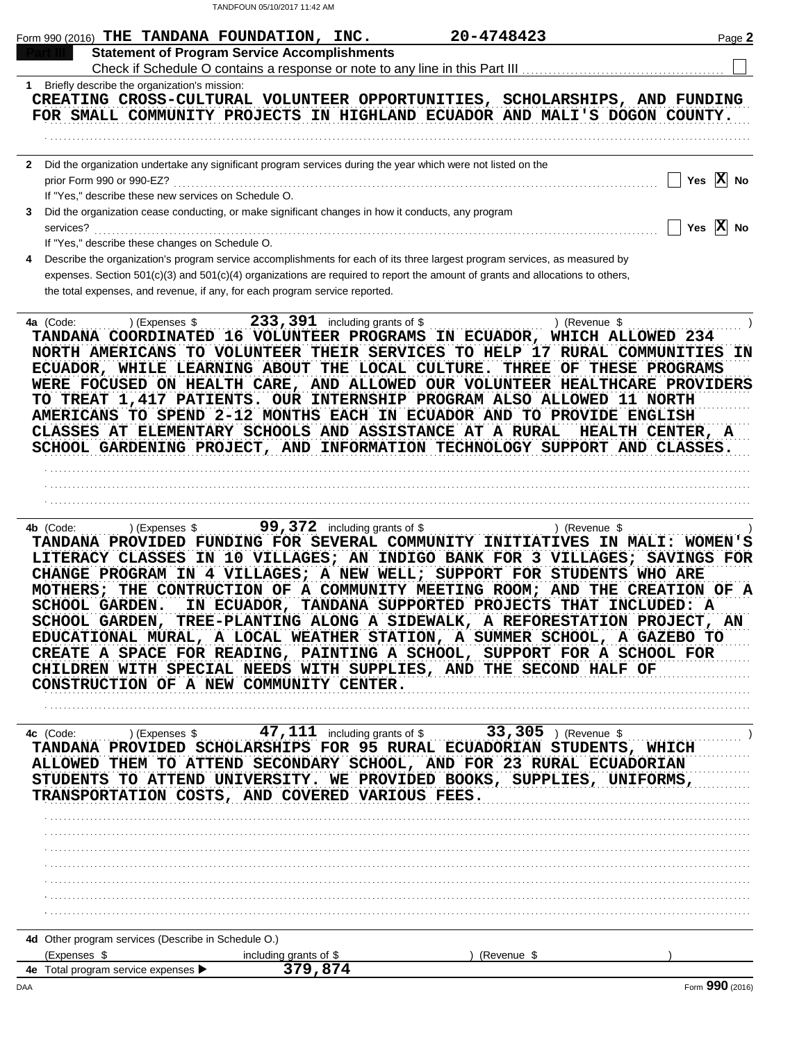Form 990 (2016) **THE TANDANA FOUNDATION, INC.** **20-4748423** Page **2**

## Part III Statement of Program Service Accomplishments

Check if Schedule O contains a response or note to any line in this Part III ☐

**1** Briefly describe the organization's mission:

CREATING CROSS-CULTURAL VOLUNTEER OPPORTUNITIES, SCHOLARSHIPS, AND FUNDING FOR SMALL COMMUNITY PROJECTS IN HIGHLAND ECUADOR AND MALI'S DOGON COUNTY.

**2** Did the organization undertake any significant program services during the year which were not listed on the prior Form 990 or 990-EZ? ☐ Yes ☒ No

If "Yes," describe these new services on Schedule O.

**3** Did the organization cease conducting, or make significant changes in how it conducts, any program services? ☐ Yes ☒ No

If "Yes," describe these changes on Schedule O.

**4** Describe the organization's program service accomplishments for each of its three largest program services, as measured by expenses. Section 501(c)(3) and 501(c)(4) organizations are required to report the amount of grants and allocations to others, the total expenses, and revenue, if any, for each program service reported.

**4a** (Code: ) (Expenses $ 233,391 including grants of $ ) (Revenue $ )

TANDANA COORDINATED 16 VOLUNTEER PROGRAMS IN ECUADOR, WHICH ALLOWED 234 NORTH AMERICANS TO VOLUNTEER THEIR SERVICES TO HELP 17 RURAL COMMUNITIES IN ECUADOR, WHILE LEARNING ABOUT THE LOCAL CULTURE. THREE OF THESE PROGRAMS WERE FOCUSED ON HEALTH CARE, AND ALLOWED OUR VOLUNTEER HEALTHCARE PROVIDERS TO TREAT 1,417 PATIENTS. OUR INTERNSHIP PROGRAM ALSO ALLOWED 11 NORTH AMERICANS TO SPEND 2-12 MONTHS EACH IN ECUADOR AND TO PROVIDE ENGLISH CLASSES AT ELEMENTARY SCHOOLS AND ASSISTANCE AT A RURAL HEALTH CENTER, A SCHOOL GARDENING PROJECT, AND INFORMATION TECHNOLOGY SUPPORT AND CLASSES.

**4b** (Code: ) (Expenses $ 99,372 including grants of $ ) (Revenue $ )

TANDANA PROVIDED FUNDING FOR SEVERAL COMMUNITY INITIATIVES IN MALI: WOMEN'S LITERACY CLASSES IN 10 VILLAGES; AN INDIGO BANK FOR 3 VILLAGES; SAVINGS FOR CHANGE PROGRAM IN 4 VILLAGES; A NEW WELL; SUPPORT FOR STUDENTS WHO ARE MOTHERS; THE CONTRUCTION OF A COMMUNITY MEETING ROOM; AND THE CREATION OF A SCHOOL GARDEN. IN ECUADOR, TANDANA SUPPORTED PROJECTS THAT INCLUDED: A SCHOOL GARDEN, TREE-PLANTING ALONG A SIDEWALK, A REFORESTATION PROJECT, AN EDUCATIONAL MURAL, A LOCAL WEATHER STATION, A SUMMER SCHOOL, A GAZEBO TO CREATE A SPACE FOR READING, PAINTING A SCHOOL, SUPPORT FOR A SCHOOL FOR CHILDREN WITH SPECIAL NEEDS WITH SUPPLIES, AND THE SECOND HALF OF CONSTRUCTION OF A NEW COMMUNITY CENTER.

**4c** (Code: ) (Expenses $ 47,111 including grants of $ 33,305 ) (Revenue $ )

TANDANA PROVIDED SCHOLARSHIPS FOR 95 RURAL ECUADORIAN STUDENTS, WHICH ALLOWED THEM TO ATTEND SECONDARY SCHOOL, AND FOR 23 RURAL ECUADORIAN STUDENTS TO ATTEND UNIVERSITY. WE PROVIDED BOOKS, SUPPLIES, UNIFORMS, TRANSPORTATION COSTS, AND COVERED VARIOUS FEES.

**4d** Other program services (Describe in Schedule O.)

(Expenses $ including grants of $ ) (Revenue $ )

**4e** Total program service expenses ▶ 379,874

Form **990** (2016)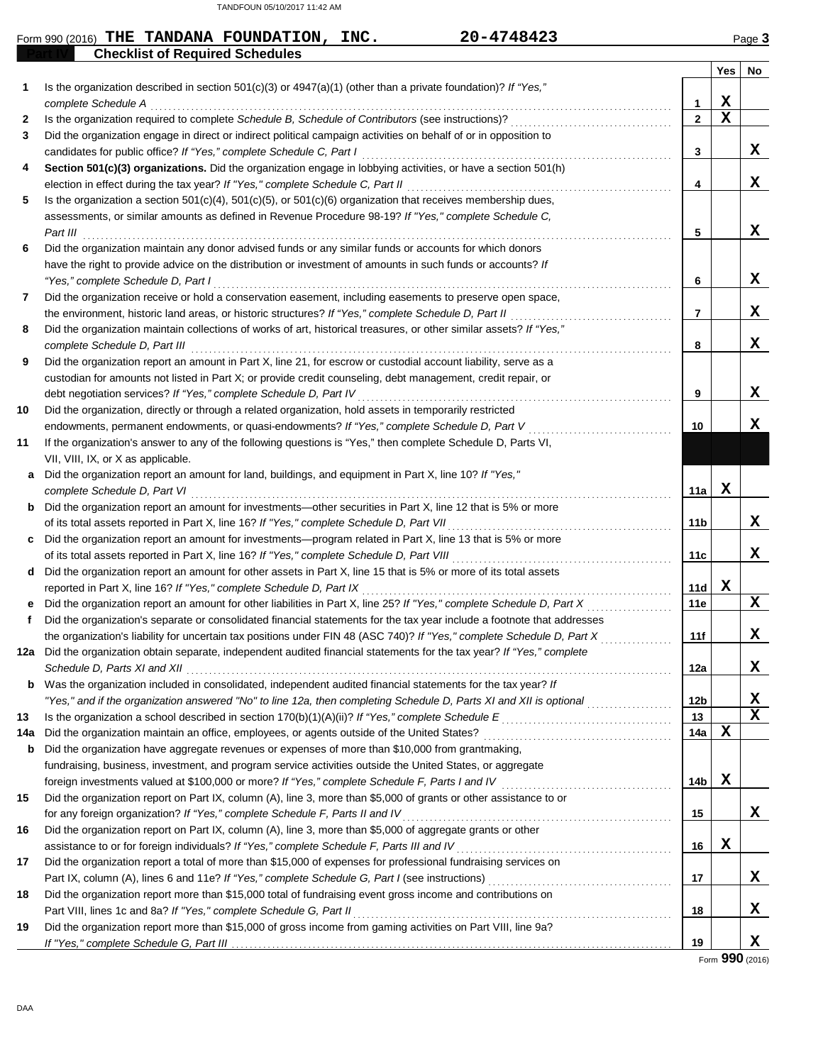Form 990 (2016) **THE TANDANA FOUNDATION, INC.** **20-4748423** Page **3**

## Part IV Checklist of Required Schedules

| | | | Yes | No |
|---|---|---|---|---|
| **1** | Is the organization described in section 501(c)(3) or 4947(a)(1) (other than a private foundation)? *If "Yes," complete Schedule A* | **1** | X | |
| **2** | Is the organization required to complete *Schedule B, Schedule of Contributors* (see instructions)? | **2** | X | |
| **3** | Did the organization engage in direct or indirect political campaign activities on behalf of or in opposition to candidates for public office? *If "Yes," complete Schedule C, Part I* | **3** | | X |
| **4** | **Section 501(c)(3) organizations.** Did the organization engage in lobbying activities, or have a section 501(h) election in effect during the tax year? *If "Yes," complete Schedule C, Part II* | **4** | | X |
| **5** | Is the organization a section 501(c)(4), 501(c)(5), or 501(c)(6) organization that receives membership dues, assessments, or similar amounts as defined in Revenue Procedure 98-19? *If "Yes," complete Schedule C, Part III* | **5** | | X |
| **6** | Did the organization maintain any donor advised funds or any similar funds or accounts for which donors have the right to provide advice on the distribution or investment of amounts in such funds or accounts? *If "Yes," complete Schedule D, Part I* | **6** | | X |
| **7** | Did the organization receive or hold a conservation easement, including easements to preserve open space, the environment, historic land areas, or historic structures? *If "Yes," complete Schedule D, Part II* | **7** | | X |
| **8** | Did the organization maintain collections of works of art, historical treasures, or other similar assets? *If "Yes," complete Schedule D, Part III* | **8** | | X |
| **9** | Did the organization report an amount in Part X, line 21, for escrow or custodial account liability, serve as a custodian for amounts not listed in Part X; or provide credit counseling, debt management, credit repair, or debt negotiation services? *If "Yes," complete Schedule D, Part IV* | **9** | | X |
| **10** | Did the organization, directly or through a related organization, hold assets in temporarily restricted endowments, permanent endowments, or quasi-endowments? *If "Yes," complete Schedule D, Part V* | **10** | | X |
| **11** | If the organization's answer to any of the following questions is "Yes," then complete Schedule D, Parts VI, VII, VIII, IX, or X as applicable. | | | |
| **a** | Did the organization report an amount for land, buildings, and equipment in Part X, line 10? *If "Yes," complete Schedule D, Part VI* | **11a** | X | |
| **b** | Did the organization report an amount for investments—other securities in Part X, line 12 that is 5% or more of its total assets reported in Part X, line 16? *If "Yes," complete Schedule D, Part VII* | **11b** | | X |
| **c** | Did the organization report an amount for investments—program related in Part X, line 13 that is 5% or more of its total assets reported in Part X, line 16? *If "Yes," complete Schedule D, Part VIII* | **11c** | | X |
| **d** | Did the organization report an amount for other assets in Part X, line 15 that is 5% or more of its total assets reported in Part X, line 16? *If "Yes," complete Schedule D, Part IX* | **11d** | X | |
| **e** | Did the organization report an amount for other liabilities in Part X, line 25? *If "Yes," complete Schedule D, Part X* | **11e** | | X |
| **f** | Did the organization's separate or consolidated financial statements for the tax year include a footnote that addresses the organization's liability for uncertain tax positions under FIN 48 (ASC 740)? *If "Yes," complete Schedule D, Part X* | **11f** | | X |
| **12a** | Did the organization obtain separate, independent audited financial statements for the tax year? *If "Yes," complete Schedule D, Parts XI and XII* | **12a** | | X |
| **b** | Was the organization included in consolidated, independent audited financial statements for the tax year? *If "Yes," and if the organization answered "No" to line 12a, then completing Schedule D, Parts XI and XII is optional* | **12b** | | X |
| **13** | Is the organization a school described in section 170(b)(1)(A)(ii)? *If "Yes," complete Schedule E* | **13** | | X |
| **14a** | Did the organization maintain an office, employees, or agents outside of the United States? | **14a** | X | |
| **b** | Did the organization have aggregate revenues or expenses of more than $10,000 from grantmaking, fundraising, business, investment, and program service activities outside the United States, or aggregate foreign investments valued at $100,000 or more? *If "Yes," complete Schedule F, Parts I and IV* | **14b** | X | |
| **15** | Did the organization report on Part IX, column (A), line 3, more than $5,000 of grants or other assistance to or for any foreign organization? *If "Yes," complete Schedule F, Parts II and IV* | **15** | | X |
| **16** | Did the organization report on Part IX, column (A), line 3, more than $5,000 of aggregate grants or other assistance to or for foreign individuals? *If "Yes," complete Schedule F, Parts III and IV* | **16** | X | |
| **17** | Did the organization report a total of more than $15,000 of expenses for professional fundraising services on Part IX, column (A), lines 6 and 11e? *If "Yes," complete Schedule G, Part I* (see instructions) | **17** | | X |
| **18** | Did the organization report more than $15,000 total of fundraising event gross income and contributions on Part VIII, lines 1c and 8a? *If "Yes," complete Schedule G, Part II* | **18** | | X |
| **19** | Did the organization report more than $15,000 of gross income from gaming activities on Part VIII, line 9a? *If "Yes," complete Schedule G, Part III* | **19** | | X |

Form **990** (2016)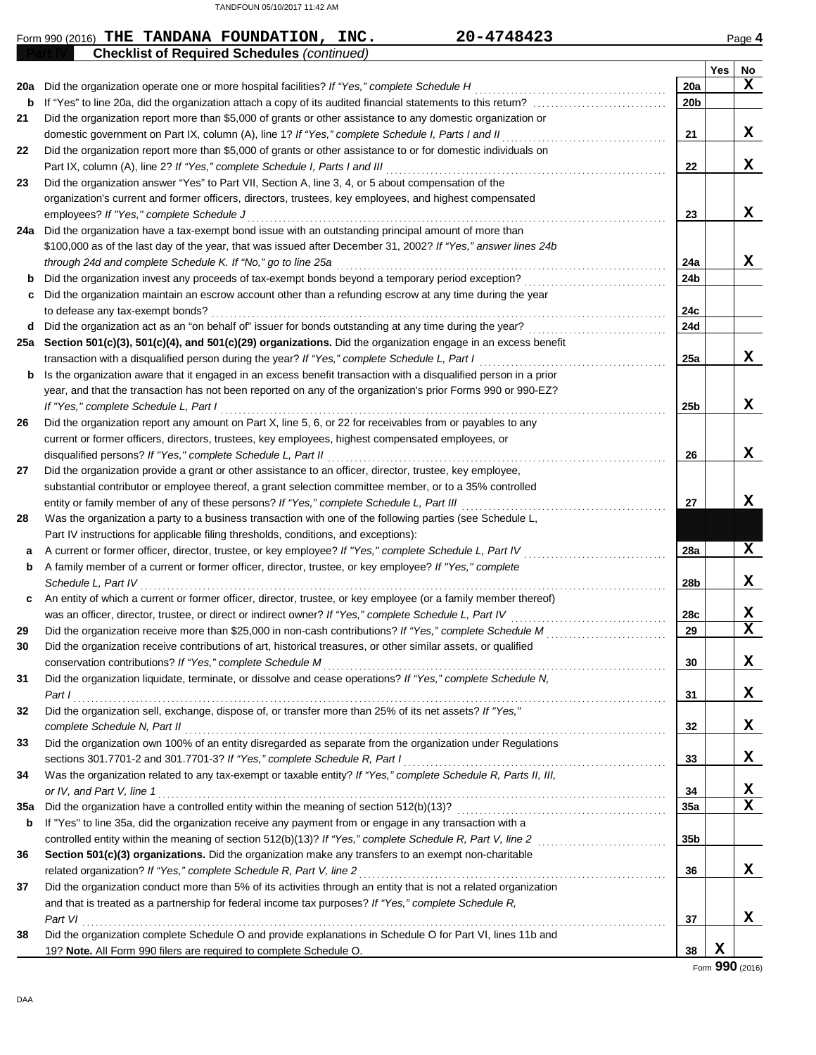Form 990 (2016) **THE TANDANA FOUNDATION, INC.** **20-4748423** Page **4**

**Part IV** **Checklist of Required Schedules** *(continued)*

| | | | Yes | No |
|---|---|---|---|---|
| **20a** | Did the organization operate one or more hospital facilities? *If "Yes," complete Schedule H* | 20a | | X |
| **b** | If "Yes" to line 20a, did the organization attach a copy of its audited financial statements to this return? | 20b | | |
| **21** | Did the organization report more than $5,000 of grants or other assistance to any domestic organization or domestic government on Part IX, column (A), line 1? *If "Yes," complete Schedule I, Parts I and II* | 21 | | X |
| **22** | Did the organization report more than $5,000 of grants or other assistance to or for domestic individuals on Part IX, column (A), line 2? *If "Yes," complete Schedule I, Parts I and III* | 22 | | X |
| **23** | Did the organization answer "Yes" to Part VII, Section A, line 3, 4, or 5 about compensation of the organization's current and former officers, directors, trustees, key employees, and highest compensated employees? *If "Yes," complete Schedule J* | 23 | | X |
| **24a** | Did the organization have a tax-exempt bond issue with an outstanding principal amount of more than $100,000 as of the last day of the year, that was issued after December 31, 2002? *If "Yes," answer lines 24b through 24d and complete Schedule K. If "No," go to line 25a* | 24a | | X |
| **b** | Did the organization invest any proceeds of tax-exempt bonds beyond a temporary period exception? | 24b | | |
| **c** | Did the organization maintain an escrow account other than a refunding escrow at any time during the year to defease any tax-exempt bonds? | 24c | | |
| **d** | Did the organization act as an "on behalf of" issuer for bonds outstanding at any time during the year? | 24d | | |
| **25a** | **Section 501(c)(3), 501(c)(4), and 501(c)(29) organizations.** Did the organization engage in an excess benefit transaction with a disqualified person during the year? *If "Yes," complete Schedule L, Part I* | 25a | | X |
| **b** | Is the organization aware that it engaged in an excess benefit transaction with a disqualified person in a prior year, and that the transaction has not been reported on any of the organization's prior Forms 990 or 990-EZ? *If "Yes," complete Schedule L, Part I* | 25b | | X |
| **26** | Did the organization report any amount on Part X, line 5, 6, or 22 for receivables from or payables to any current or former officers, directors, trustees, key employees, highest compensated employees, or disqualified persons? *If "Yes," complete Schedule L, Part II* | 26 | | X |
| **27** | Did the organization provide a grant or other assistance to an officer, director, trustee, key employee, substantial contributor or employee thereof, a grant selection committee member, or to a 35% controlled entity or family member of any of these persons? *If "Yes," complete Schedule L, Part III* | 27 | | X |
| **28** | Was the organization a party to a business transaction with one of the following parties (see Schedule L, Part IV instructions for applicable filing thresholds, conditions, and exceptions): | | | |
| **a** | A current or former officer, director, trustee, or key employee? *If "Yes," complete Schedule L, Part IV* | 28a | | X |
| **b** | A family member of a current or former officer, director, trustee, or key employee? *If "Yes," complete Schedule L, Part IV* | 28b | | X |
| **c** | An entity of which a current or former officer, director, trustee, or key employee (or a family member thereof) was an officer, director, trustee, or direct or indirect owner? *If "Yes," complete Schedule L, Part IV* | 28c | | X |
| **29** | Did the organization receive more than $25,000 in non-cash contributions? *If "Yes," complete Schedule M* | 29 | | X |
| **30** | Did the organization receive contributions of art, historical treasures, or other similar assets, or qualified conservation contributions? *If "Yes," complete Schedule M* | 30 | | X |
| **31** | Did the organization liquidate, terminate, or dissolve and cease operations? *If "Yes," complete Schedule N, Part I* | 31 | | X |
| **32** | Did the organization sell, exchange, dispose of, or transfer more than 25% of its net assets? *If "Yes," complete Schedule N, Part II* | 32 | | X |
| **33** | Did the organization own 100% of an entity disregarded as separate from the organization under Regulations sections 301.7701-2 and 301.7701-3? *If "Yes," complete Schedule R, Part I* | 33 | | X |
| **34** | Was the organization related to any tax-exempt or taxable entity? *If "Yes," complete Schedule R, Parts II, III, or IV, and Part V, line 1* | 34 | | X |
| **35a** | Did the organization have a controlled entity within the meaning of section 512(b)(13)? | 35a | | X |
| **b** | If "Yes" to line 35a, did the organization receive any payment from or engage in any transaction with a controlled entity within the meaning of section 512(b)(13)? *If "Yes," complete Schedule R, Part V, line 2* | 35b | | |
| **36** | **Section 501(c)(3) organizations.** Did the organization make any transfers to an exempt non-charitable related organization? *If "Yes," complete Schedule R, Part V, line 2* | 36 | | X |
| **37** | Did the organization conduct more than 5% of its activities through an entity that is not a related organization and that is treated as a partnership for federal income tax purposes? *If "Yes," complete Schedule R, Part VI* | 37 | | X |
| **38** | Did the organization complete Schedule O and provide explanations in Schedule O for Part VI, lines 11b and 19? **Note.** All Form 990 filers are required to complete Schedule O. | 38 | X | |

Form **990** (2016)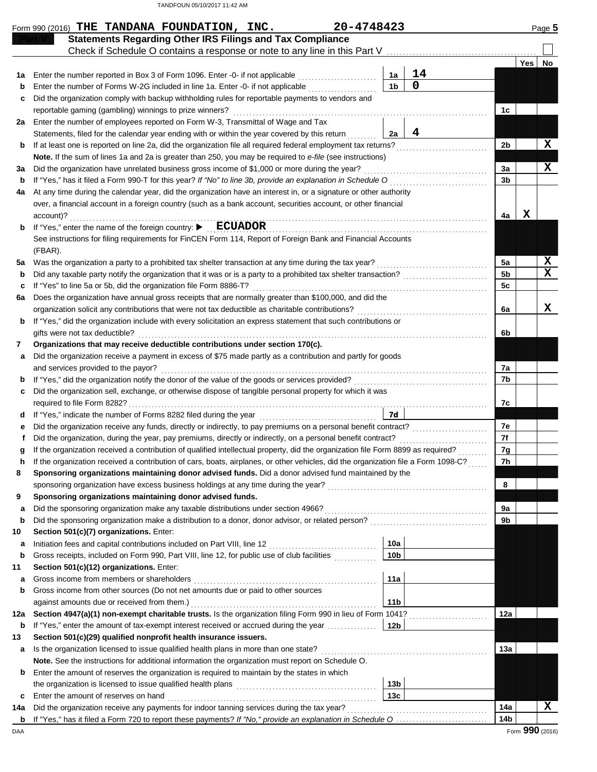Form 990 (2016) **THE TANDANA FOUNDATION, INC.** **20-4748423** Page **5**

## Part V — Statements Regarding Other IRS Filings and Tax Compliance

Check if Schedule O contains a response or note to any line in this Part V ☐

| | | | | | Yes | No |
|---|---|---|---|---|---|---|
| **1a** | Enter the number reported in Box 3 of Form 1096. Enter -0- if not applicable | 1a | 14 | | | |
| **b** | Enter the number of Forms W-2G included in line 1a. Enter -0- if not applicable | 1b | 0 | | | |
| **c** | Did the organization comply with backup withholding rules for reportable payments to vendors and reportable gaming (gambling) winnings to prize winners? | | | 1c | | |
| **2a** | Enter the number of employees reported on Form W-3, Transmittal of Wage and Tax Statements, filed for the calendar year ending with or within the year covered by this return | 2a | 4 | | | |
| **b** | If at least one is reported on line 2a, did the organization file all required federal employment tax returns? | | | 2b | | X |
| | **Note.** If the sum of lines 1a and 2a is greater than 250, you may be required to *e-file* (see instructions) | | | | | |
| **3a** | Did the organization have unrelated business gross income of $1,000 or more during the year? | | | 3a | | X |
| **b** | If "Yes," has it filed a Form 990-T for this year? *If "No" to line 3b, provide an explanation in Schedule O* | | | 3b | | |
| **4a** | At any time during the calendar year, did the organization have an interest in, or a signature or other authority over, a financial account in a foreign country (such as a bank account, securities account, or other financial account)? | | | 4a | X | |
| **b** | If "Yes," enter the name of the foreign country: ▶ **ECUADOR** | | | | | |
| | See instructions for filing requirements for FinCEN Form 114, Report of Foreign Bank and Financial Accounts (FBAR). | | | | | |
| **5a** | Was the organization a party to a prohibited tax shelter transaction at any time during the tax year? | | | 5a | | X |
| **b** | Did any taxable party notify the organization that it was or is a party to a prohibited tax shelter transaction? | | | 5b | | X |
| **c** | If "Yes" to line 5a or 5b, did the organization file Form 8886-T? | | | 5c | | |
| **6a** | Does the organization have annual gross receipts that are normally greater than $100,000, and did the organization solicit any contributions that were not tax deductible as charitable contributions? | | | 6a | | X |
| **b** | If "Yes," did the organization include with every solicitation an express statement that such contributions or gifts were not tax deductible? | | | 6b | | |
| **7** | **Organizations that may receive deductible contributions under section 170(c).** | | | | | |
| **a** | Did the organization receive a payment in excess of $75 made partly as a contribution and partly for goods and services provided to the payor? | | | 7a | | |
| **b** | If "Yes," did the organization notify the donor of the value of the goods or services provided? | | | 7b | | |
| **c** | Did the organization sell, exchange, or otherwise dispose of tangible personal property for which it was required to file Form 8282? | | | 7c | | |
| **d** | If "Yes," indicate the number of Forms 8282 filed during the year | 7d | | | | |
| **e** | Did the organization receive any funds, directly or indirectly, to pay premiums on a personal benefit contract? | | | 7e | | |
| **f** | Did the organization, during the year, pay premiums, directly or indirectly, on a personal benefit contract? | | | 7f | | |
| **g** | If the organization received a contribution of qualified intellectual property, did the organization file Form 8899 as required? | | | 7g | | |
| **h** | If the organization received a contribution of cars, boats, airplanes, or other vehicles, did the organization file a Form 1098-C? | | | 7h | | |
| **8** | **Sponsoring organizations maintaining donor advised funds.** Did a donor advised fund maintained by the sponsoring organization have excess business holdings at any time during the year? | | | 8 | | |
| **9** | **Sponsoring organizations maintaining donor advised funds.** | | | | | |
| **a** | Did the sponsoring organization make any taxable distributions under section 4966? | | | 9a | | |
| **b** | Did the sponsoring organization make a distribution to a donor, donor advisor, or related person? | | | 9b | | |
| **10** | **Section 501(c)(7) organizations.** Enter: | | | | | |
| **a** | Initiation fees and capital contributions included on Part VIII, line 12 | 10a | | | | |
| **b** | Gross receipts, included on Form 990, Part VIII, line 12, for public use of club facilities | 10b | | | | |
| **11** | **Section 501(c)(12) organizations.** Enter: | | | | | |
| **a** | Gross income from members or shareholders | 11a | | | | |
| **b** | Gross income from other sources (Do not net amounts due or paid to other sources against amounts due or received from them.) | 11b | | | | |
| **12a** | **Section 4947(a)(1) non-exempt charitable trusts.** Is the organization filing Form 990 in lieu of Form 1041? | | | 12a | | |
| **b** | If "Yes," enter the amount of tax-exempt interest received or accrued during the year | 12b | | | | |
| **13** | **Section 501(c)(29) qualified nonprofit health insurance issuers.** | | | | | |
| **a** | Is the organization licensed to issue qualified health plans in more than one state? | | | 13a | | |
| | **Note.** See the instructions for additional information the organization must report on Schedule O. | | | | | |
| **b** | Enter the amount of reserves the organization is required to maintain by the states in which the organization is licensed to issue qualified health plans | 13b | | | | |
| **c** | Enter the amount of reserves on hand | 13c | | | | |
| **14a** | Did the organization receive any payments for indoor tanning services during the tax year? | | | 14a | | X |
| **b** | If "Yes," has it filed a Form 720 to report these payments? *If "No," provide an explanation in Schedule O* | | | 14b | | |

Form **990** (2016)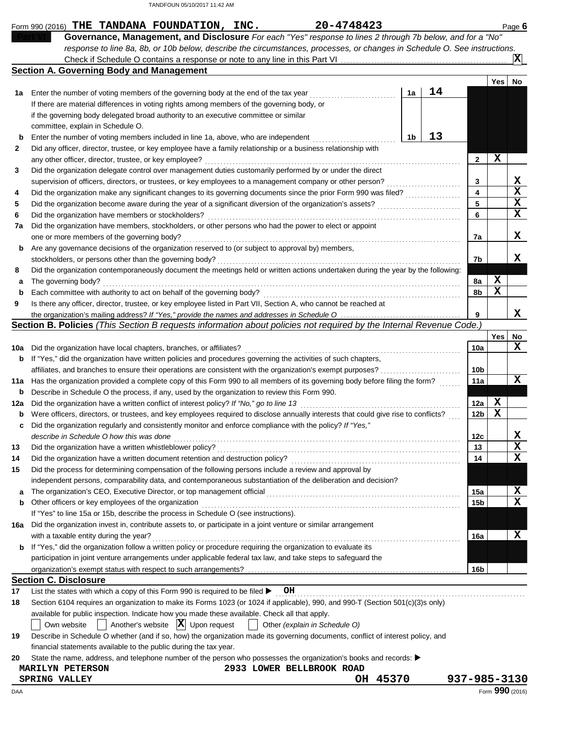Form 990 (2016) **THE TANDANA FOUNDATION, INC.** **20-4748423** Page **6**

## Part VI Governance, Management, and Disclosure

*For each "Yes" response to lines 2 through 7b below, and for a "No" response to line 8a, 8b, or 10b below, describe the circumstances, processes, or changes in Schedule O. See instructions.*

Check if Schedule O contains a response or note to any line in this Part VI ..... **X**

### Section A. Governing Body and Management

| | | | | Yes | No |
|---|---|---|---|---|---|
| 1a | Enter the number of voting members of the governing body at the end of the tax year. If there are material differences in voting rights among members of the governing body, or if the governing body delegated broad authority to an executive committee or similar committee, explain in Schedule O. | 1a: 14 | | | |
| b | Enter the number of voting members included in line 1a, above, who are independent | 1b: 13 | | | |
| 2 | Did any officer, director, trustee, or key employee have a family relationship or a business relationship with any other officer, director, trustee, or key employee? | | 2 | X | |
| 3 | Did the organization delegate control over management duties customarily performed by or under the direct supervision of officers, directors, or trustees, or key employees to a management company or other person? | | 3 | | X |
| 4 | Did the organization make any significant changes to its governing documents since the prior Form 990 was filed? | | 4 | | X |
| 5 | Did the organization become aware during the year of a significant diversion of the organization's assets? | | 5 | | X |
| 6 | Did the organization have members or stockholders? | | 6 | | X |
| 7a | Did the organization have members, stockholders, or other persons who had the power to elect or appoint one or more members of the governing body? | | 7a | | X |
| b | Are any governance decisions of the organization reserved to (or subject to approval by) members, stockholders, or persons other than the governing body? | | 7b | | X |
| 8 | Did the organization contemporaneously document the meetings held or written actions undertaken during the year by the following: | | | | |
| a | The governing body? | | 8a | X | |
| b | Each committee with authority to act on behalf of the governing body? | | 8b | X | |
| 9 | Is there any officer, director, trustee, or key employee listed in Part VII, Section A, who cannot be reached at the organization's mailing address? *If "Yes," provide the names and addresses in Schedule O* | | 9 | | X |

### Section B. Policies *(This Section B requests information about policies not required by the Internal Revenue Code.)*

| | | | Yes | No |
|---|---|---|---|---|
| 10a | Did the organization have local chapters, branches, or affiliates? | 10a | | X |
| b | If "Yes," did the organization have written policies and procedures governing the activities of such chapters, affiliates, and branches to ensure their operations are consistent with the organization's exempt purposes? | 10b | | |
| 11a | Has the organization provided a complete copy of this Form 990 to all members of its governing body before filing the form? | 11a | | X |
| b | Describe in Schedule O the process, if any, used by the organization to review this Form 990. | | | |
| 12a | Did the organization have a written conflict of interest policy? *If "No," go to line 13* | 12a | X | |
| b | Were officers, directors, or trustees, and key employees required to disclose annually interests that could give rise to conflicts? | 12b | X | |
| c | Did the organization regularly and consistently monitor and enforce compliance with the policy? *If "Yes," describe in Schedule O how this was done* | 12c | | X |
| 13 | Did the organization have a written whistleblower policy? | 13 | | X |
| 14 | Did the organization have a written document retention and destruction policy? | 14 | | X |
| 15 | Did the process for determining compensation of the following persons include a review and approval by independent persons, comparability data, and contemporaneous substantiation of the deliberation and decision? | | | |
| a | The organization's CEO, Executive Director, or top management official | 15a | | X |
| b | Other officers or key employees of the organization | 15b | | X |
| | If "Yes" to line 15a or 15b, describe the process in Schedule O (see instructions). | | | |
| 16a | Did the organization invest in, contribute assets to, or participate in a joint venture or similar arrangement with a taxable entity during the year? | 16a | | X |
| b | If "Yes," did the organization follow a written policy or procedure requiring the organization to evaluate its participation in joint venture arrangements under applicable federal tax law, and take steps to safeguard the organization's exempt status with respect to such arrangements? | 16b | | |

### Section C. Disclosure

17 List the states with which a copy of this Form 990 is required to be filed ▶ **OH**

18 Section 6104 requires an organization to make its Forms 1023 (or 1024 if applicable), 990, and 990-T (Section 501(c)(3)s only) available for public inspection. Indicate how you made these available. Check all that apply.

☐ Own website ☐ Another's website ☒ Upon request ☐ Other *(explain in Schedule O)*

19 Describe in Schedule O whether (and if so, how) the organization made its governing documents, conflict of interest policy, and financial statements available to the public during the tax year.

20 State the name, address, and telephone number of the person who possesses the organization's books and records: ▶

**MARILYN PETERSON** **2933 LOWER BELLBROOK ROAD**
**SPRING VALLEY** **OH 45370** **937-985-3130**

Form **990** (2016)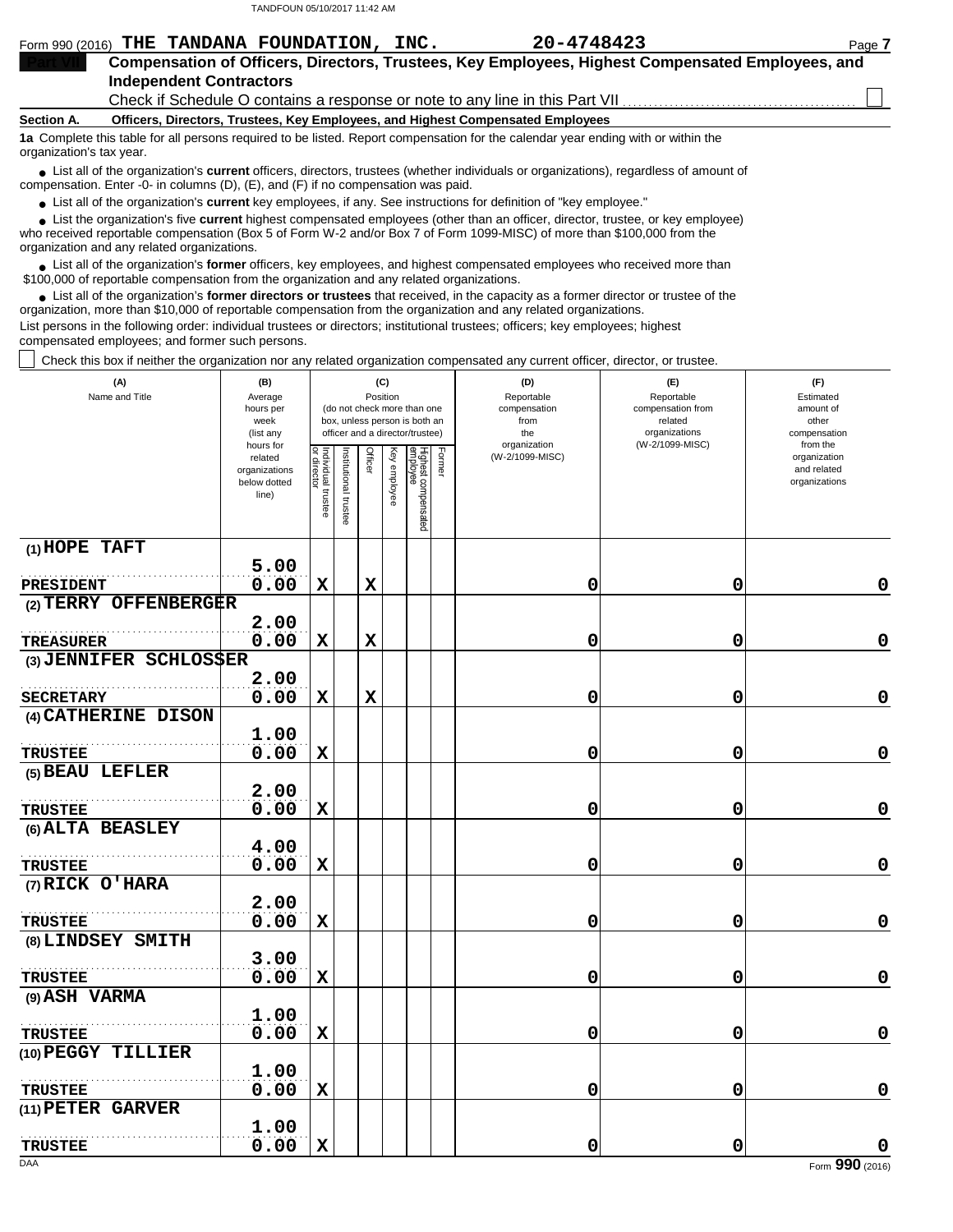Form 990 (2016) **THE TANDANA FOUNDATION, INC.** **20-4748423**

## Part VII Compensation of Officers, Directors, Trustees, Key Employees, Highest Compensated Employees, and Independent Contractors

Check if Schedule O contains a response or note to any line in this Part VII ☐

**Section A. Officers, Directors, Trustees, Key Employees, and Highest Compensated Employees**

**1a** Complete this table for all persons required to be listed. Report compensation for the calendar year ending with or within the organization's tax year.

- List all of the organization's **current** officers, directors, trustees (whether individuals or organizations), regardless of amount of compensation. Enter -0- in columns (D), (E), and (F) if no compensation was paid.
- List all of the organization's **current** key employees, if any. See instructions for definition of "key employee."
- List the organization's five **current** highest compensated employees (other than an officer, director, trustee, or key employee) who received reportable compensation (Box 5 of Form W-2 and/or Box 7 of Form 1099-MISC) of more than $100,000 from the organization and any related organizations.
- List all of the organization's **former** officers, key employees, and highest compensated employees who received more than $100,000 of reportable compensation from the organization and any related organizations.
- List all of the organization's **former directors or trustees** that received, in the capacity as a former director or trustee of the organization, more than $10,000 of reportable compensation from the organization and any related organizations.

List persons in the following order: individual trustees or directors; institutional trustees; officers; key employees; highest compensated employees; and former such persons.

☐ Check this box if neither the organization nor any related organization compensated any current officer, director, or trustee.

| (A) Name and Title | (B) Average hours per week (list any hours for related organizations below dotted line) | (C) Position (do not check more than one box, unless person is both an officer and a director/trustee) | | | | | | (D) Reportable compensation from the organization (W-2/1099-MISC) | (E) Reportable compensation from related organizations (W-2/1099-MISC) | (F) Estimated amount of other compensation from the organization and related organizations |
|---|---|---|---|---|---|---|---|---|---|---|
| | | Individual trustee or director | Institutional trustee | Officer | Key employee | Highest compensated employee | Former | | | |
| (1) HOPE TAFT<br>PRESIDENT | 5.00<br>0.00 | X | | X | | | | 0 | 0 | 0 |
| (2) TERRY OFFENBERGER<br>TREASURER | 2.00<br>0.00 | X | | X | | | | 0 | 0 | 0 |
| (3) JENNIFER SCHLOSSER<br>SECRETARY | 2.00<br>0.00 | X | | X | | | | 0 | 0 | 0 |
| (4) CATHERINE DISON<br>TRUSTEE | 1.00<br>0.00 | X | | | | | | 0 | 0 | 0 |
| (5) BEAU LEFLER<br>TRUSTEE | 2.00<br>0.00 | X | | | | | | 0 | 0 | 0 |
| (6) ALTA BEASLEY<br>TRUSTEE | 4.00<br>0.00 | X | | | | | | 0 | 0 | 0 |
| (7) RICK O'HARA<br>TRUSTEE | 2.00<br>0.00 | X | | | | | | 0 | 0 | 0 |
| (8) LINDSEY SMITH<br>TRUSTEE | 3.00<br>0.00 | X | | | | | | 0 | 0 | 0 |
| (9) ASH VARMA<br>TRUSTEE | 1.00<br>0.00 | X | | | | | | 0 | 0 | 0 |
| (10) PEGGY TILLIER<br>TRUSTEE | 1.00<br>0.00 | X | | | | | | 0 | 0 | 0 |
| (11) PETER GARVER<br>TRUSTEE | 1.00<br>0.00 | X | | | | | | 0 | 0 | 0 |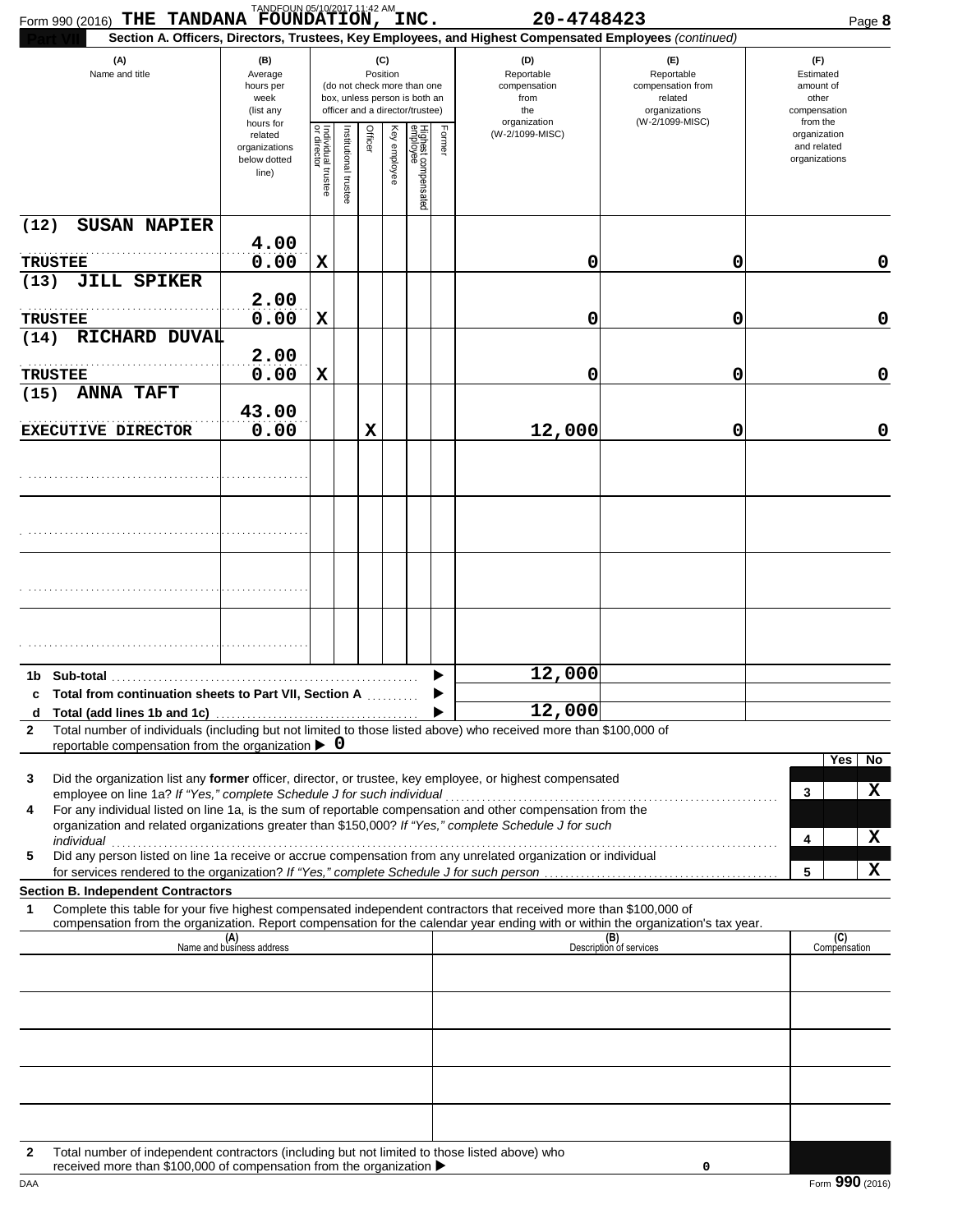Form 990 (2016) **THE TANDANA FOUNDATION, INC.** **20-4748423** Page **8**

**Part VII** **Section A. Officers, Directors, Trustees, Key Employees, and Highest Compensated Employees** *(continued)*

| (A) Name and title | (B) Average hours per week (list any hours for related organizations below dotted line) | (C) Position: Individual trustee or director | Institutional trustee | Officer | Key employee | Highest compensated employee | Former | (D) Reportable compensation from the organization (W-2/1099-MISC) | (E) Reportable compensation from related organizations (W-2/1099-MISC) | (F) Estimated amount of other compensation from the organization and related organizations |
|---|---|---|---|---|---|---|---|---|---|---|
| (12) SUSAN NAPIER<br>TRUSTEE | 4.00<br>0.00 | X | | | | | | 0 | 0 | 0 |
| (13) JILL SPIKER<br>TRUSTEE | 2.00<br>0.00 | X | | | | | | 0 | 0 | 0 |
| (14) RICHARD DUVAL<br>TRUSTEE | 2.00<br>0.00 | X | | | | | | 0 | 0 | 0 |
| (15) ANNA TAFT<br>EXECUTIVE DIRECTOR | 43.00<br>0.00 | | | X | | | | 12,000 | 0 | 0 |
| | | | | | | | | | | |
| | | | | | | | | | | |
| | | | | | | | | | | |
| | | | | | | | | | | |

| | | (D) | (E) | (F) |
|---|---|---|---|---|
| 1b | Sub-total | 12,000 | | |
| c | Total from continuation sheets to Part VII, Section A | | | |
| d | Total (add lines 1b and 1c) | 12,000 | | |

**2** Total number of individuals (including but not limited to those listed above) who received more than $100,000 of reportable compensation from the organization ▶ 0

| | | | Yes | No |
|---|---|---|---|---|
| 3 | Did the organization list any **former** officer, director, or trustee, key employee, or highest compensated employee on line 1a? *If "Yes," complete Schedule J for such individual* | 3 | | X |
| 4 | For any individual listed on line 1a, is the sum of reportable compensation and other compensation from the organization and related organizations greater than $150,000? *If "Yes," complete Schedule J for such individual* | 4 | | X |
| 5 | Did any person listed on line 1a receive or accrue compensation from any unrelated organization or individual for services rendered to the organization? *If "Yes," complete Schedule J for such person* | 5 | | X |

**Section B. Independent Contractors**

**1** Complete this table for your five highest compensated independent contractors that received more than $100,000 of compensation from the organization. Report compensation for the calendar year ending with or within the organization's tax year.

| (A) Name and business address | (B) Description of services | (C) Compensation |
|---|---|---|
| | | |
| | | |
| | | |
| | | |
| | | |

**2** Total number of independent contractors (including but not limited to those listed above) who received more than $100,000 of compensation from the organization ▶ 0

DAA Form **990** (2016)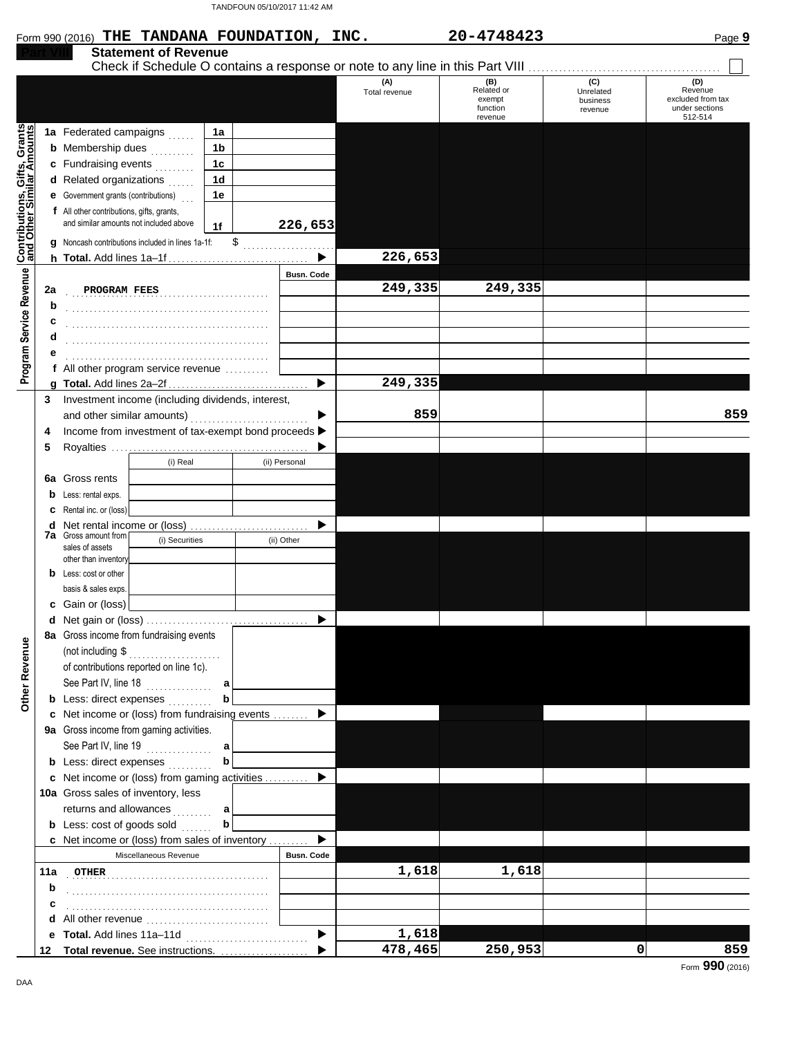Form 990 (2016) **THE TANDANA FOUNDATION, INC.** **20-4748423** Page **9**

## Part VIII Statement of Revenue

Check if Schedule O contains a response or note to any line in this Part VIII ☐

| | | | | (A) Total revenue | (B) Related or exempt function revenue | (C) Unrelated business revenue | (D) Revenue excluded from tax under sections 512-514 |
|---|---|---|---|---|---|---|---|
| **Contributions, Gifts, Grants and Other Similar Amounts** | **1a** Federated campaigns | 1a | | | | | |
| | **b** Membership dues | 1b | | | | | |
| | **c** Fundraising events | 1c | | | | | |
| | **d** Related organizations | 1d | | | | | |
| | **e** Government grants (contributions) | 1e | | | | | |
| | **f** All other contributions, gifts, grants, and similar amounts not included above | 1f | 226,653 | | | | |
| | **g** Noncash contributions included in lines 1a-1f: $ | | | | | | |
| | **h Total.** Add lines 1a–1f | | ▶ | 226,653 | | | |
| **Program Service Revenue** | | | Busn. Code | | | | |
| | **2a** PROGRAM FEES | | | 249,335 | 249,335 | | |
| | **b** | | | | | | |
| | **c** | | | | | | |
| | **d** | | | | | | |
| | **e** | | | | | | |
| | **f** All other program service revenue | | | | | | |
| | **g Total.** Add lines 2a–2f | | ▶ | 249,335 | | | |
| **Other Revenue** | **3** Investment income (including dividends, interest, and other similar amounts) | | ▶ | 859 | | | 859 |
| | **4** Income from investment of tax-exempt bond proceeds | | ▶ | | | | |
| | **5** Royalties | | ▶ | | | | |
| | | (i) Real | (ii) Personal | | | | |
| | **6a** Gross rents | | | | | | |
| | **b** Less: rental exps. | | | | | | |
| | **c** Rental inc. or (loss) | | | | | | |
| | **d** Net rental income or (loss) | | ▶ | | | | |
| | **7a** Gross amount from sales of assets other than inventory | (i) Securities | (ii) Other | | | | |
| | **b** Less: cost or other basis & sales exps. | | | | | | |
| | **c** Gain or (loss) | | | | | | |
| | **d** Net gain or (loss) | | ▶ | | | | |
| | **8a** Gross income from fundraising events (not including $ of contributions reported on line 1c). See Part IV, line 18 | a | | | | | |
| | **b** Less: direct expenses | b | | | | | |
| | **c** Net income or (loss) from fundraising events | | ▶ | | | | |
| | **9a** Gross income from gaming activities. See Part IV, line 19 | a | | | | | |
| | **b** Less: direct expenses | b | | | | | |
| | **c** Net income or (loss) from gaming activities | | ▶ | | | | |
| | **10a** Gross sales of inventory, less returns and allowances | a | | | | | |
| | **b** Less: cost of goods sold | b | | | | | |
| | **c** Net income or (loss) from sales of inventory | | ▶ | | | | |
| | Miscellaneous Revenue | | Busn. Code | | | | |
| | **11a** OTHER | | | 1,618 | 1,618 | | |
| | **b** | | | | | | |
| | **c** | | | | | | |
| | **d** All other revenue | | | | | | |
| | **e Total.** Add lines 11a–11d | | ▶ | 1,618 | | | |
| | **12 Total revenue.** See instructions. | | ▶ | 478,465 | 250,953 | 0 | 859 |

Form **990** (2016)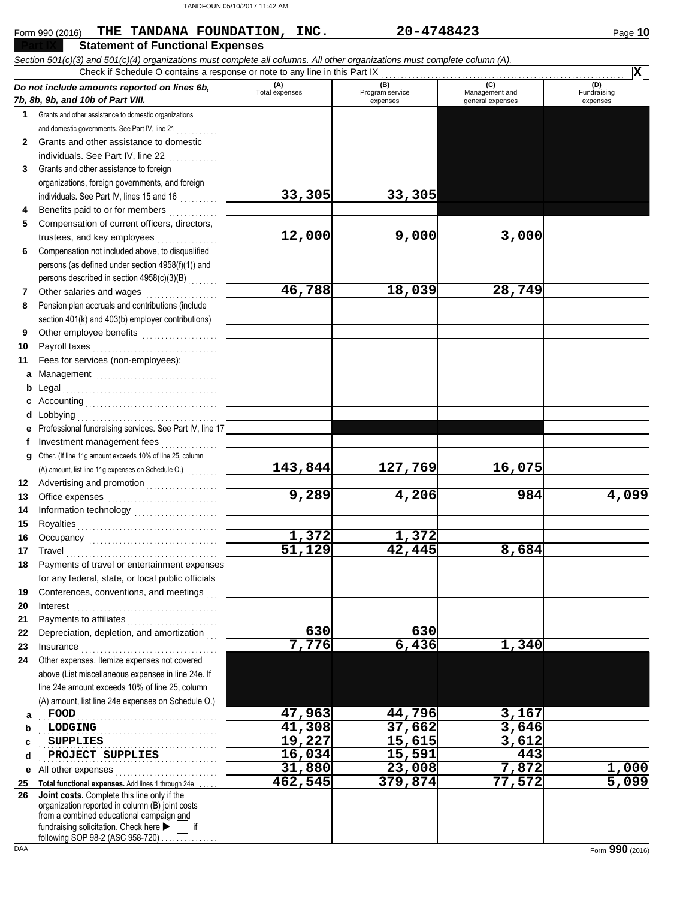Form 990 (2016) **THE TANDANA FOUNDATION, INC.** **20-4748423** Page **10**

## Part IX Statement of Functional Expenses

*Section 501(c)(3) and 501(c)(4) organizations must complete all columns. All other organizations must complete column (A).*

Check if Schedule O contains a response or note to any line in this Part IX ..... **X**

| *Do not include amounts reported on lines 6b, 7b, 8b, 9b, and 10b of Part VIII.* | (A) Total expenses | (B) Program service expenses | (C) Management and general expenses | (D) Fundraising expenses |
|---|---|---|---|---|
| **1** Grants and other assistance to domestic organizations and domestic governments. See Part IV, line 21 | | | | |
| **2** Grants and other assistance to domestic individuals. See Part IV, line 22 | | | | |
| **3** Grants and other assistance to foreign organizations, foreign governments, and foreign individuals. See Part IV, lines 15 and 16 | 33,305 | 33,305 | | |
| **4** Benefits paid to or for members | | | | |
| **5** Compensation of current officers, directors, trustees, and key employees | 12,000 | 9,000 | 3,000 | |
| **6** Compensation not included above, to disqualified persons (as defined under section 4958(f)(1)) and persons described in section 4958(c)(3)(B) | | | | |
| **7** Other salaries and wages | 46,788 | 18,039 | 28,749 | |
| **8** Pension plan accruals and contributions (include section 401(k) and 403(b) employer contributions) | | | | |
| **9** Other employee benefits | | | | |
| **10** Payroll taxes | | | | |
| **11** Fees for services (non-employees): | | | | |
| **a** Management | | | | |
| **b** Legal | | | | |
| **c** Accounting | | | | |
| **d** Lobbying | | | | |
| **e** Professional fundraising services. See Part IV, line 17 | | | | |
| **f** Investment management fees | | | | |
| **g** Other. (If line 11g amount exceeds 10% of line 25, column (A) amount, list line 11g expenses on Schedule O.) | 143,844 | 127,769 | 16,075 | |
| **12** Advertising and promotion | | | | |
| **13** Office expenses | 9,289 | 4,206 | 984 | 4,099 |
| **14** Information technology | | | | |
| **15** Royalties | | | | |
| **16** Occupancy | 1,372 | 1,372 | | |
| **17** Travel | 51,129 | 42,445 | 8,684 | |
| **18** Payments of travel or entertainment expenses for any federal, state, or local public officials | | | | |
| **19** Conferences, conventions, and meetings | | | | |
| **20** Interest | | | | |
| **21** Payments to affiliates | | | | |
| **22** Depreciation, depletion, and amortization | 630 | 630 | | |
| **23** Insurance | 7,776 | 6,436 | 1,340 | |
| **24** Other expenses. Itemize expenses not covered above (List miscellaneous expenses in line 24e. If line 24e amount exceeds 10% of line 25, column (A) amount, list line 24e expenses on Schedule O.) | | | | |
| **a** FOOD | 47,963 | 44,796 | 3,167 | |
| **b** LODGING | 41,308 | 37,662 | 3,646 | |
| **c** SUPPLIES | 19,227 | 15,615 | 3,612 | |
| **d** PROJECT SUPPLIES | 16,034 | 15,591 | 443 | |
| **e** All other expenses | 31,880 | 23,008 | 7,872 | 1,000 |
| **25** **Total functional expenses.** Add lines 1 through 24e | 462,545 | 379,874 | 77,572 | 5,099 |
| **26** **Joint costs.** Complete this line only if the organization reported in column (B) joint costs from a combined educational campaign and fundraising solicitation. Check here ▶ ☐ if following SOP 98-2 (ASC 958-720) | | | | |

Form **990** (2016)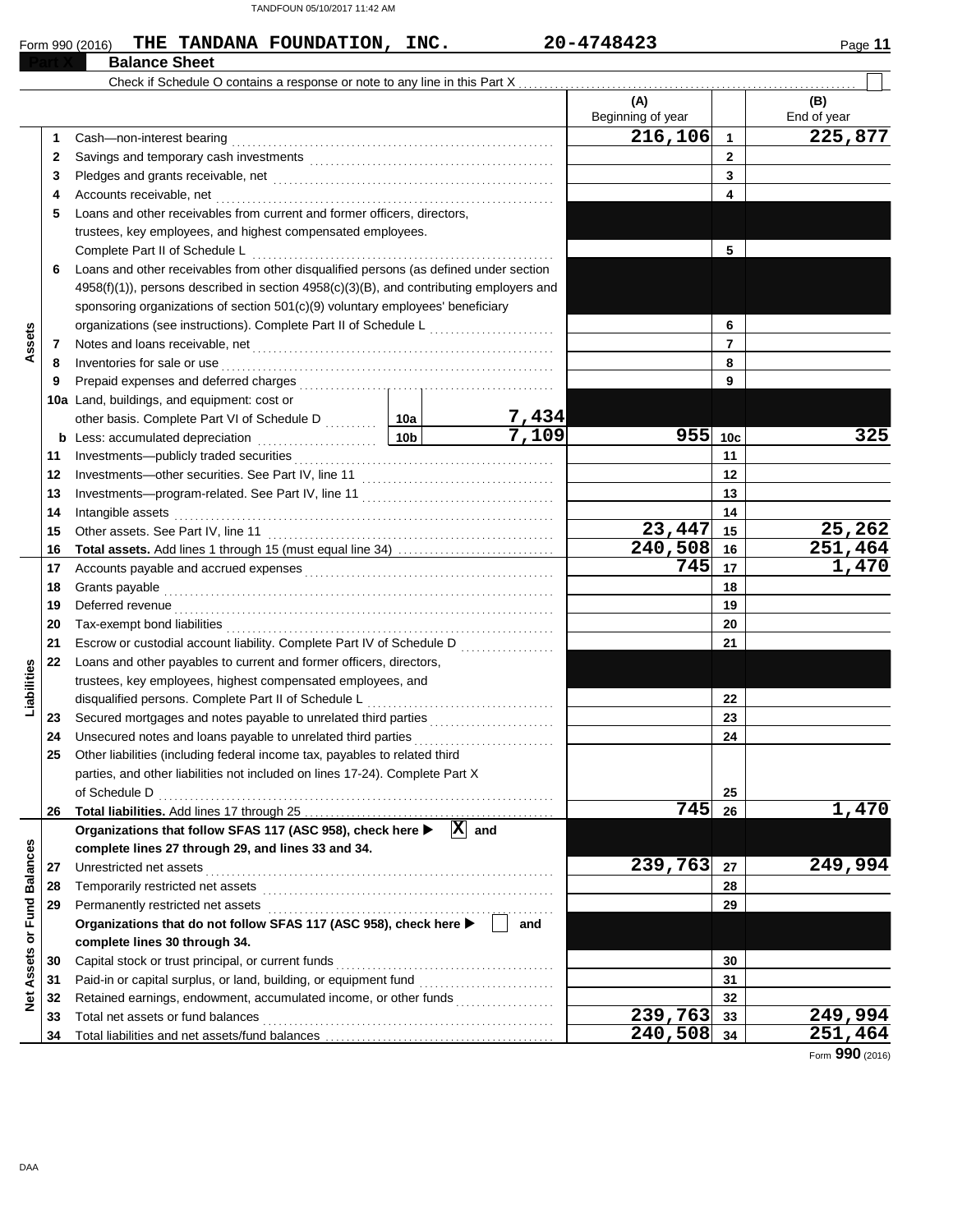Form 990 (2016) **THE TANDANA FOUNDATION, INC.** 20-4748423

**Part X Balance Sheet**

Check if Schedule O contains a response or note to any line in this Part X . . . ☐

| | | | | | (A) Beginning of year | | (B) End of year |
|---|---|---|---|---|---|---|---|
| **Assets** | 1 | Cash—non-interest bearing | | | 216,106 | 1 | 225,877 |
| | 2 | Savings and temporary cash investments | | | | 2 | |
| | 3 | Pledges and grants receivable, net | | | | 3 | |
| | 4 | Accounts receivable, net | | | | 4 | |
| | 5 | Loans and other receivables from current and former officers, directors, trustees, key employees, and highest compensated employees. Complete Part II of Schedule L | | | | 5 | |
| | 6 | Loans and other receivables from other disqualified persons (as defined under section 4958(f)(1)), persons described in section 4958(c)(3)(B), and contributing employers and sponsoring organizations of section 501(c)(9) voluntary employees' beneficiary organizations (see instructions). Complete Part II of Schedule L | | | | 6 | |
| | 7 | Notes and loans receivable, net | | | | 7 | |
| | 8 | Inventories for sale or use | | | | 8 | |
| | 9 | Prepaid expenses and deferred charges | | | | 9 | |
| | 10a | Land, buildings, and equipment: cost or other basis. Complete Part VI of Schedule D | 10a | 7,434 | | | |
| | b | Less: accumulated depreciation | 10b | 7,109 | 955 | 10c | 325 |
| | 11 | Investments—publicly traded securities | | | | 11 | |
| | 12 | Investments—other securities. See Part IV, line 11 | | | | 12 | |
| | 13 | Investments—program-related. See Part IV, line 11 | | | | 13 | |
| | 14 | Intangible assets | | | | 14 | |
| | 15 | Other assets. See Part IV, line 11 | | | 23,447 | 15 | 25,262 |
| | 16 | **Total assets.** Add lines 1 through 15 (must equal line 34) | | | 240,508 | 16 | 251,464 |
| **Liabilities** | 17 | Accounts payable and accrued expenses | | | 745 | 17 | 1,470 |
| | 18 | Grants payable | | | | 18 | |
| | 19 | Deferred revenue | | | | 19 | |
| | 20 | Tax-exempt bond liabilities | | | | 20 | |
| | 21 | Escrow or custodial account liability. Complete Part IV of Schedule D | | | | 21 | |
| | 22 | Loans and other payables to current and former officers, directors, trustees, key employees, highest compensated employees, and disqualified persons. Complete Part II of Schedule L | | | | 22 | |
| | 23 | Secured mortgages and notes payable to unrelated third parties | | | | 23 | |
| | 24 | Unsecured notes and loans payable to unrelated third parties | | | | 24 | |
| | 25 | Other liabilities (including federal income tax, payables to related third parties, and other liabilities not included on lines 17-24). Complete Part X of Schedule D | | | | 25 | |
| | 26 | **Total liabilities.** Add lines 17 through 25 | | | 745 | 26 | 1,470 |
| **Net Assets or Fund Balances** | | **Organizations that follow SFAS 117 (ASC 958), check here ▶ [X] and complete lines 27 through 29, and lines 33 and 34.** | | | | | |
| | 27 | Unrestricted net assets | | | 239,763 | 27 | 249,994 |
| | 28 | Temporarily restricted net assets | | | | 28 | |
| | 29 | Permanently restricted net assets | | | | 29 | |
| | | **Organizations that do not follow SFAS 117 (ASC 958), check here ▶ [ ] and complete lines 30 through 34.** | | | | | |
| | 30 | Capital stock or trust principal, or current funds | | | | 30 | |
| | 31 | Paid-in or capital surplus, or land, building, or equipment fund | | | | 31 | |
| | 32 | Retained earnings, endowment, accumulated income, or other funds | | | | 32 | |
| | 33 | Total net assets or fund balances | | | 239,763 | 33 | 249,994 |
| | 34 | Total liabilities and net assets/fund balances | | | 240,508 | 34 | 251,464 |

Form **990** (2016)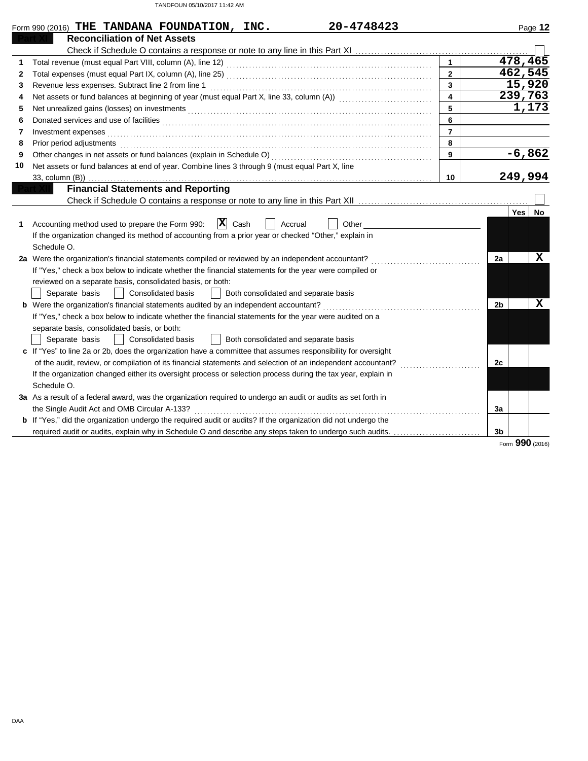Form 990 (2016) **THE TANDANA FOUNDATION, INC.** **20-4748423**

## Part XI Reconciliation of Net Assets

Check if Schedule O contains a response or note to any line in this Part XI ☐

| | | | |
|---|---|---|---|
| 1 | Total revenue (must equal Part VIII, column (A), line 12) | 1 | 478,465 |
| 2 | Total expenses (must equal Part IX, column (A), line 25) | 2 | 462,545 |
| 3 | Revenue less expenses. Subtract line 2 from line 1 | 3 | 15,920 |
| 4 | Net assets or fund balances at beginning of year (must equal Part X, line 33, column (A)) | 4 | 239,763 |
| 5 | Net unrealized gains (losses) on investments | 5 | 1,173 |
| 6 | Donated services and use of facilities | 6 | |
| 7 | Investment expenses | 7 | |
| 8 | Prior period adjustments | 8 | |
| 9 | Other changes in net assets or fund balances (explain in Schedule O) | 9 | -6,862 |
| 10 | Net assets or fund balances at end of year. Combine lines 3 through 9 (must equal Part X, line 33, column (B)) | 10 | 249,994 |

## Part XII Financial Statements and Reporting

Check if Schedule O contains a response or note to any line in this Part XII ☐

| | | | Yes | No |
|---|---|---|---|---|
| 1 | Accounting method used to prepare the Form 990: ☒ Cash ☐ Accrual ☐ Other<br>If the organization changed its method of accounting from a prior year or checked "Other," explain in Schedule O. | | | |
| 2a | Were the organization's financial statements compiled or reviewed by an independent accountant?<br>If "Yes," check a box below to indicate whether the financial statements for the year were compiled or reviewed on a separate basis, consolidated basis, or both:<br>☐ Separate basis ☐ Consolidated basis ☐ Both consolidated and separate basis | 2a | | X |
| b | Were the organization's financial statements audited by an independent accountant?<br>If "Yes," check a box below to indicate whether the financial statements for the year were audited on a separate basis, consolidated basis, or both:<br>☐ Separate basis ☐ Consolidated basis ☐ Both consolidated and separate basis | 2b | | X |
| c | If "Yes" to line 2a or 2b, does the organization have a committee that assumes responsibility for oversight of the audit, review, or compilation of its financial statements and selection of an independent accountant?<br>If the organization changed either its oversight process or selection process during the tax year, explain in Schedule O. | 2c | | |
| 3a | As a result of a federal award, was the organization required to undergo an audit or audits as set forth in the Single Audit Act and OMB Circular A-133? | 3a | | |
| b | If "Yes," did the organization undergo the required audit or audits? If the organization did not undergo the required audit or audits, explain why in Schedule O and describe any steps taken to undergo such audits. | 3b | | |

Form **990** (2016)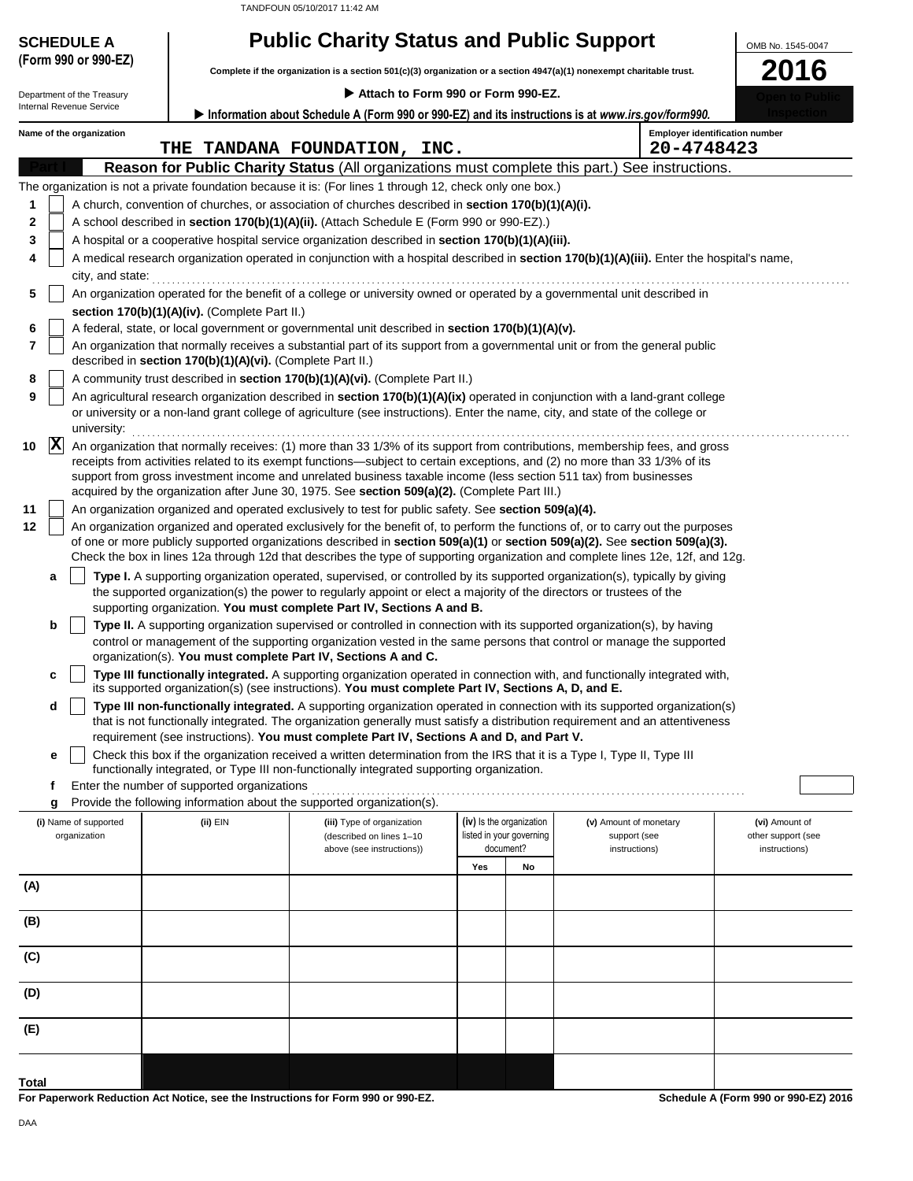# SCHEDULE A (Form 990 or 990-EZ)

Department of the Treasury
Internal Revenue Service

## Public Charity Status and Public Support

**Complete if the organization is a section 501(c)(3) organization or a section 4947(a)(1) nonexempt charitable trust.**

▶ **Attach to Form 990 or Form 990-EZ.**

▶ **Information about Schedule A (Form 990 or 990-EZ) and its instructions is at *www.irs.gov/form990.***

OMB No. 1545-0047

**2016**

Open to Public Inspection

Name of the organization: THE TANDANA FOUNDATION, INC.

Employer identification number: 20-4748423

### Part I — Reason for Public Charity Status (All organizations must complete this part.) See instructions.

The organization is not a private foundation because it is: (For lines 1 through 12, check only one box.)

1 [ ] A church, convention of churches, or association of churches described in **section 170(b)(1)(A)(i).**

2 [ ] A school described in **section 170(b)(1)(A)(ii).** (Attach Schedule E (Form 990 or 990-EZ).)

3 [ ] A hospital or a cooperative hospital service organization described in **section 170(b)(1)(A)(iii).**

4 [ ] A medical research organization operated in conjunction with a hospital described in **section 170(b)(1)(A)(iii).** Enter the hospital's name, city, and state:

5 [ ] An organization operated for the benefit of a college or university owned or operated by a governmental unit described in **section 170(b)(1)(A)(iv).** (Complete Part II.)

6 [ ] A federal, state, or local government or governmental unit described in **section 170(b)(1)(A)(v).**

7 [ ] An organization that normally receives a substantial part of its support from a governmental unit or from the general public described in **section 170(b)(1)(A)(vi).** (Complete Part II.)

8 [ ] A community trust described in **section 170(b)(1)(A)(vi).** (Complete Part II.)

9 [ ] An agricultural research organization described in **section 170(b)(1)(A)(ix)** operated in conjunction with a land-grant college or university or a non-land grant college of agriculture (see instructions). Enter the name, city, and state of the college or university:

10 [X] An organization that normally receives: (1) more than 33 1/3% of its support from contributions, membership fees, and gross receipts from activities related to its exempt functions—subject to certain exceptions, and (2) no more than 33 1/3% of its support from gross investment income and unrelated business taxable income (less section 511 tax) from businesses acquired by the organization after June 30, 1975. See **section 509(a)(2).** (Complete Part III.)

11 [ ] An organization organized and operated exclusively to test for public safety. See **section 509(a)(4).**

12 [ ] An organization organized and operated exclusively for the benefit of, to perform the functions of, or to carry out the purposes of one or more publicly supported organizations described in **section 509(a)(1)** or **section 509(a)(2).** See **section 509(a)(3).** Check the box in lines 12a through 12d that describes the type of supporting organization and complete lines 12e, 12f, and 12g.

a [ ] **Type I.** A supporting organization operated, supervised, or controlled by its supported organization(s), typically by giving the supported organization(s) the power to regularly appoint or elect a majority of the directors or trustees of the supporting organization. **You must complete Part IV, Sections A and B.**

b [ ] **Type II.** A supporting organization supervised or controlled in connection with its supported organization(s), by having control or management of the supporting organization vested in the same persons that control or manage the supported organization(s). **You must complete Part IV, Sections A and C.**

c [ ] **Type III functionally integrated.** A supporting organization operated in connection with, and functionally integrated with, its supported organization(s) (see instructions). **You must complete Part IV, Sections A, D, and E.**

d [ ] **Type III non-functionally integrated.** A supporting organization operated in connection with its supported organization(s) that is not functionally integrated. The organization generally must satisfy a distribution requirement and an attentiveness requirement (see instructions). **You must complete Part IV, Sections A and D, and Part V.**

e [ ] Check this box if the organization received a written determination from the IRS that it is a Type I, Type II, Type III functionally integrated, or Type III non-functionally integrated supporting organization.

f Enter the number of supported organizations

g Provide the following information about the supported organization(s).

| (i) Name of supported organization | (ii) EIN | (iii) Type of organization (described on lines 1–10 above (see instructions)) | (iv) Is the organization listed in your governing document? Yes | No | (v) Amount of monetary support (see instructions) | (vi) Amount of other support (see instructions) |
|---|---|---|---|---|---|---|
| (A) | | | | | | |
| (B) | | | | | | |
| (C) | | | | | | |
| (D) | | | | | | |
| (E) | | | | | | |
| Total | | | | | | |

**For Paperwork Reduction Act Notice, see the Instructions for Form 990 or 990-EZ.** **Schedule A (Form 990 or 990-EZ) 2016**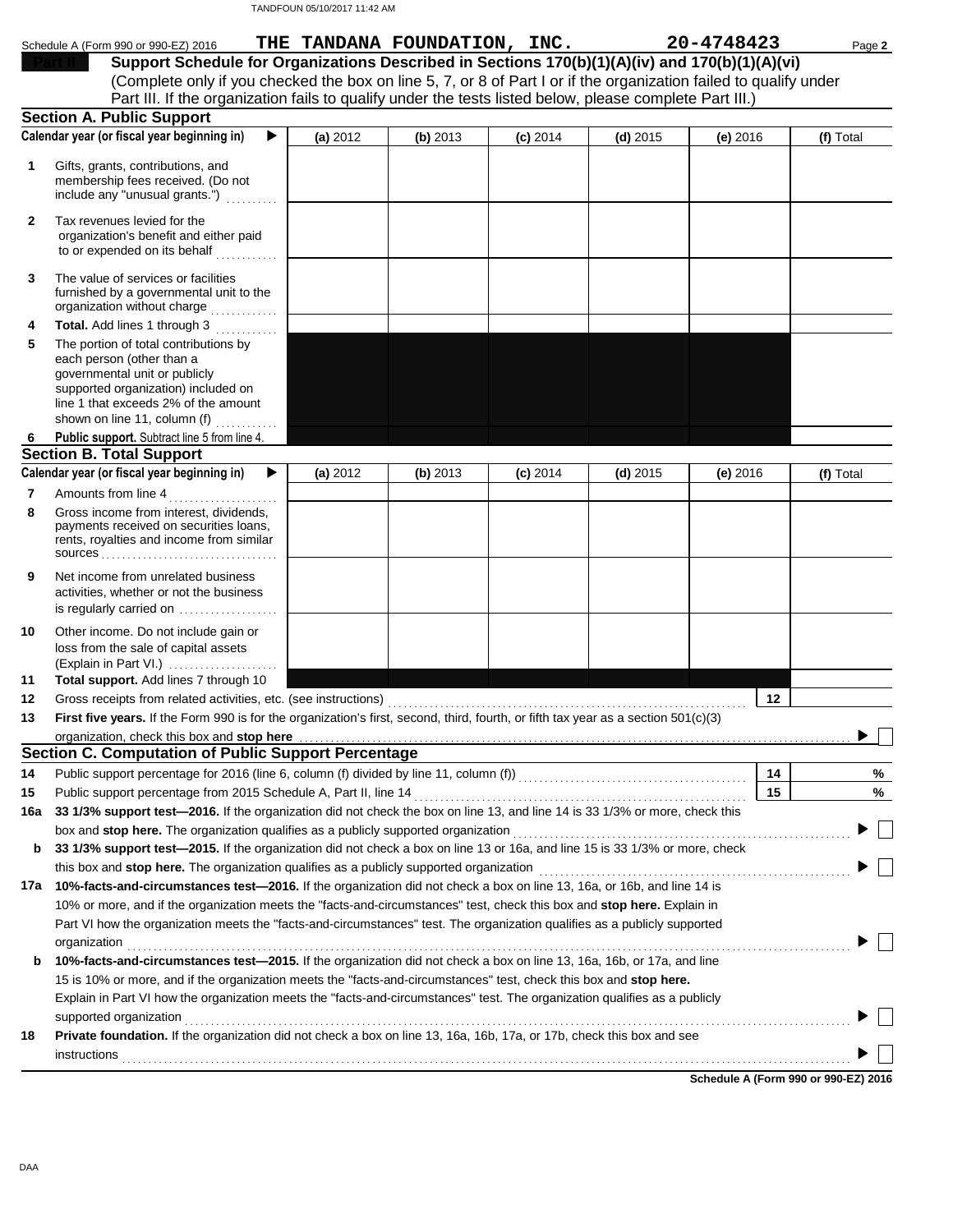Schedule A (Form 990 or 990-EZ) 2016 **THE TANDANA FOUNDATION, INC.** **20-4748423** Page **2**

## Part II Support Schedule for Organizations Described in Sections 170(b)(1)(A)(iv) and 170(b)(1)(A)(vi)

(Complete only if you checked the box on line 5, 7, or 8 of Part I or if the organization failed to qualify under Part III. If the organization fails to qualify under the tests listed below, please complete Part III.)

### Section A. Public Support

| Calendar year (or fiscal year beginning in) ▶ | (a) 2012 | (b) 2013 | (c) 2014 | (d) 2015 | (e) 2016 | (f) Total |
|---|---|---|---|---|---|---|
| **1** Gifts, grants, contributions, and membership fees received. (Do not include any "unusual grants.") | | | | | | |
| **2** Tax revenues levied for the organization's benefit and either paid to or expended on its behalf | | | | | | |
| **3** The value of services or facilities furnished by a governmental unit to the organization without charge | | | | | | |
| **4** **Total.** Add lines 1 through 3 | | | | | | |
| **5** The portion of total contributions by each person (other than a governmental unit or publicly supported organization) included on line 1 that exceeds 2% of the amount shown on line 11, column (f) | | | | | | |
| **6** **Public support.** Subtract line 5 from line 4. | | | | | | |

### Section B. Total Support

| Calendar year (or fiscal year beginning in) ▶ | (a) 2012 | (b) 2013 | (c) 2014 | (d) 2015 | (e) 2016 | (f) Total |
|---|---|---|---|---|---|---|
| **7** Amounts from line 4 | | | | | | |
| **8** Gross income from interest, dividends, payments received on securities loans, rents, royalties and income from similar sources | | | | | | |
| **9** Net income from unrelated business activities, whether or not the business is regularly carried on | | | | | | |
| **10** Other income. Do not include gain or loss from the sale of capital assets (Explain in Part VI.) | | | | | | |
| **11** **Total support.** Add lines 7 through 10 | | | | | | |

**12** Gross receipts from related activities, etc. (see instructions) **12**

**13** **First five years.** If the Form 990 is for the organization's first, second, third, fourth, or fifth tax year as a section 501(c)(3) organization, check this box and **stop here** ▶ ☐

### Section C. Computation of Public Support Percentage

**14** Public support percentage for 2016 (line 6, column (f) divided by line 11, column (f)) **14** %

**15** Public support percentage from 2015 Schedule A, Part II, line 14 **15** %

**16a** **33 1/3% support test—2016.** If the organization did not check the box on line 13, and line 14 is 33 1/3% or more, check this box and **stop here.** The organization qualifies as a publicly supported organization ▶ ☐

**b** **33 1/3% support test—2015.** If the organization did not check a box on line 13 or 16a, and line 15 is 33 1/3% or more, check this box and **stop here.** The organization qualifies as a publicly supported organization ▶ ☐

**17a** **10%-facts-and-circumstances test—2016.** If the organization did not check a box on line 13, 16a, or 16b, and line 14 is 10% or more, and if the organization meets the "facts-and-circumstances" test, check this box and **stop here.** Explain in Part VI how the organization meets the "facts-and-circumstances" test. The organization qualifies as a publicly supported organization ▶ ☐

**b** **10%-facts-and-circumstances test—2015.** If the organization did not check a box on line 13, 16a, 16b, or 17a, and line 15 is 10% or more, and if the organization meets the "facts-and-circumstances" test, check this box and **stop here.** Explain in Part VI how the organization meets the "facts-and-circumstances" test. The organization qualifies as a publicly supported organization ▶ ☐

**18** **Private foundation.** If the organization did not check a box on line 13, 16a, 16b, 17a, or 17b, check this box and see instructions ▶ ☐

**Schedule A (Form 990 or 990-EZ) 2016**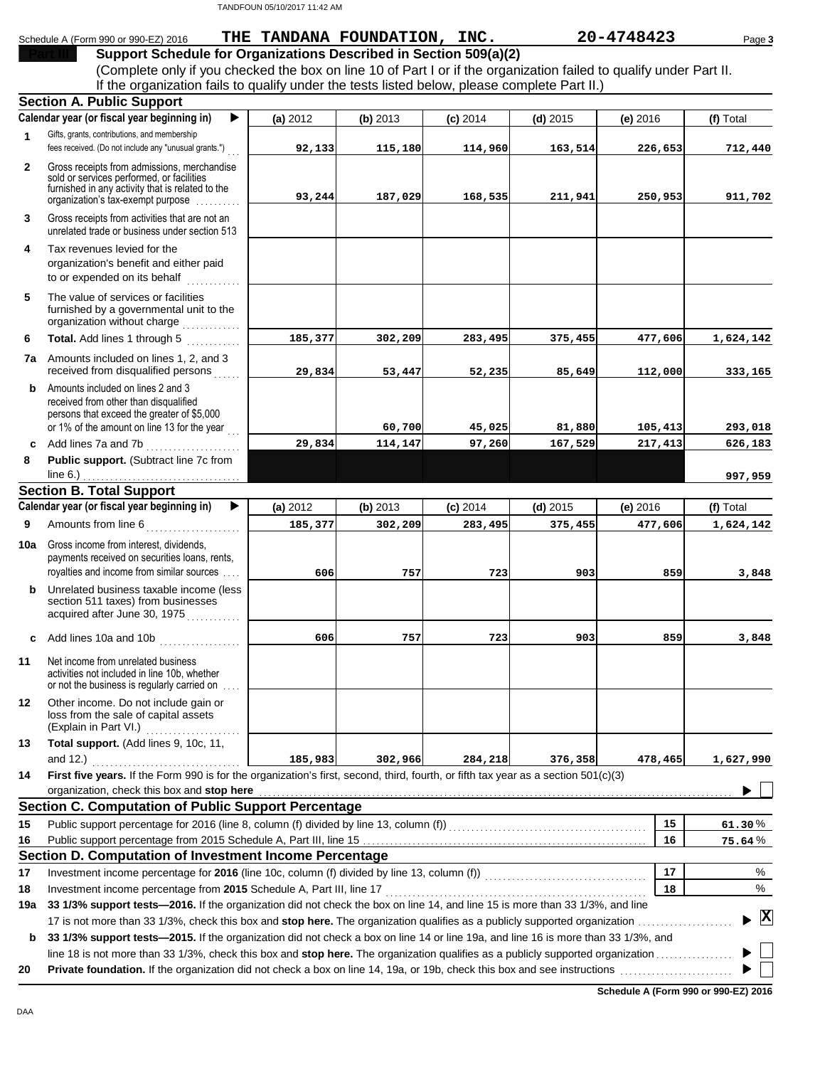Schedule A (Form 990 or 990-EZ) 2016 **THE TANDANA FOUNDATION, INC.** **20-4748423**

## Part III Support Schedule for Organizations Described in Section 509(a)(2)

(Complete only if you checked the box on line 10 of Part I or if the organization failed to qualify under Part II. If the organization fails to qualify under the tests listed below, please complete Part II.)

### Section A. Public Support

| | Calendar year (or fiscal year beginning in) | (a) 2012 | (b) 2013 | (c) 2014 | (d) 2015 | (e) 2016 | (f) Total |
|---|---|---|---|---|---|---|---|
| 1 | Gifts, grants, contributions, and membership fees received. (Do not include any "unusual grants.") | 92,133 | 115,180 | 114,960 | 163,514 | 226,653 | 712,440 |
| 2 | Gross receipts from admissions, merchandise sold or services performed, or facilities furnished in any activity that is related to the organization's tax-exempt purpose | 93,244 | 187,029 | 168,535 | 211,941 | 250,953 | 911,702 |
| 3 | Gross receipts from activities that are not an unrelated trade or business under section 513 | | | | | | |
| 4 | Tax revenues levied for the organization's benefit and either paid to or expended on its behalf | | | | | | |
| 5 | The value of services or facilities furnished by a governmental unit to the organization without charge | | | | | | |
| 6 | **Total.** Add lines 1 through 5 | 185,377 | 302,209 | 283,495 | 375,455 | 477,606 | 1,624,142 |
| 7a | Amounts included on lines 1, 2, and 3 received from disqualified persons | 29,834 | 53,447 | 52,235 | 85,649 | 112,000 | 333,165 |
| b | Amounts included on lines 2 and 3 received from other than disqualified persons that exceed the greater of $5,000 or 1% of the amount on line 13 for the year | | 60,700 | 45,025 | 81,880 | 105,413 | 293,018 |
| c | Add lines 7a and 7b | 29,834 | 114,147 | 97,260 | 167,529 | 217,413 | 626,183 |
| 8 | **Public support.** (Subtract line 7c from line 6.) | | | | | | 997,959 |

### Section B. Total Support

| | Calendar year (or fiscal year beginning in) | (a) 2012 | (b) 2013 | (c) 2014 | (d) 2015 | (e) 2016 | (f) Total |
|---|---|---|---|---|---|---|---|
| 9 | Amounts from line 6 | 185,377 | 302,209 | 283,495 | 375,455 | 477,606 | 1,624,142 |
| 10a | Gross income from interest, dividends, payments received on securities loans, rents, royalties and income from similar sources | 606 | 757 | 723 | 903 | 859 | 3,848 |
| b | Unrelated business taxable income (less section 511 taxes) from businesses acquired after June 30, 1975 | | | | | | |
| c | Add lines 10a and 10b | 606 | 757 | 723 | 903 | 859 | 3,848 |
| 11 | Net income from unrelated business activities not included in line 10b, whether or not the business is regularly carried on | | | | | | |
| 12 | Other income. Do not include gain or loss from the sale of capital assets (Explain in Part VI.) | | | | | | |
| 13 | **Total support.** (Add lines 9, 10c, 11, and 12.) | 185,983 | 302,966 | 284,218 | 376,358 | 478,465 | 1,627,990 |

**14** **First five years.** If the Form 990 is for the organization's first, second, third, fourth, or fifth tax year as a section 501(c)(3) organization, check this box and **stop here** ☐

### Section C. Computation of Public Support Percentage

| | | | |
|---|---|---|---|
| 15 | Public support percentage for 2016 (line 8, column (f) divided by line 13, column (f)) | 15 | 61.30 % |
| 16 | Public support percentage from 2015 Schedule A, Part III, line 15 | 16 | 75.64 % |

### Section D. Computation of Investment Income Percentage

| | | | |
|---|---|---|---|
| 17 | Investment income percentage for **2016** (line 10c, column (f) divided by line 13, column (f)) | 17 | % |
| 18 | Investment income percentage from **2015** Schedule A, Part III, line 17 | 18 | % |

**19a** **33 1/3% support tests—2016.** If the organization did not check the box on line 14, and line 15 is more than 33 1/3%, and line 17 is not more than 33 1/3%, check this box and **stop here.** The organization qualifies as a publicly supported organization ☒

**b** **33 1/3% support tests—2015.** If the organization did not check a box on line 14 or line 19a, and line 16 is more than 33 1/3%, and line 18 is not more than 33 1/3%, check this box and **stop here.** The organization qualifies as a publicly supported organization ☐

**20** **Private foundation.** If the organization did not check a box on line 14, 19a, or 19b, check this box and see instructions ☐

**Schedule A (Form 990 or 990-EZ) 2016**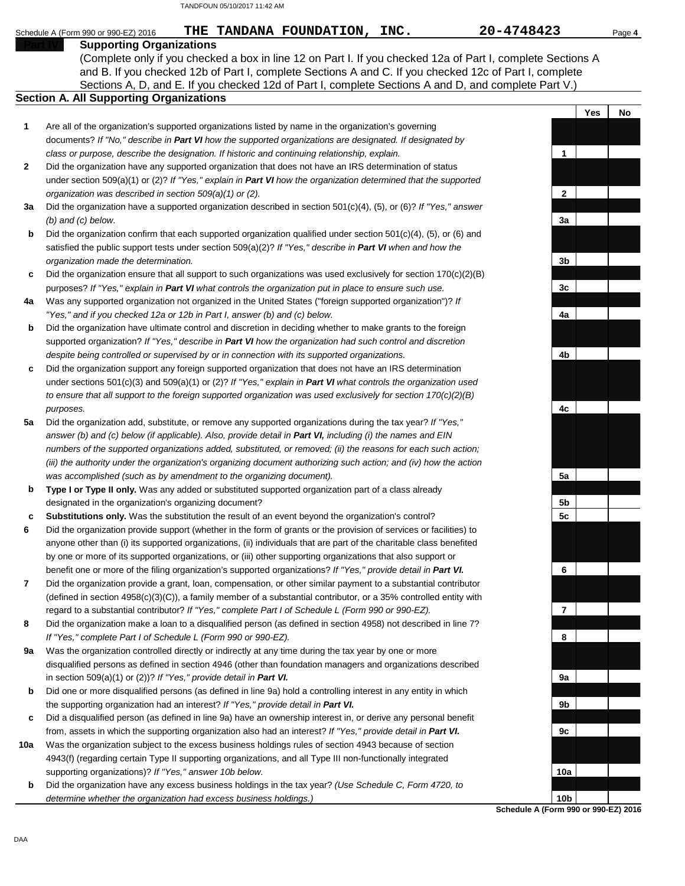Schedule A (Form 990 or 990-EZ) 2016 **THE TANDANA FOUNDATION, INC.** **20-4748423**

## Part IV Supporting Organizations

(Complete only if you checked a box in line 12 on Part I. If you checked 12a of Part I, complete Sections A and B. If you checked 12b of Part I, complete Sections A and C. If you checked 12c of Part I, complete Sections A, D, and E. If you checked 12d of Part I, complete Sections A and D, and complete Part V.)

### Section A. All Supporting Organizations

| | | Line | Yes | No |
|---|---|---|---|---|
| **1** | Are all of the organization's supported organizations listed by name in the organization's governing documents? *If "No," describe in **Part VI** how the supported organizations are designated. If designated by class or purpose, describe the designation. If historic and continuing relationship, explain.* | 1 | | |
| **2** | Did the organization have any supported organization that does not have an IRS determination of status under section 509(a)(1) or (2)? *If "Yes," explain in **Part VI** how the organization determined that the supported organization was described in section 509(a)(1) or (2).* | 2 | | |
| **3a** | Did the organization have a supported organization described in section 501(c)(4), (5), or (6)? *If "Yes," answer (b) and (c) below.* | 3a | | |
| **b** | Did the organization confirm that each supported organization qualified under section 501(c)(4), (5), or (6) and satisfied the public support tests under section 509(a)(2)? *If "Yes," describe in **Part VI** when and how the organization made the determination.* | 3b | | |
| **c** | Did the organization ensure that all support to such organizations was used exclusively for section 170(c)(2)(B) purposes? *If "Yes," explain in **Part VI** what controls the organization put in place to ensure such use.* | 3c | | |
| **4a** | Was any supported organization not organized in the United States ("foreign supported organization")? *If "Yes," and if you checked 12a or 12b in Part I, answer (b) and (c) below.* | 4a | | |
| **b** | Did the organization have ultimate control and discretion in deciding whether to make grants to the foreign supported organization? *If "Yes," describe in **Part VI** how the organization had such control and discretion despite being controlled or supervised by or in connection with its supported organizations.* | 4b | | |
| **c** | Did the organization support any foreign supported organization that does not have an IRS determination under sections 501(c)(3) and 509(a)(1) or (2)? *If "Yes," explain in **Part VI** what controls the organization used to ensure that all support to the foreign supported organization was used exclusively for section 170(c)(2)(B) purposes.* | 4c | | |
| **5a** | Did the organization add, substitute, or remove any supported organizations during the tax year? *If "Yes," answer (b) and (c) below (if applicable). Also, provide detail in **Part VI,** including (i) the names and EIN numbers of the supported organizations added, substituted, or removed; (ii) the reasons for each such action; (iii) the authority under the organization's organizing document authorizing such action; and (iv) how the action was accomplished (such as by amendment to the organizing document).* | 5a | | |
| **b** | **Type I or Type II only.** Was any added or substituted supported organization part of a class already designated in the organization's organizing document? | 5b | | |
| **c** | **Substitutions only.** Was the substitution the result of an event beyond the organization's control? | 5c | | |
| **6** | Did the organization provide support (whether in the form of grants or the provision of services or facilities) to anyone other than (i) its supported organizations, (ii) individuals that are part of the charitable class benefited by one or more of its supported organizations, or (iii) other supporting organizations that also support or benefit one or more of the filing organization's supported organizations? *If "Yes," provide detail in **Part VI.*** | 6 | | |
| **7** | Did the organization provide a grant, loan, compensation, or other similar payment to a substantial contributor (defined in section 4958(c)(3)(C)), a family member of a substantial contributor, or a 35% controlled entity with regard to a substantial contributor? *If "Yes," complete Part I of Schedule L (Form 990 or 990-EZ).* | 7 | | |
| **8** | Did the organization make a loan to a disqualified person (as defined in section 4958) not described in line 7? *If "Yes," complete Part I of Schedule L (Form 990 or 990-EZ).* | 8 | | |
| **9a** | Was the organization controlled directly or indirectly at any time during the tax year by one or more disqualified persons as defined in section 4946 (other than foundation managers and organizations described in section 509(a)(1) or (2))? *If "Yes," provide detail in **Part VI.*** | 9a | | |
| **b** | Did one or more disqualified persons (as defined in line 9a) hold a controlling interest in any entity in which the supporting organization had an interest? *If "Yes," provide detail in **Part VI.*** | 9b | | |
| **c** | Did a disqualified person (as defined in line 9a) have an ownership interest in, or derive any personal benefit from, assets in which the supporting organization also had an interest? *If "Yes," provide detail in **Part VI.*** | 9c | | |
| **10a** | Was the organization subject to the excess business holdings rules of section 4943 because of section 4943(f) (regarding certain Type II supporting organizations, and all Type III non-functionally integrated supporting organizations)? *If "Yes," answer 10b below.* | 10a | | |
| **b** | Did the organization have any excess business holdings in the tax year? *(Use Schedule C, Form 4720, to determine whether the organization had excess business holdings.)* | 10b | | |

**Schedule A (Form 990 or 990-EZ) 2016**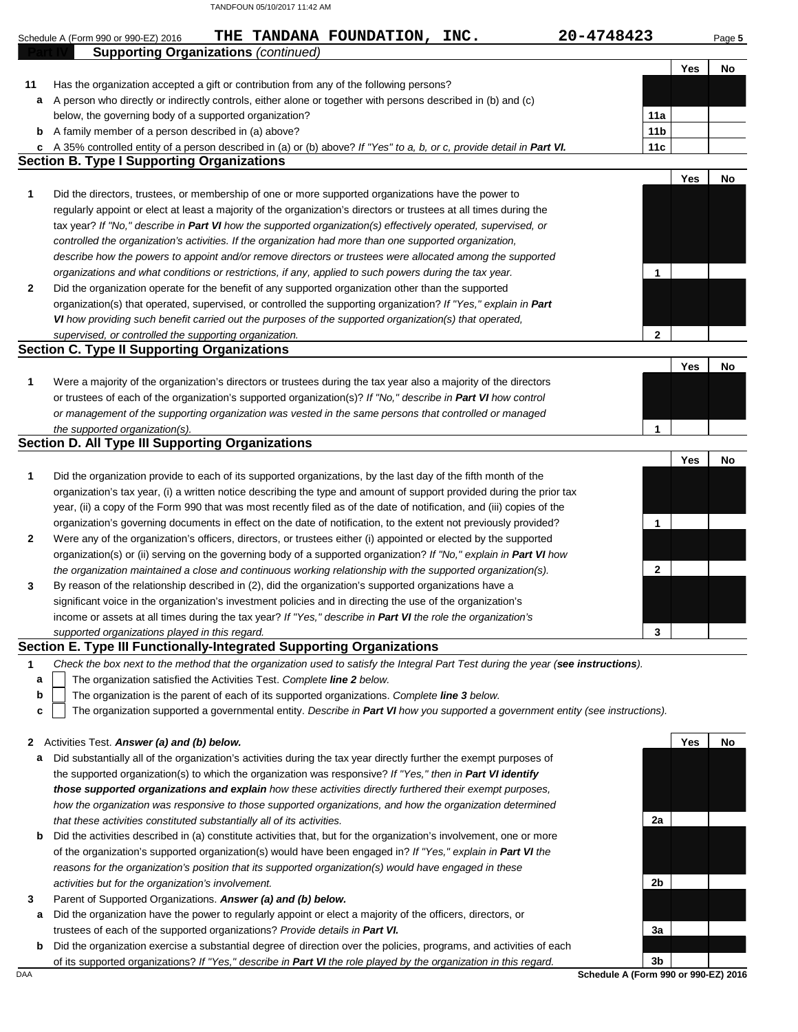Schedule A (Form 990 or 990-EZ) 2016 **THE TANDANA FOUNDATION, INC.** **20-4748423**

**Part IV** **Supporting Organizations** *(continued)*

| | | | Yes | No |
|---|---|---|---|---|
| **11** | Has the organization accepted a gift or contribution from any of the following persons? | | | |
| **a** | A person who directly or indirectly controls, either alone or together with persons described in (b) and (c) below, the governing body of a supported organization? | **11a** | | |
| **b** | A family member of a person described in (a) above? | **11b** | | |
| **c** | A 35% controlled entity of a person described in (a) or (b) above? *If "Yes" to a, b, or c, provide detail in* ***Part VI.*** | **11c** | | |

## Section B. Type I Supporting Organizations

| | | | Yes | No |
|---|---|---|---|---|
| **1** | Did the directors, trustees, or membership of one or more supported organizations have the power to regularly appoint or elect at least a majority of the organization's directors or trustees at all times during the tax year? *If "No," describe in* ***Part VI*** *how the supported organization(s) effectively operated, supervised, or controlled the organization's activities. If the organization had more than one supported organization, describe how the powers to appoint and/or remove directors or trustees were allocated among the supported organizations and what conditions or restrictions, if any, applied to such powers during the tax year.* | **1** | | |
| **2** | Did the organization operate for the benefit of any supported organization other than the supported organization(s) that operated, supervised, or controlled the supporting organization? *If "Yes," explain in* ***Part VI*** *how providing such benefit carried out the purposes of the supported organization(s) that operated, supervised, or controlled the supporting organization.* | **2** | | |

## Section C. Type II Supporting Organizations

| | | | Yes | No |
|---|---|---|---|---|
| **1** | Were a majority of the organization's directors or trustees during the tax year also a majority of the directors or trustees of each of the organization's supported organization(s)? *If "No," describe in* ***Part VI*** *how control or management of the supporting organization was vested in the same persons that controlled or managed the supported organization(s).* | **1** | | |

## Section D. All Type III Supporting Organizations

| | | | Yes | No |
|---|---|---|---|---|
| **1** | Did the organization provide to each of its supported organizations, by the last day of the fifth month of the organization's tax year, (i) a written notice describing the type and amount of support provided during the prior tax year, (ii) a copy of the Form 990 that was most recently filed as of the date of notification, and (iii) copies of the organization's governing documents in effect on the date of notification, to the extent not previously provided? | **1** | | |
| **2** | Were any of the organization's officers, directors, or trustees either (i) appointed or elected by the supported organization(s) or (ii) serving on the governing body of a supported organization? *If "No," explain in* ***Part VI*** *how the organization maintained a close and continuous working relationship with the supported organization(s).* | **2** | | |
| **3** | By reason of the relationship described in (2), did the organization's supported organizations have a significant voice in the organization's investment policies and in directing the use of the organization's income or assets at all times during the tax year? *If "Yes," describe in* ***Part VI*** *the role the organization's supported organizations played in this regard.* | **3** | | |

## Section E. Type III Functionally-Integrated Supporting Organizations

**1** *Check the box next to the method that the organization used to satisfy the Integral Part Test during the year (****see instructions****).*

- **a** ☐ The organization satisfied the Activities Test. *Complete* ***line 2*** *below.*
- **b** ☐ The organization is the parent of each of its supported organizations. *Complete* ***line 3*** *below.*
- **c** ☐ The organization supported a governmental entity. *Describe in* ***Part VI*** *how you supported a government entity (see instructions).*

| | | | Yes | No |
|---|---|---|---|---|
| **2** | Activities Test. ***Answer (a) and (b) below.*** | | | |
| **a** | Did substantially all of the organization's activities during the tax year directly further the exempt purposes of the supported organization(s) to which the organization was responsive? *If "Yes," then in* ***Part VI identify those supported organizations and explain*** *how these activities directly furthered their exempt purposes, how the organization was responsive to those supported organizations, and how the organization determined that these activities constituted substantially all of its activities.* | **2a** | | |
| **b** | Did the activities described in (a) constitute activities that, but for the organization's involvement, one or more of the organization's supported organization(s) would have been engaged in? *If "Yes," explain in* ***Part VI*** *the reasons for the organization's position that its supported organization(s) would have engaged in these activities but for the organization's involvement.* | **2b** | | |
| **3** | Parent of Supported Organizations. ***Answer (a) and (b) below.*** | | | |
| **a** | Did the organization have the power to regularly appoint or elect a majority of the officers, directors, or trustees of each of the supported organizations? *Provide details in* ***Part VI.*** | **3a** | | |
| **b** | Did the organization exercise a substantial degree of direction over the policies, programs, and activities of each of its supported organizations? *If "Yes," describe in* ***Part VI*** *the role played by the organization in this regard.* | **3b** | | |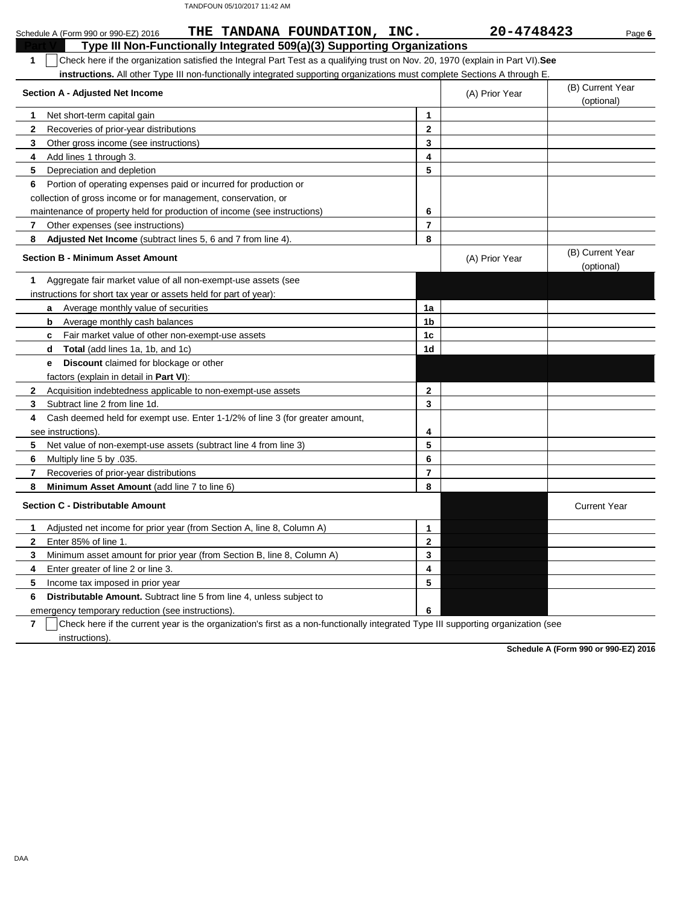Schedule A (Form 990 or 990-EZ) 2016 **THE TANDANA FOUNDATION, INC.** **20-4748423**

## Part V Type III Non-Functionally Integrated 509(a)(3) Supporting Organizations

**1** ☐ Check here if the organization satisfied the Integral Part Test as a qualifying trust on Nov. 20, 1970 (explain in Part VI). **See instructions.** All other Type III non-functionally integrated supporting organizations must complete Sections A through E.

| **Section A - Adjusted Net Income** | | (A) Prior Year | (B) Current Year (optional) |
|---|---|---|---|
| **1** Net short-term capital gain | **1** | | |
| **2** Recoveries of prior-year distributions | **2** | | |
| **3** Other gross income (see instructions) | **3** | | |
| **4** Add lines 1 through 3. | **4** | | |
| **5** Depreciation and depletion | **5** | | |
| **6** Portion of operating expenses paid or incurred for production or collection of gross income or for management, conservation, or maintenance of property held for production of income (see instructions) | **6** | | |
| **7** Other expenses (see instructions) | **7** | | |
| **8** **Adjusted Net Income** (subtract lines 5, 6 and 7 from line 4). | **8** | | |

| **Section B - Minimum Asset Amount** | | (A) Prior Year | (B) Current Year (optional) |
|---|---|---|---|
| **1** Aggregate fair market value of all non-exempt-use assets (see instructions for short tax year or assets held for part of year): | | | |
| **a** Average monthly value of securities | **1a** | | |
| **b** Average monthly cash balances | **1b** | | |
| **c** Fair market value of other non-exempt-use assets | **1c** | | |
| **d** **Total** (add lines 1a, 1b, and 1c) | **1d** | | |
| **e** **Discount** claimed for blockage or other factors (explain in detail in **Part VI**): | | | |
| **2** Acquisition indebtedness applicable to non-exempt-use assets | **2** | | |
| **3** Subtract line 2 from line 1d. | **3** | | |
| **4** Cash deemed held for exempt use. Enter 1-1/2% of line 3 (for greater amount, see instructions). | **4** | | |
| **5** Net value of non-exempt-use assets (subtract line 4 from line 3) | **5** | | |
| **6** Multiply line 5 by .035. | **6** | | |
| **7** Recoveries of prior-year distributions | **7** | | |
| **8** **Minimum Asset Amount** (add line 7 to line 6) | **8** | | |

| **Section C - Distributable Amount** | | | Current Year |
|---|---|---|---|
| **1** Adjusted net income for prior year (from Section A, line 8, Column A) | **1** | | |
| **2** Enter 85% of line 1. | **2** | | |
| **3** Minimum asset amount for prior year (from Section B, line 8, Column A) | **3** | | |
| **4** Enter greater of line 2 or line 3. | **4** | | |
| **5** Income tax imposed in prior year | **5** | | |
| **6** **Distributable Amount.** Subtract line 5 from line 4, unless subject to emergency temporary reduction (see instructions). | **6** | | |

**7** ☐ Check here if the current year is the organization's first as a non-functionally integrated Type III supporting organization (see instructions).

**Schedule A (Form 990 or 990-EZ) 2016**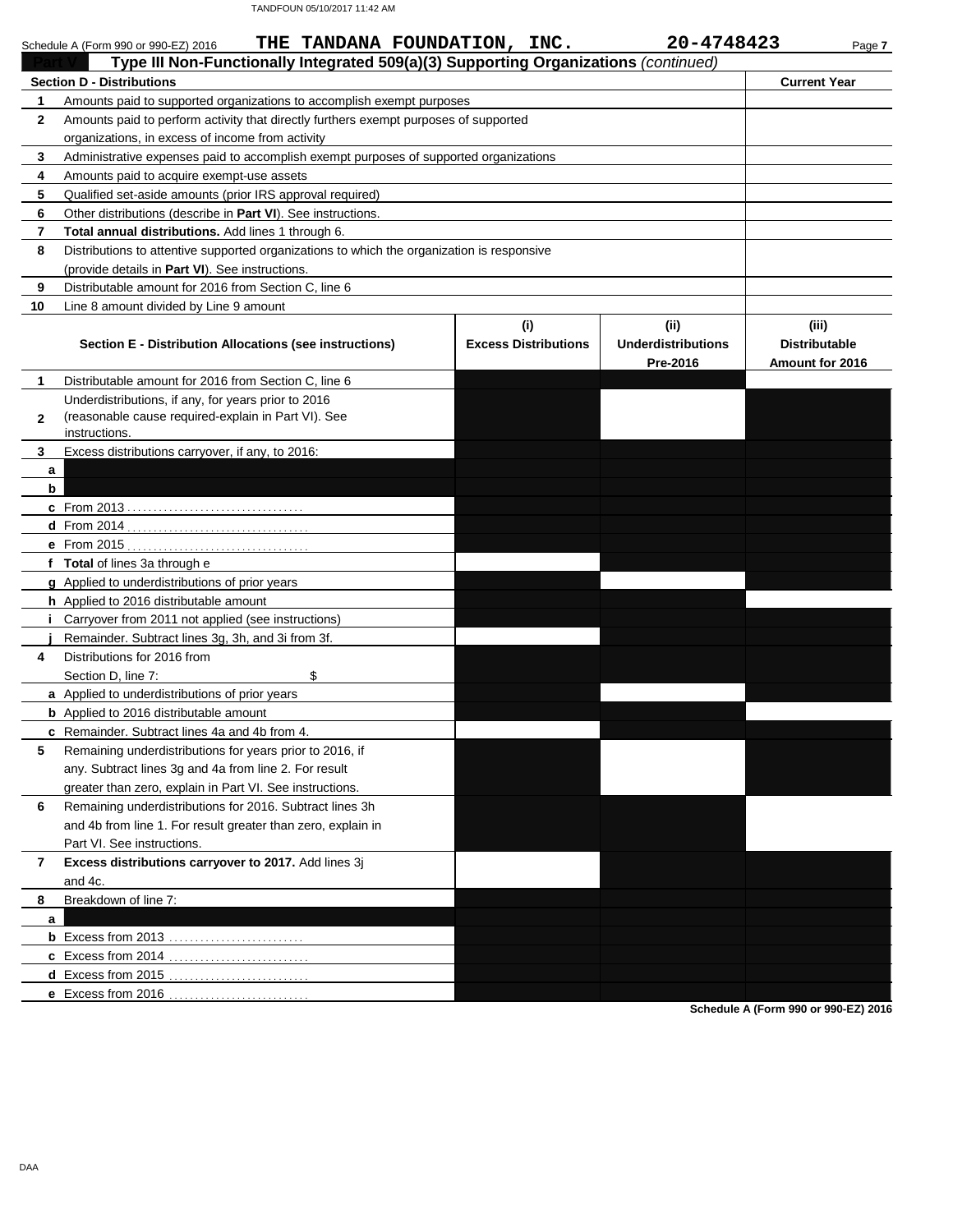Schedule A (Form 990 or 990-EZ) 2016 **THE TANDANA FOUNDATION, INC.** **20-4748423** Page **7**

## Part V Type III Non-Functionally Integrated 509(a)(3) Supporting Organizations *(continued)*

| Section D - Distributions | | Current Year |
|---|---|---|
| 1 | Amounts paid to supported organizations to accomplish exempt purposes | |
| 2 | Amounts paid to perform activity that directly furthers exempt purposes of supported organizations, in excess of income from activity | |
| 3 | Administrative expenses paid to accomplish exempt purposes of supported organizations | |
| 4 | Amounts paid to acquire exempt-use assets | |
| 5 | Qualified set-aside amounts (prior IRS approval required) | |
| 6 | Other distributions (describe in **Part VI**). See instructions. | |
| 7 | **Total annual distributions.** Add lines 1 through 6. | |
| 8 | Distributions to attentive supported organizations to which the organization is responsive (provide details in **Part VI**). See instructions. | |
| 9 | Distributable amount for 2016 from Section C, line 6 | |
| 10 | Line 8 amount divided by Line 9 amount | |

| | Section E - Distribution Allocations (see instructions) | (i) Excess Distributions | (ii) Underdistributions Pre-2016 | (iii) Distributable Amount for 2016 |
|---|---|---|---|---|
| 1 | Distributable amount for 2016 from Section C, line 6 | | | |
| 2 | Underdistributions, if any, for years prior to 2016 (reasonable cause required-explain in Part VI). See instructions. | | | |
| 3 | Excess distributions carryover, if any, to 2016: | | | |
| a | | | | |
| b | | | | |
| c | From 2013 | | | |
| d | From 2014 | | | |
| e | From 2015 | | | |
| f | **Total** of lines 3a through e | | | |
| g | Applied to underdistributions of prior years | | | |
| h | Applied to 2016 distributable amount | | | |
| i | Carryover from 2011 not applied (see instructions) | | | |
| j | Remainder. Subtract lines 3g, 3h, and 3i from 3f. | | | |
| 4 | Distributions for 2016 from Section D, line 7: $ | | | |
| a | Applied to underdistributions of prior years | | | |
| b | Applied to 2016 distributable amount | | | |
| c | Remainder. Subtract lines 4a and 4b from 4. | | | |
| 5 | Remaining underdistributions for years prior to 2016, if any. Subtract lines 3g and 4a from line 2. For result greater than zero, explain in Part VI. See instructions. | | | |
| 6 | Remaining underdistributions for 2016. Subtract lines 3h and 4b from line 1. For result greater than zero, explain in Part VI. See instructions. | | | |
| 7 | **Excess distributions carryover to 2017.** Add lines 3j and 4c. | | | |
| 8 | Breakdown of line 7: | | | |
| a | | | | |
| b | Excess from 2013 | | | |
| c | Excess from 2014 | | | |
| d | Excess from 2015 | | | |
| e | Excess from 2016 | | | |

**Schedule A (Form 990 or 990-EZ) 2016**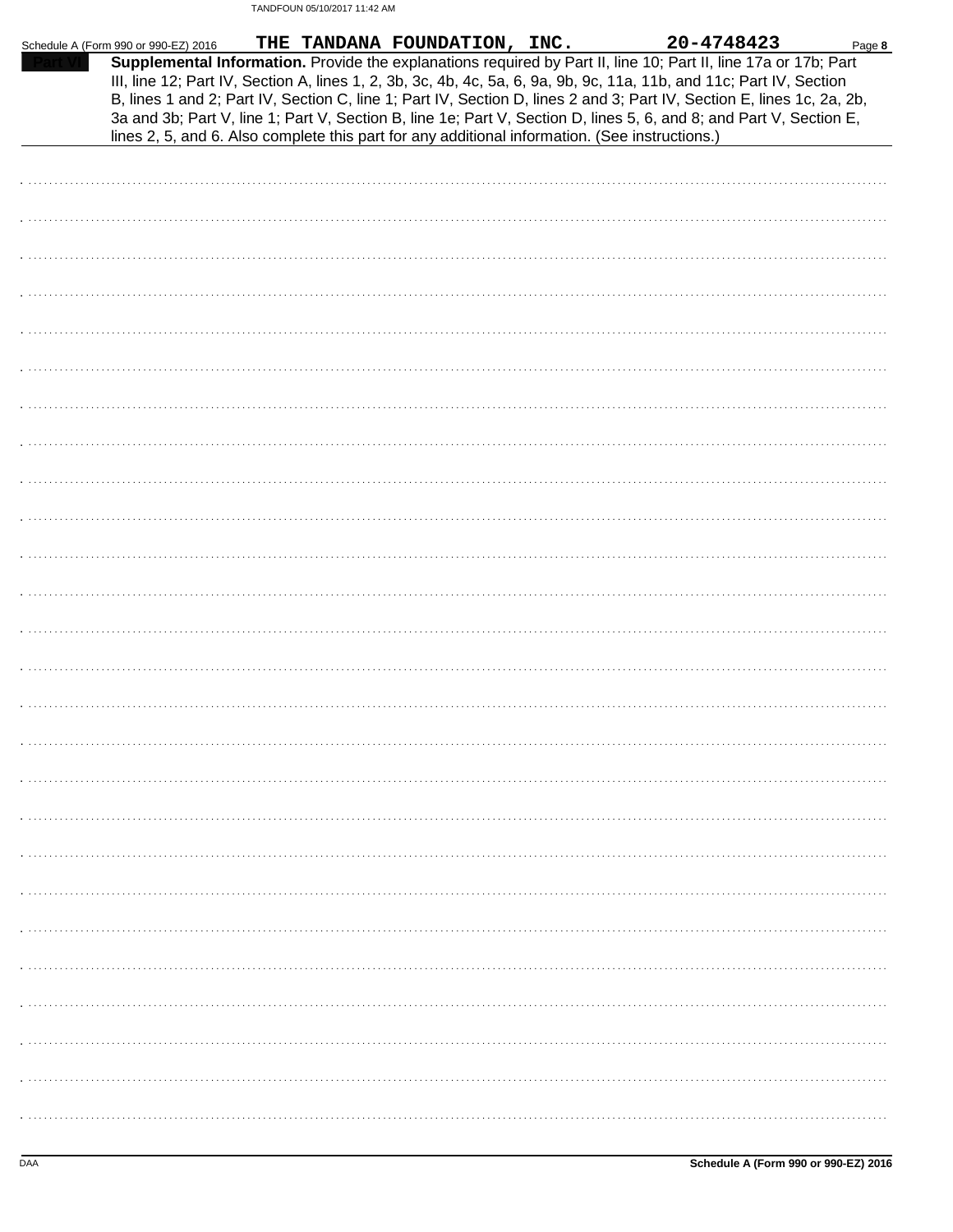Schedule A (Form 990 or 990-EZ) 2016 THE TANDANA FOUNDATION, INC. 20-4748423

**Part VI** **Supplemental Information.** Provide the explanations required by Part II, line 10; Part II, line 17a or 17b; Part III, line 12; Part IV, Section A, lines 1, 2, 3b, 3c, 4b, 4c, 5a, 6, 9a, 9b, 9c, 11a, 11b, and 11c; Part IV, Section B, lines 1 and 2; Part IV, Section C, line 1; Part IV, Section D, lines 2 and 3; Part IV, Section E, lines 1c, 2a, 2b, 3a and 3b; Part V, line 1; Part V, Section B, line 1e; Part V, Section D, lines 5, 6, and 8; and Part V, Section E, lines 2, 5, and 6. Also complete this part for any additional information. (See instructions.)

Schedule A (Form 990 or 990-EZ) 2016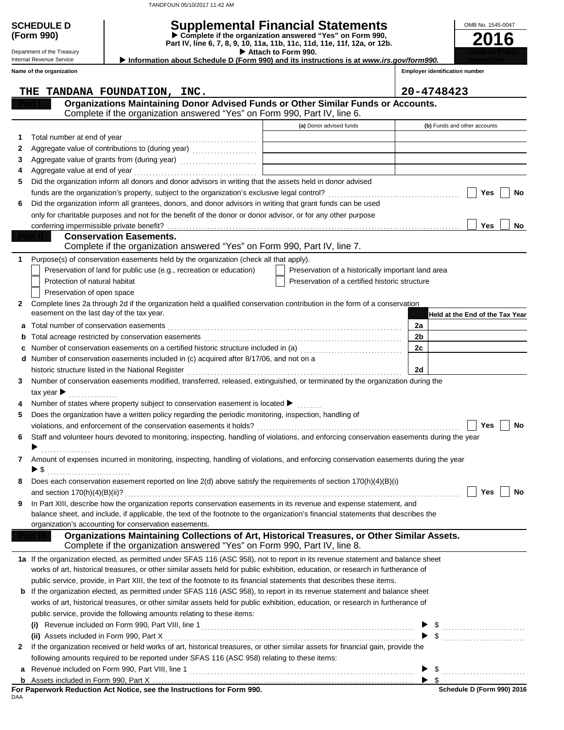TANDFOUN 05/10/2017 11:42 AM

**SCHEDULE D (Form 990)**

Department of the Treasury
Internal Revenue Service

# Supplemental Financial Statements

▶ Complete if the organization answered "Yes" on Form 990, Part IV, line 6, 7, 8, 9, 10, 11a, 11b, 11c, 11d, 11e, 11f, 12a, or 12b.

▶ Attach to Form 990.

▶ Information about Schedule D (Form 990) and its instructions is at *www.irs.gov/form990.*

OMB No. 1545-0047

**2016**

**Open to Public Inspection**

Name of the organization: THE TANDANA FOUNDATION, INC.

Employer identification number: 20-4748423

## Part I — Organizations Maintaining Donor Advised Funds or Other Similar Funds or Accounts.
Complete if the organization answered "Yes" on Form 990, Part IV, line 6.

| | | (a) Donor advised funds | (b) Funds and other accounts |
|---|---|---|---|
| 1 | Total number at end of year | | |
| 2 | Aggregate value of contributions to (during year) | | |
| 3 | Aggregate value of grants from (during year) | | |
| 4 | Aggregate value at end of year | | |

5 Did the organization inform all donors and donor advisors in writing that the assets held in donor advised funds are the organization's property, subject to the organization's exclusive legal control? ☐ Yes ☐ No

6 Did the organization inform all grantees, donors, and donor advisors in writing that grant funds can be used only for charitable purposes and not for the benefit of the donor or donor advisor, or for any other purpose conferring impermissible private benefit? ☐ Yes ☐ No

## Part II — Conservation Easements.
Complete if the organization answered "Yes" on Form 990, Part IV, line 7.

1 Purpose(s) of conservation easements held by the organization (check all that apply).

- ☐ Preservation of land for public use (e.g., recreation or education)
- ☐ Preservation of a historically important land area
- ☐ Protection of natural habitat
- ☐ Preservation of a certified historic structure
- ☐ Preservation of open space

2 Complete lines 2a through 2d if the organization held a qualified conservation contribution in the form of a conservation easement on the last day of the tax year.

| | | | Held at the End of the Tax Year |
|---|---|---|---|
| a | Total number of conservation easements | 2a | |
| b | Total acreage restricted by conservation easements | 2b | |
| c | Number of conservation easements on a certified historic structure included in (a) | 2c | |
| d | Number of conservation easements included in (c) acquired after 8/17/06, and not on a historic structure listed in the National Register | 2d | |

3 Number of conservation easements modified, transferred, released, extinguished, or terminated by the organization during the tax year ▶

4 Number of states where property subject to conservation easement is located ▶

5 Does the organization have a written policy regarding the periodic monitoring, inspection, handling of violations, and enforcement of the conservation easements it holds? ☐ Yes ☐ No

6 Staff and volunteer hours devoted to monitoring, inspecting, handling of violations, and enforcing conservation easements during the year ▶

7 Amount of expenses incurred in monitoring, inspecting, handling of violations, and enforcing conservation easements during the year ▶ $

8 Does each conservation easement reported on line 2(d) above satisfy the requirements of section 170(h)(4)(B)(i) and section 170(h)(4)(B)(ii)? ☐ Yes ☐ No

9 In Part XIII, describe how the organization reports conservation easements in its revenue and expense statement, and balance sheet, and include, if applicable, the text of the footnote to the organization's financial statements that describes the organization's accounting for conservation easements.

## Part III — Organizations Maintaining Collections of Art, Historical Treasures, or Other Similar Assets.
Complete if the organization answered "Yes" on Form 990, Part IV, line 8.

1a If the organization elected, as permitted under SFAS 116 (ASC 958), not to report in its revenue statement and balance sheet works of art, historical treasures, or other similar assets held for public exhibition, education, or research in furtherance of public service, provide, in Part XIII, the text of the footnote to its financial statements that describes these items.

b If the organization elected, as permitted under SFAS 116 (ASC 958), to report in its revenue statement and balance sheet works of art, historical treasures, or other similar assets held for public exhibition, education, or research in furtherance of public service, provide the following amounts relating to these items:

(i) Revenue included on Form 990, Part VIII, line 1 ▶ $

(ii) Assets included in Form 990, Part X ▶ $

2 If the organization received or held works of art, historical treasures, or other similar assets for financial gain, provide the following amounts required to be reported under SFAS 116 (ASC 958) relating to these items:

a Revenue included on Form 990, Part VIII, line 1 ▶ $

b Assets included in Form 990, Part X ▶ $

**For Paperwork Reduction Act Notice, see the Instructions for Form 990.** DAA

**Schedule D (Form 990) 2016**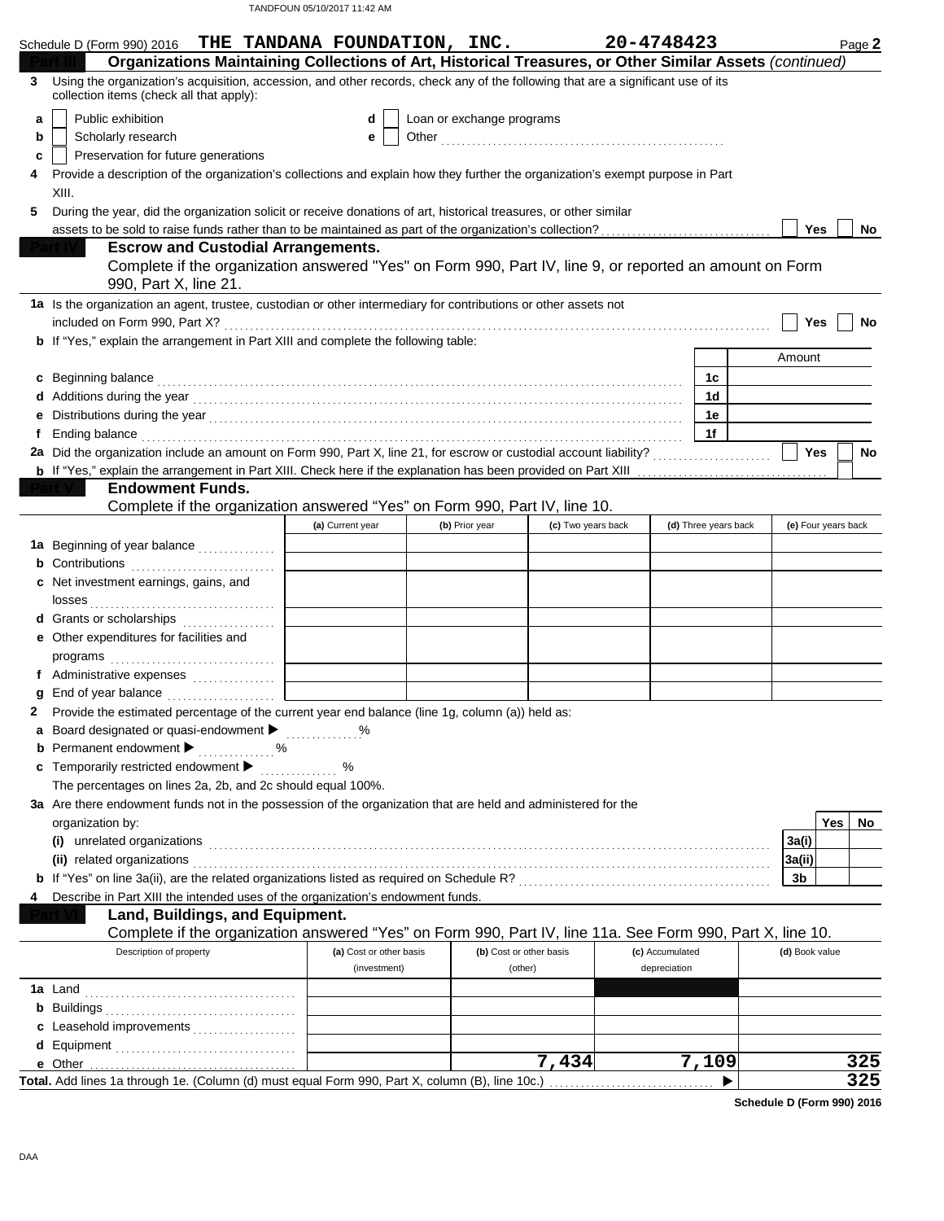Schedule D (Form 990) 2016 THE TANDANA FOUNDATION, INC. 20-4748423 Page **2**

## Part III Organizations Maintaining Collections of Art, Historical Treasures, or Other Similar Assets *(continued)*

**3** Using the organization's acquisition, accession, and other records, check any of the following that are a significant use of its collection items (check all that apply):

- **a** ☐ Public exhibition
- **b** ☐ Scholarly research
- **c** ☐ Preservation for future generations
- **d** ☐ Loan or exchange programs
- **e** ☐ Other

**4** Provide a description of the organization's collections and explain how they further the organization's exempt purpose in Part XIII.

**5** During the year, did the organization solicit or receive donations of art, historical treasures, or other similar assets to be sold to raise funds rather than to be maintained as part of the organization's collection? ☐ Yes ☐ No

## Part IV Escrow and Custodial Arrangements.

Complete if the organization answered "Yes" on Form 990, Part IV, line 9, or reported an amount on Form 990, Part X, line 21.

**1a** Is the organization an agent, trustee, custodian or other intermediary for contributions or other assets not included on Form 990, Part X? ☐ Yes ☐ No

**b** If "Yes," explain the arrangement in Part XIII and complete the following table:

| | | Amount |
|---|---|---|
| **c** Beginning balance | 1c | |
| **d** Additions during the year | 1d | |
| **e** Distributions during the year | 1e | |
| **f** Ending balance | 1f | |

**2a** Did the organization include an amount on Form 990, Part X, line 21, for escrow or custodial account liability? ☐ Yes ☐ No

**b** If "Yes," explain the arrangement in Part XIII. Check here if the explanation has been provided on Part XIII ☐

## Part V Endowment Funds.

Complete if the organization answered "Yes" on Form 990, Part IV, line 10.

| | (a) Current year | (b) Prior year | (c) Two years back | (d) Three years back | (e) Four years back |
|---|---|---|---|---|---|
| **1a** Beginning of year balance | | | | | |
| **b** Contributions | | | | | |
| **c** Net investment earnings, gains, and losses | | | | | |
| **d** Grants or scholarships | | | | | |
| **e** Other expenditures for facilities and programs | | | | | |
| **f** Administrative expenses | | | | | |
| **g** End of year balance | | | | | |

**2** Provide the estimated percentage of the current year end balance (line 1g, column (a)) held as:

- **a** Board designated or quasi-endowment ▶ %
- **b** Permanent endowment ▶ %
- **c** Temporarily restricted endowment ▶ %

The percentages on lines 2a, 2b, and 2c should equal 100%.

**3a** Are there endowment funds not in the possession of the organization that are held and administered for the organization by:

| | | Yes | No |
|---|---|---|---|
| **(i)** unrelated organizations | 3a(i) | | |
| **(ii)** related organizations | 3a(ii) | | |
| **b** If "Yes" on line 3a(ii), are the related organizations listed as required on Schedule R? | 3b | | |

**4** Describe in Part XIII the intended uses of the organization's endowment funds.

## Part VI Land, Buildings, and Equipment.

Complete if the organization answered "Yes" on Form 990, Part IV, line 11a. See Form 990, Part X, line 10.

| Description of property | (a) Cost or other basis (investment) | (b) Cost or other basis (other) | (c) Accumulated depreciation | (d) Book value |
|---|---|---|---|---|
| **1a** Land | | | | |
| **b** Buildings | | | | |
| **c** Leasehold improvements | | | | |
| **d** Equipment | | | | |
| **e** Other | | 7,434 | 7,109 | 325 |
| **Total.** Add lines 1a through 1e. (Column (d) must equal Form 990, Part X, column (B), line 10c.) ▶ | | | | 325 |

Schedule D (Form 990) 2016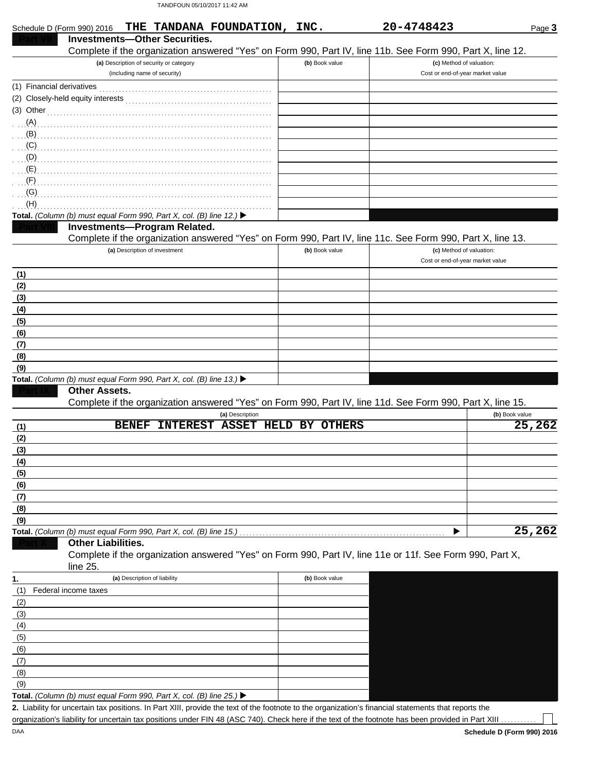Schedule D (Form 990) 2016 THE TANDANA FOUNDATION, INC. 20-4748423

## Part VII Investments—Other Securities.

Complete if the organization answered "Yes" on Form 990, Part IV, line 11b. See Form 990, Part X, line 12.

| (a) Description of security or category (including name of security) | (b) Book value | (c) Method of valuation: Cost or end-of-year market value |
|---|---|---|
| (1) Financial derivatives | | |
| (2) Closely-held equity interests | | |
| (3) Other | | |
| (A) | | |
| (B) | | |
| (C) | | |
| (D) | | |
| (E) | | |
| (F) | | |
| (G) | | |
| (H) | | |
| **Total.** *(Column (b) must equal Form 990, Part X, col. (B) line 12.)* ▶ | | |

## Part VIII Investments—Program Related.

Complete if the organization answered "Yes" on Form 990, Part IV, line 11c. See Form 990, Part X, line 13.

| (a) Description of investment | (b) Book value | (c) Method of valuation: Cost or end-of-year market value |
|---|---|---|
| (1) | | |
| (2) | | |
| (3) | | |
| (4) | | |
| (5) | | |
| (6) | | |
| (7) | | |
| (8) | | |
| (9) | | |
| **Total.** *(Column (b) must equal Form 990, Part X, col. (B) line 13.)* ▶ | | |

## Part IX Other Assets.

Complete if the organization answered "Yes" on Form 990, Part IV, line 11d. See Form 990, Part X, line 15.

| | (a) Description | (b) Book value |
|---|---|---|
| (1) | BENEF INTEREST ASSET HELD BY OTHERS | 25,262 |
| (2) | | |
| (3) | | |
| (4) | | |
| (5) | | |
| (6) | | |
| (7) | | |
| (8) | | |
| (9) | | |
| **Total.** *(Column (b) must equal Form 990, Part X, col. (B) line 15.)* ▶ | | 25,262 |

## Part X Other Liabilities.

Complete if the organization answered "Yes" on Form 990, Part IV, line 11e or 11f. See Form 990, Part X, line 25.

| 1. (a) Description of liability | (b) Book value |
|---|---|
| (1) Federal income taxes | |
| (2) | |
| (3) | |
| (4) | |
| (5) | |
| (6) | |
| (7) | |
| (8) | |
| (9) | |
| **Total.** *(Column (b) must equal Form 990, Part X, col. (B) line 25.)* ▶ | |

**2.** Liability for uncertain tax positions. In Part XIII, provide the text of the footnote to the organization's financial statements that reports the organization's liability for uncertain tax positions under FIN 48 (ASC 740). Check here if the text of the footnote has been provided in Part XIII ☐

DAA **Schedule D (Form 990) 2016**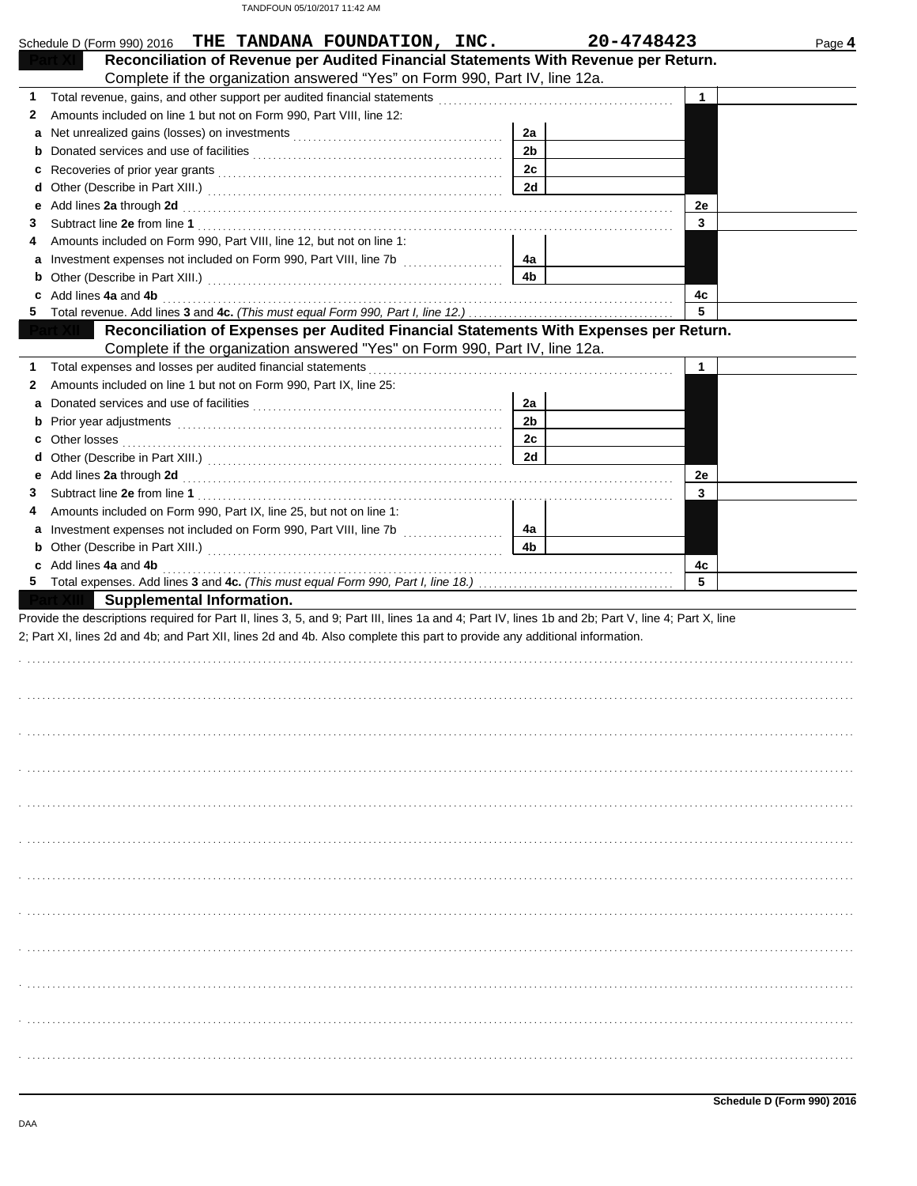Schedule D (Form 990) 2016 **THE TANDANA FOUNDATION, INC.** **20-4748423** Page **4**

## Part XI Reconciliation of Revenue per Audited Financial Statements With Revenue per Return.

Complete if the organization answered "Yes" on Form 990, Part IV, line 12a.

| | | | | | |
|---|---|---|---|---|---|
| **1** | Total revenue, gains, and other support per audited financial statements | | | 1 | |
| **2** | Amounts included on line 1 but not on Form 990, Part VIII, line 12: | | | | |
| **a** | Net unrealized gains (losses) on investments | 2a | | | |
| **b** | Donated services and use of facilities | 2b | | | |
| **c** | Recoveries of prior year grants | 2c | | | |
| **d** | Other (Describe in Part XIII.) | 2d | | | |
| **e** | Add lines **2a** through **2d** | | | 2e | |
| **3** | Subtract line **2e** from line **1** | | | 3 | |
| **4** | Amounts included on Form 990, Part VIII, line 12, but not on line 1: | | | | |
| **a** | Investment expenses not included on Form 990, Part VIII, line 7b | 4a | | | |
| **b** | Other (Describe in Part XIII.) | 4b | | | |
| **c** | Add lines **4a** and **4b** | | | 4c | |
| **5** | Total revenue. Add lines **3** and **4c.** *(This must equal Form 990, Part I, line 12.)* | | | 5 | |

## Part XII Reconciliation of Expenses per Audited Financial Statements With Expenses per Return.

Complete if the organization answered "Yes" on Form 990, Part IV, line 12a.

| | | | | | |
|---|---|---|---|---|---|
| **1** | Total expenses and losses per audited financial statements | | | 1 | |
| **2** | Amounts included on line 1 but not on Form 990, Part IX, line 25: | | | | |
| **a** | Donated services and use of facilities | 2a | | | |
| **b** | Prior year adjustments | 2b | | | |
| **c** | Other losses | 2c | | | |
| **d** | Other (Describe in Part XIII.) | 2d | | | |
| **e** | Add lines **2a** through **2d** | | | 2e | |
| **3** | Subtract line **2e** from line **1** | | | 3 | |
| **4** | Amounts included on Form 990, Part IX, line 25, but not on line 1: | | | | |
| **a** | Investment expenses not included on Form 990, Part VIII, line 7b | 4a | | | |
| **b** | Other (Describe in Part XIII.) | 4b | | | |
| **c** | Add lines **4a** and **4b** | | | 4c | |
| **5** | Total expenses. Add lines **3** and **4c.** *(This must equal Form 990, Part I, line 18.)* | | | 5 | |

## Part XIII Supplemental Information.

Provide the descriptions required for Part II, lines 3, 5, and 9; Part III, lines 1a and 4; Part IV, lines 1b and 2b; Part V, line 4; Part X, line 2; Part XI, lines 2d and 4b; and Part XII, lines 2d and 4b. Also complete this part to provide any additional information.

**Schedule D (Form 990) 2016**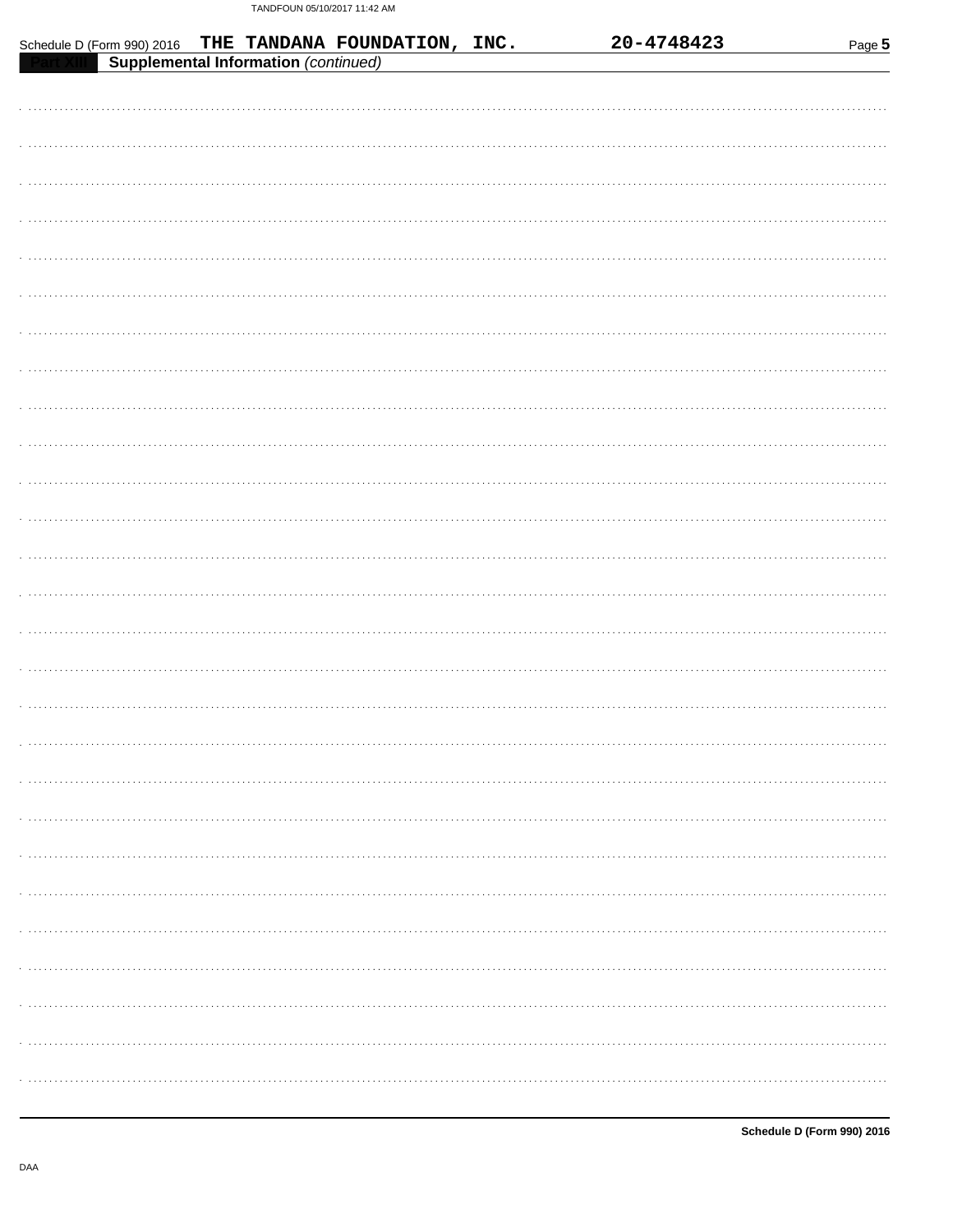Schedule D (Form 990) 2016 THE TANDANA FOUNDATION, INC. 20-4748423

**Part XIII Supplemental Information** *(continued)*

Schedule D (Form 990) 2016

DAA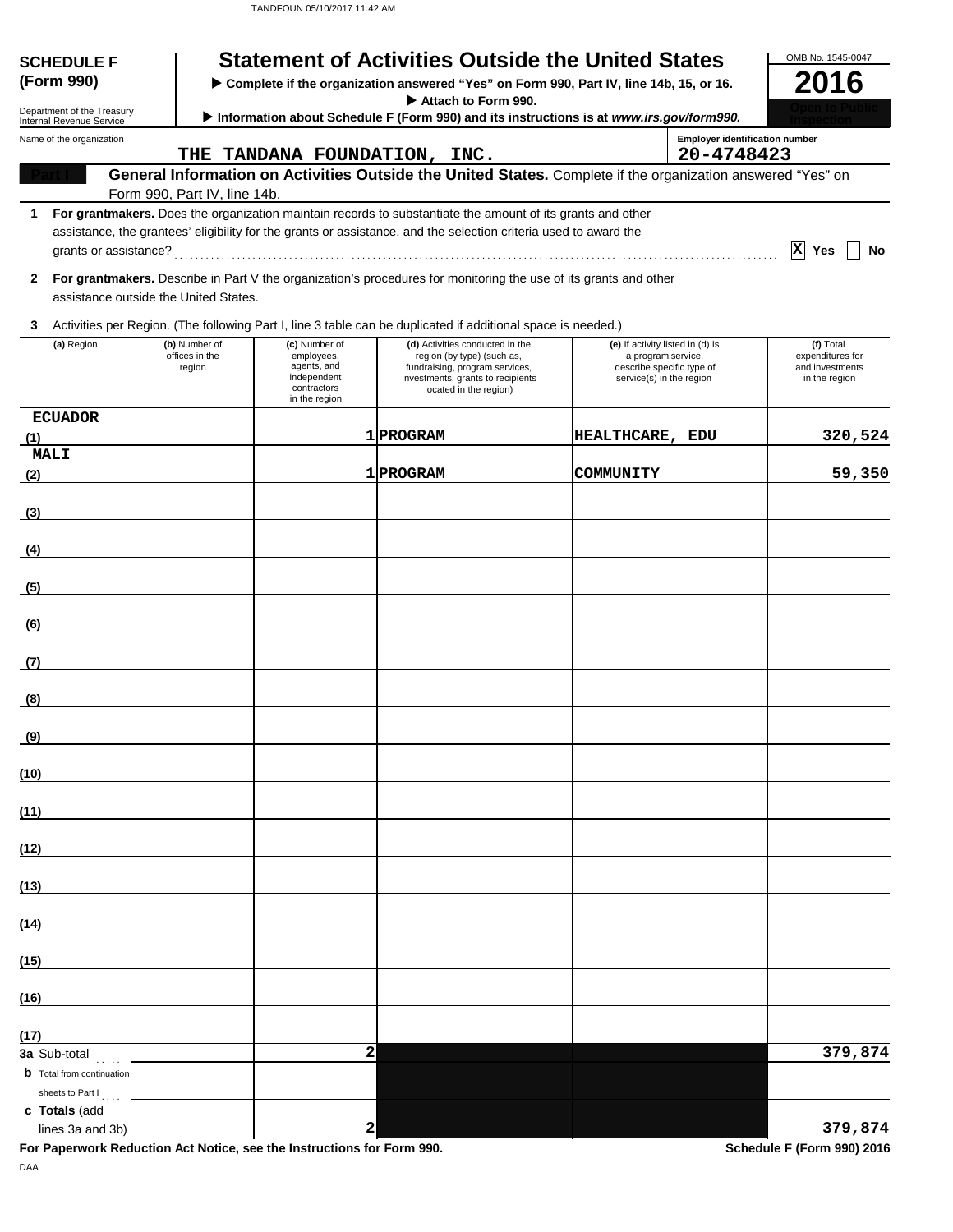# SCHEDULE F (Form 990)

Department of the Treasury
Internal Revenue Service

## Statement of Activities Outside the United States

▶ **Complete if the organization answered "Yes" on Form 990, Part IV, line 14b, 15, or 16.**

▶ **Attach to Form 990.**

▶ **Information about Schedule F (Form 990) and its instructions is at *www.irs.gov/form990*.**

OMB No. 1545-0047

**2016**

**Open to Public Inspection**

Name of the organization: THE TANDANA FOUNDATION, INC.

Employer identification number: 20-4748423

**Part I** **General Information on Activities Outside the United States.** Complete if the organization answered "Yes" on Form 990, Part IV, line 14b.

**1** **For grantmakers.** Does the organization maintain records to substantiate the amount of its grants and other assistance, the grantees' eligibility for the grants or assistance, and the selection criteria used to award the grants or assistance? ..... [X] Yes [ ] No

**2** **For grantmakers.** Describe in Part V the organization's procedures for monitoring the use of its grants and other assistance outside the United States.

**3** Activities per Region. (The following Part I, line 3 table can be duplicated if additional space is needed.)

| (a) Region | (b) Number of offices in the region | (c) Number of employees, agents, and independent contractors in the region | (d) Activities conducted in the region (by type) (such as, fundraising, program services, investments, grants to recipients located in the region) | (e) If activity listed in (d) is a program service, describe specific type of service(s) in the region | (f) Total expenditures for and investments in the region |
|---|---|---|---|---|---|
| (1) ECUADOR | | 1 | PROGRAM | HEALTHCARE, EDU | 320,524 |
| (2) MALI | | 1 | PROGRAM | COMMUNITY | 59,350 |
| (3) | | | | | |
| (4) | | | | | |
| (5) | | | | | |
| (6) | | | | | |
| (7) | | | | | |
| (8) | | | | | |
| (9) | | | | | |
| (10) | | | | | |
| (11) | | | | | |
| (12) | | | | | |
| (13) | | | | | |
| (14) | | | | | |
| (15) | | | | | |
| (16) | | | | | |
| (17) | | | | | |
| **3a** Sub-total | | 2 | | | 379,874 |
| **b** Total from continuation sheets to Part I | | | | | |
| **c Totals** (add lines 3a and 3b) | | 2 | | | 379,874 |

**For Paperwork Reduction Act Notice, see the Instructions for Form 990.** **Schedule F (Form 990) 2016**

DAA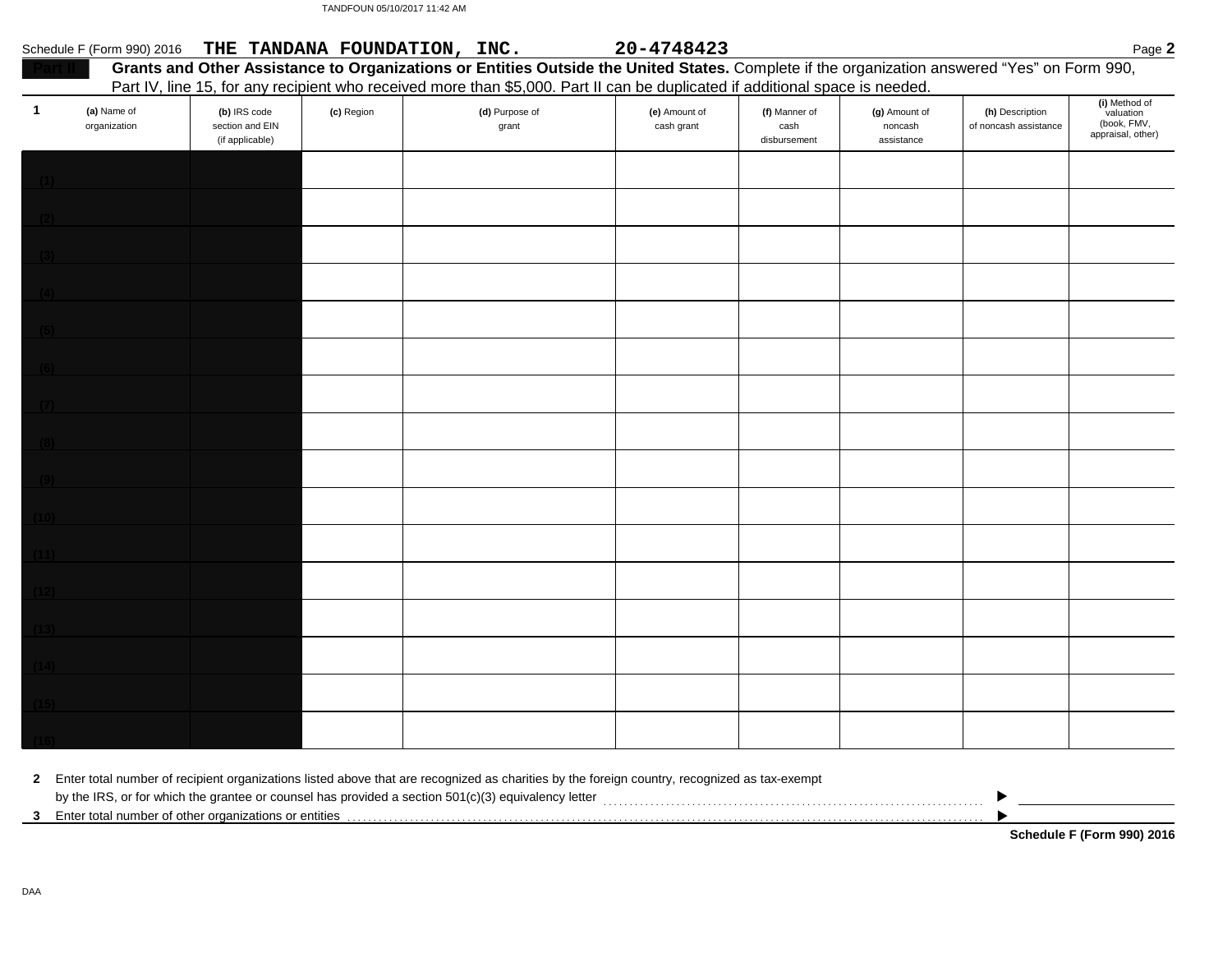Schedule F (Form 990) 2016 **THE TANDANA FOUNDATION, INC.** **20-4748423** Page **2**

**Part II** **Grants and Other Assistance to Organizations or Entities Outside the United States.** Complete if the organization answered "Yes" on Form 990, Part IV, line 15, for any recipient who received more than $5,000. Part II can be duplicated if additional space is needed.

| 1 (a) Name of organization | (b) IRS code section and EIN (if applicable) | (c) Region | (d) Purpose of grant | (e) Amount of cash grant | (f) Manner of cash disbursement | (g) Amount of noncash assistance | (h) Description of noncash assistance | (i) Method of valuation (book, FMV, appraisal, other) |
|---|---|---|---|---|---|---|---|---|
| (1) | | | | | | | | |
| (2) | | | | | | | | |
| (3) | | | | | | | | |
| (4) | | | | | | | | |
| (5) | | | | | | | | |
| (6) | | | | | | | | |
| (7) | | | | | | | | |
| (8) | | | | | | | | |
| (9) | | | | | | | | |
| (10) | | | | | | | | |
| (11) | | | | | | | | |
| (12) | | | | | | | | |
| (13) | | | | | | | | |
| (14) | | | | | | | | |
| (15) | | | | | | | | |
| (16) | | | | | | | | |

**2** Enter total number of recipient organizations listed above that are recognized as charities by the foreign country, recognized as tax-exempt by the IRS, or for which the grantee or counsel has provided a section 501(c)(3) equivalency letter ▶

**3** Enter total number of other organizations or entities ▶

**Schedule F (Form 990) 2016**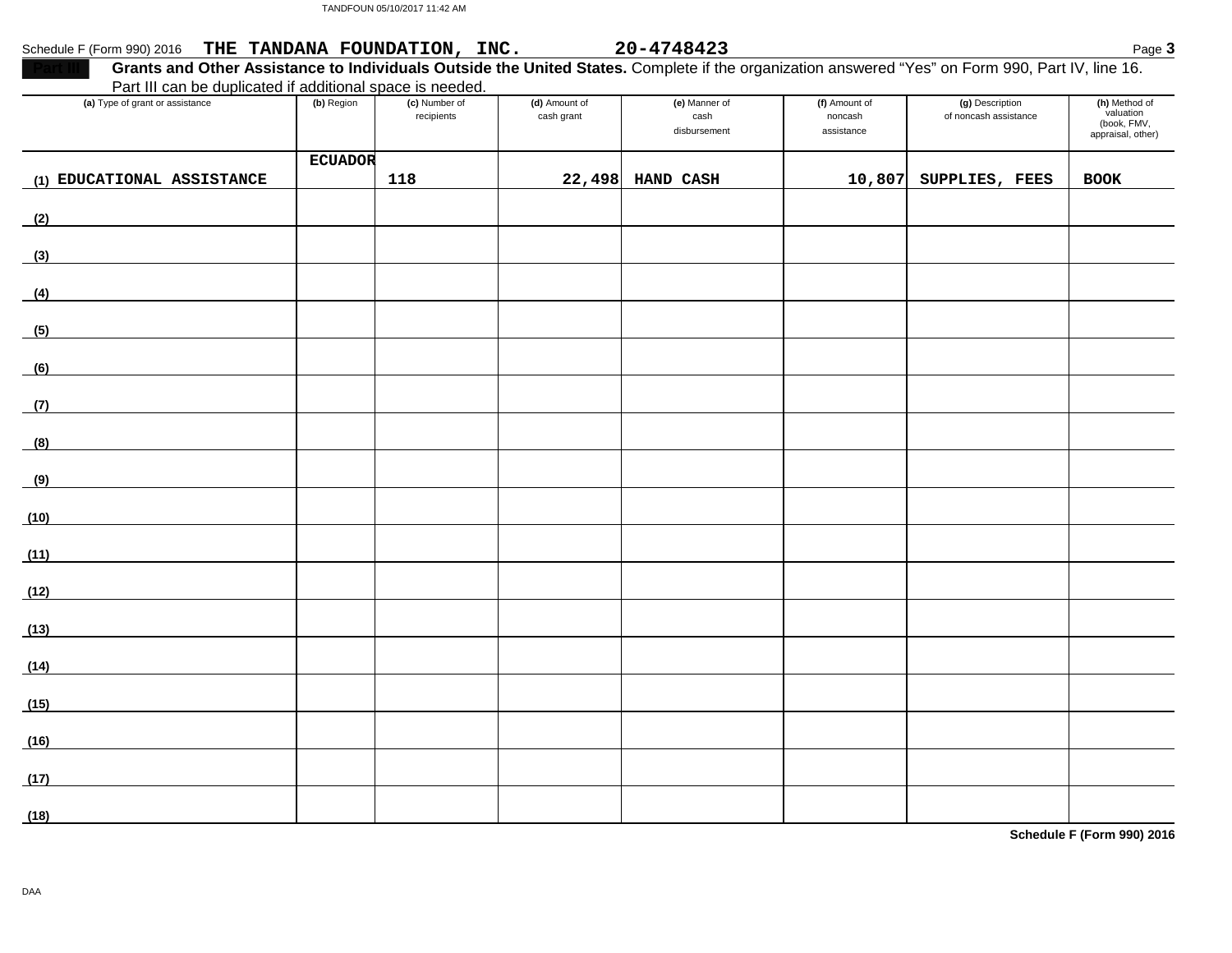Schedule F (Form 990) 2016 **THE TANDANA FOUNDATION, INC.** **20-4748423**

**Part III** **Grants and Other Assistance to Individuals Outside the United States.** Complete if the organization answered "Yes" on Form 990, Part IV, line 16. Part III can be duplicated if additional space is needed.

| (a) Type of grant or assistance | (b) Region | (c) Number of recipients | (d) Amount of cash grant | (e) Manner of cash disbursement | (f) Amount of noncash assistance | (g) Description of noncash assistance | (h) Method of valuation (book, FMV, appraisal, other) |
|---|---|---|---|---|---|---|---|
| (1) EDUCATIONAL ASSISTANCE | ECUADOR | 118 | 22,498 | HAND CASH | 10,807 | SUPPLIES, FEES | BOOK |
| (2) | | | | | | | |
| (3) | | | | | | | |
| (4) | | | | | | | |
| (5) | | | | | | | |
| (6) | | | | | | | |
| (7) | | | | | | | |
| (8) | | | | | | | |
| (9) | | | | | | | |
| (10) | | | | | | | |
| (11) | | | | | | | |
| (12) | | | | | | | |
| (13) | | | | | | | |
| (14) | | | | | | | |
| (15) | | | | | | | |
| (16) | | | | | | | |
| (17) | | | | | | | |
| (18) | | | | | | | |

**Schedule F (Form 990) 2016**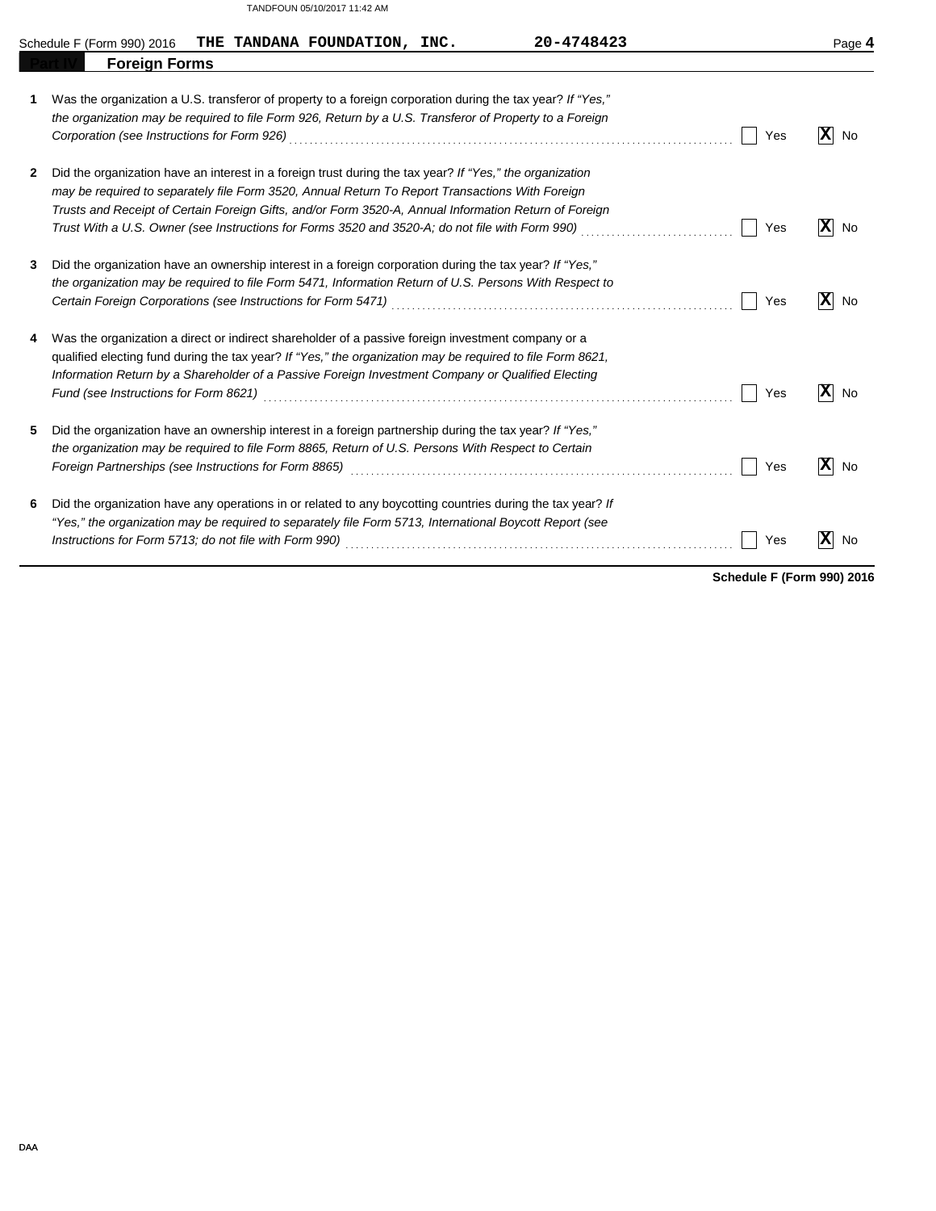Schedule F (Form 990) 2016 **THE TANDANA FOUNDATION, INC.** **20-4748423**

## Part IV **Foreign Forms**

1. Was the organization a U.S. transferor of property to a foreign corporation during the tax year? *If "Yes," the organization may be required to file Form 926, Return by a U.S. Transferor of Property to a Foreign Corporation (see Instructions for Form 926)* ..... [ ] Yes [X] No

2. Did the organization have an interest in a foreign trust during the tax year? *If "Yes," the organization may be required to separately file Form 3520, Annual Return To Report Transactions With Foreign Trusts and Receipt of Certain Foreign Gifts, and/or Form 3520-A, Annual Information Return of Foreign Trust With a U.S. Owner (see Instructions for Forms 3520 and 3520-A; do not file with Form 990)* ..... [ ] Yes [X] No

3. Did the organization have an ownership interest in a foreign corporation during the tax year? *If "Yes," the organization may be required to file Form 5471, Information Return of U.S. Persons With Respect to Certain Foreign Corporations (see Instructions for Form 5471)* ..... [ ] Yes [X] No

4. Was the organization a direct or indirect shareholder of a passive foreign investment company or a qualified electing fund during the tax year? *If "Yes," the organization may be required to file Form 8621, Information Return by a Shareholder of a Passive Foreign Investment Company or Qualified Electing Fund (see Instructions for Form 8621)* ..... [ ] Yes [X] No

5. Did the organization have an ownership interest in a foreign partnership during the tax year? *If "Yes," the organization may be required to file Form 8865, Return of U.S. Persons With Respect to Certain Foreign Partnerships (see Instructions for Form 8865)* ..... [ ] Yes [X] No

6. Did the organization have any operations in or related to any boycotting countries during the tax year? *If "Yes," the organization may be required to separately file Form 5713, International Boycott Report (see Instructions for Form 5713; do not file with Form 990)* ..... [ ] Yes [X] No

**Schedule F (Form 990) 2016**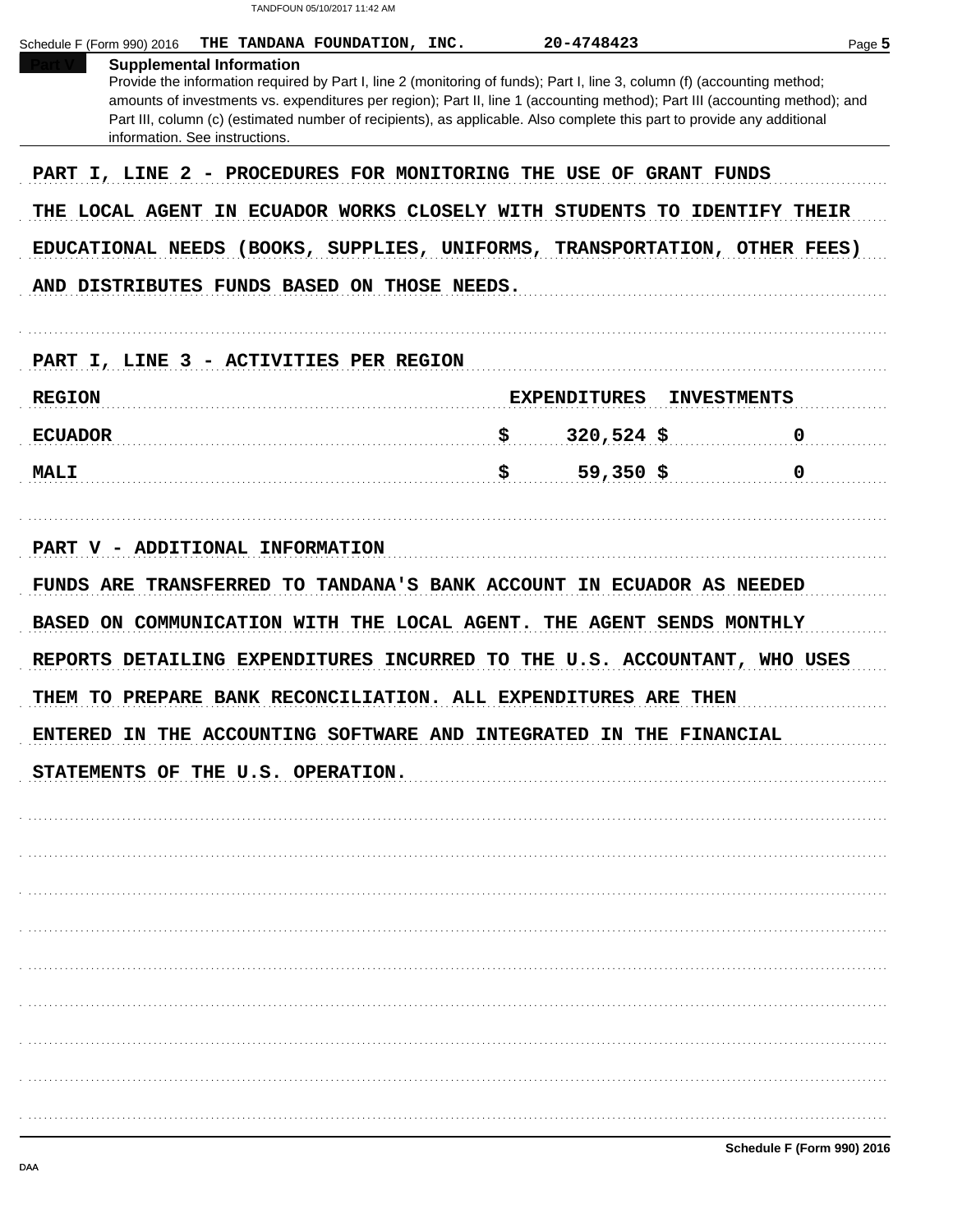Schedule F (Form 990) 2016 **THE TANDANA FOUNDATION, INC.** **20-4748423**

## Part V Supplemental Information

Provide the information required by Part I, line 2 (monitoring of funds); Part I, line 3, column (f) (accounting method; amounts of investments vs. expenditures per region); Part II, line 1 (accounting method); Part III (accounting method); and Part III, column (c) (estimated number of recipients), as applicable. Also complete this part to provide any additional information. See instructions.

**PART I, LINE 2 - PROCEDURES FOR MONITORING THE USE OF GRANT FUNDS**

THE LOCAL AGENT IN ECUADOR WORKS CLOSELY WITH STUDENTS TO IDENTIFY THEIR EDUCATIONAL NEEDS (BOOKS, SUPPLIES, UNIFORMS, TRANSPORTATION, OTHER FEES) AND DISTRIBUTES FUNDS BASED ON THOSE NEEDS.

**PART I, LINE 3 - ACTIVITIES PER REGION**

| REGION | EXPENDITURES | INVESTMENTS |
|---|---|---|
| ECUADOR | $ 320,524 | $ 0 |
| MALI | $ 59,350 | $ 0 |

**PART V - ADDITIONAL INFORMATION**

FUNDS ARE TRANSFERRED TO TANDANA'S BANK ACCOUNT IN ECUADOR AS NEEDED BASED ON COMMUNICATION WITH THE LOCAL AGENT. THE AGENT SENDS MONTHLY REPORTS DETAILING EXPENDITURES INCURRED TO THE U.S. ACCOUNTANT, WHO USES THEM TO PREPARE BANK RECONCILIATION. ALL EXPENDITURES ARE THEN ENTERED IN THE ACCOUNTING SOFTWARE AND INTEGRATED IN THE FINANCIAL STATEMENTS OF THE U.S. OPERATION.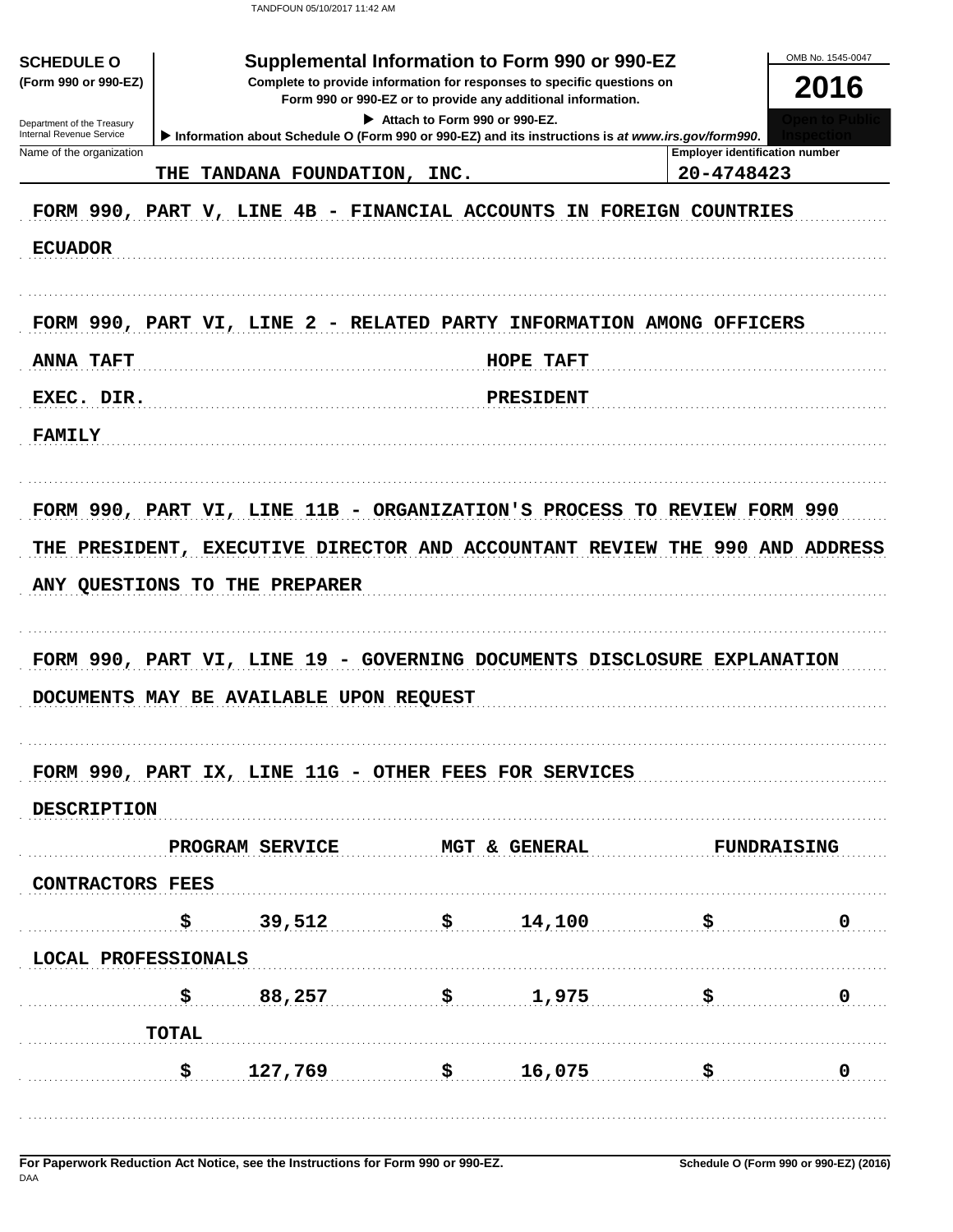**SCHEDULE O**
**(Form 990 or 990-EZ)**

Department of the Treasury
Internal Revenue Service

# Supplemental Information to Form 990 or 990-EZ

**Complete to provide information for responses to specific questions on Form 990 or 990-EZ or to provide any additional information.**

▶ Attach to Form 990 or 990-EZ.

▶ Information about Schedule O (Form 990 or 990-EZ) and its instructions is at *www.irs.gov/form990*.

OMB No. 1545-0047

**2016**

**Open to Public Inspection**

Name of the organization: THE TANDANA FOUNDATION, INC.

Employer identification number: 20-4748423

FORM 990, PART V, LINE 4B - FINANCIAL ACCOUNTS IN FOREIGN COUNTRIES

ECUADOR

FORM 990, PART VI, LINE 2 - RELATED PARTY INFORMATION AMONG OFFICERS

| ANNA TAFT | HOPE TAFT |
|---|---|
| EXEC. DIR. | PRESIDENT |
| FAMILY | |

FORM 990, PART VI, LINE 11B - ORGANIZATION'S PROCESS TO REVIEW FORM 990

THE PRESIDENT, EXECUTIVE DIRECTOR AND ACCOUNTANT REVIEW THE 990 AND ADDRESS ANY QUESTIONS TO THE PREPARER

FORM 990, PART VI, LINE 19 - GOVERNING DOCUMENTS DISCLOSURE EXPLANATION

DOCUMENTS MAY BE AVAILABLE UPON REQUEST

FORM 990, PART IX, LINE 11G - OTHER FEES FOR SERVICES

| DESCRIPTION | PROGRAM SERVICE | MGT & GENERAL | FUNDRAISING |
|---|---|---|---|
| CONTRACTORS FEES | $ 39,512 | $ 14,100 | $ 0 |
| LOCAL PROFESSIONALS | $ 88,257 | $ 1,975 | $ 0 |
| TOTAL | $ 127,769 | $ 16,075 | $ 0 |

For Paperwork Reduction Act Notice, see the Instructions for Form 990 or 990-EZ.

Schedule O (Form 990 or 990-EZ) (2016)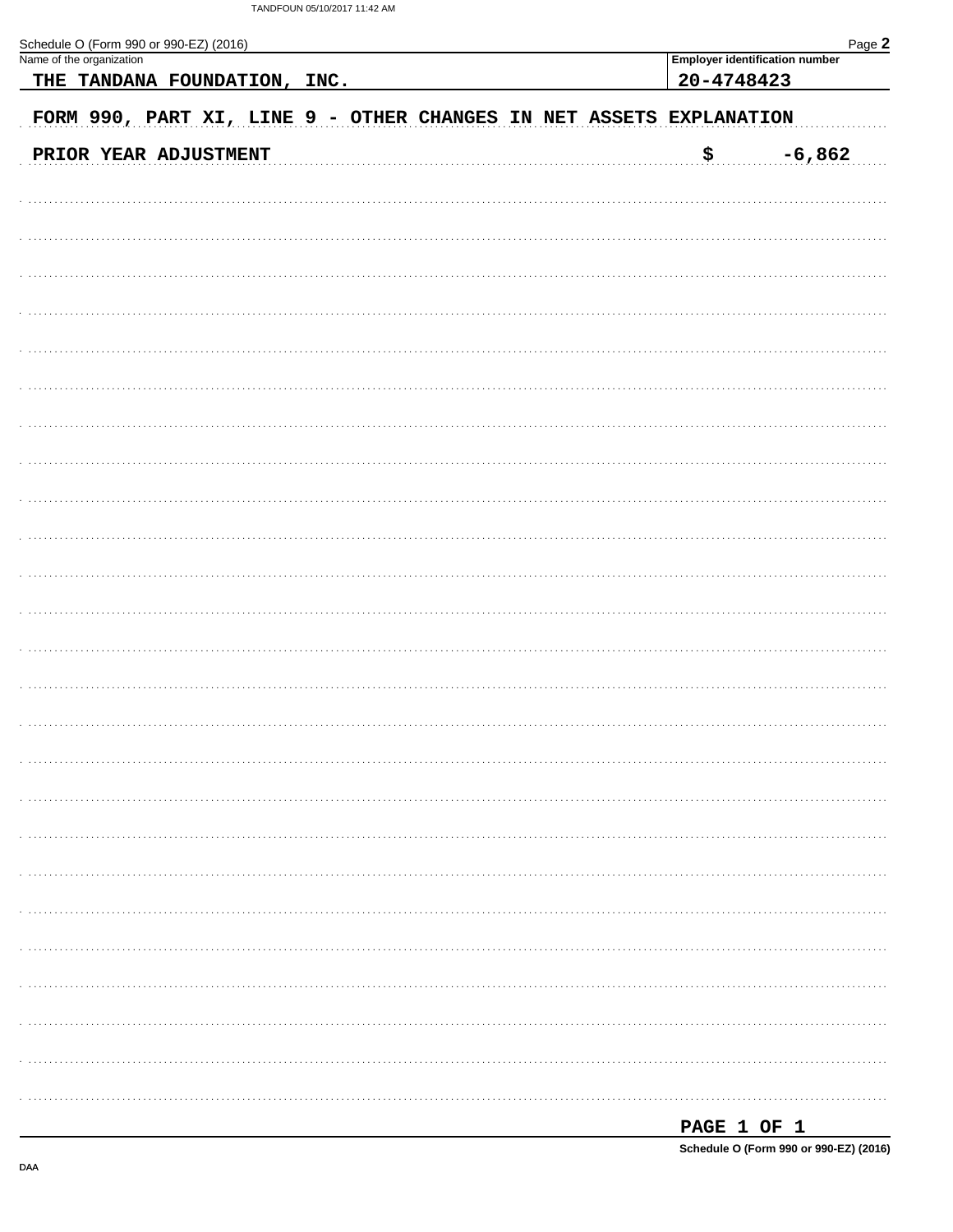Schedule O (Form 990 or 990-EZ) (2016)

| Name of the organization | Employer identification number |
|---|---|
| THE TANDANA FOUNDATION, INC. | 20-4748423 |

FORM 990, PART XI, LINE 9 - OTHER CHANGES IN NET ASSETS EXPLANATION

PRIOR YEAR ADJUSTMENT $ -6,862

PAGE 1 OF 1

Schedule O (Form 990 or 990-EZ) (2016)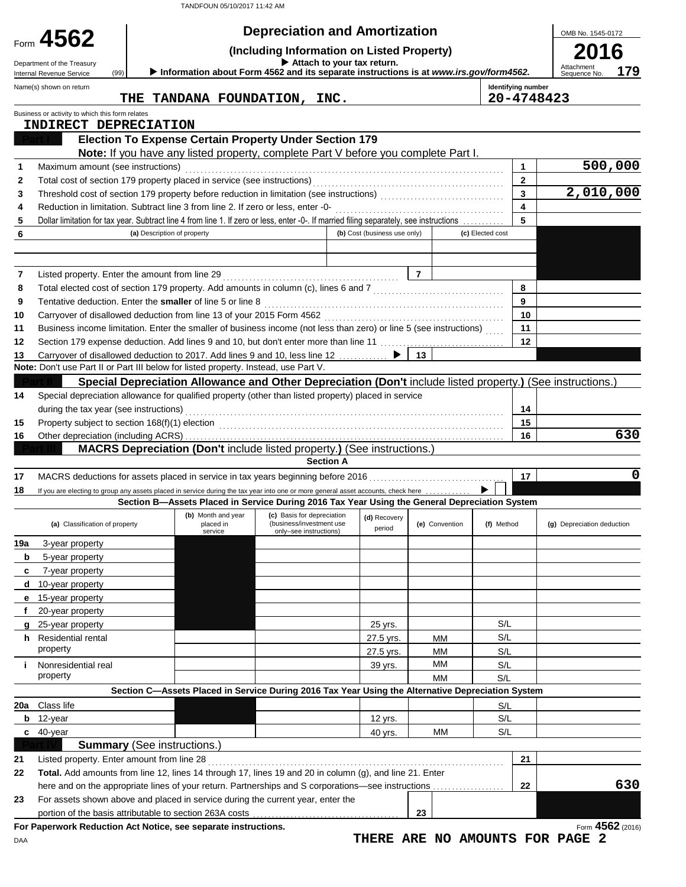TANDFOUN 05/10/2017 11:42 AM

Form **4562**

Department of the Treasury
Internal Revenue Service (99)

# Depreciation and Amortization

**(Including Information on Listed Property)**

▶ Attach to your tax return.

▶ Information about Form 4562 and its separate instructions is at *www.irs.gov/form4562*.

OMB No. 1545-0172

**2016**

Attachment Sequence No. **179**

Name(s) shown on return: THE TANDANA FOUNDATION, INC.

Identifying number: 20-4748423

Business or activity to which this form relates: INDIRECT DEPRECIATION

## Part I — Election To Expense Certain Property Under Section 179

**Note:** If you have any listed property, complete Part V before you complete Part I.

| | | | |
|---|---|---|---|
| 1 | Maximum amount (see instructions) | 1 | 500,000 |
| 2 | Total cost of section 179 property placed in service (see instructions) | 2 | |
| 3 | Threshold cost of section 179 property before reduction in limitation (see instructions) | 3 | 2,010,000 |
| 4 | Reduction in limitation. Subtract line 3 from line 2. If zero or less, enter -0- | 4 | |
| 5 | Dollar limitation for tax year. Subtract line 4 from line 1. If zero or less, enter -0-. If married filing separately, see instructions | 5 | |

| 6 | (a) Description of property | (b) Cost (business use only) | (c) Elected cost |
|---|---|---|---|
| | | | |
| | | | |

| | | | |
|---|---|---|---|
| 7 | Listed property. Enter the amount from line 29 | 7 | |
| 8 | Total elected cost of section 179 property. Add amounts in column (c), lines 6 and 7 | 8 | |
| 9 | Tentative deduction. Enter the **smaller** of line 5 or line 8 | 9 | |
| 10 | Carryover of disallowed deduction from line 13 of your 2015 Form 4562 | 10 | |
| 11 | Business income limitation. Enter the smaller of business income (not less than zero) or line 5 (see instructions) | 11 | |
| 12 | Section 179 expense deduction. Add lines 9 and 10, but don't enter more than line 11 | 12 | |
| 13 | Carryover of disallowed deduction to 2017. Add lines 9 and 10, less line 12 ▶ | 13 | |

**Note:** Don't use Part II or Part III below for listed property. Instead, use Part V.

## Part II — Special Depreciation Allowance and Other Depreciation (Don't include listed property.) (See instructions.)

| | | | |
|---|---|---|---|
| 14 | Special depreciation allowance for qualified property (other than listed property) placed in service during the tax year (see instructions) | 14 | |
| 15 | Property subject to section 168(f)(1) election | 15 | |
| 16 | Other depreciation (including ACRS) | 16 | 630 |

## Part III — MACRS Depreciation (Don't include listed property.) (See instructions.)

### Section A

| | | | |
|---|---|---|---|
| 17 | MACRS deductions for assets placed in service in tax years beginning before 2016 | 17 | 0 |
| 18 | If you are electing to group any assets placed in service during the tax year into one or more general asset accounts, check here ▶ ☐ | | |

### Section B—Assets Placed in Service During 2016 Tax Year Using the General Depreciation System

| (a) Classification of property | (b) Month and year placed in service | (c) Basis for depreciation (business/investment use only–see instructions) | (d) Recovery period | (e) Convention | (f) Method | (g) Depreciation deduction |
|---|---|---|---|---|---|---|
| 19a 3-year property | | | | | | |
| b 5-year property | | | | | | |
| c 7-year property | | | | | | |
| d 10-year property | | | | | | |
| e 15-year property | | | | | | |
| f 20-year property | | | | | | |
| g 25-year property | | | 25 yrs. | | S/L | |
| h Residential rental property | | | 27.5 yrs. | MM | S/L | |
| | | | 27.5 yrs. | MM | S/L | |
| i Nonresidential real property | | | 39 yrs. | MM | S/L | |
| | | | | MM | S/L | |

### Section C—Assets Placed in Service During 2016 Tax Year Using the Alternative Depreciation System

| (a) Classification of property | (b) Month and year placed in service | (c) Basis for depreciation | (d) Recovery period | (e) Convention | (f) Method | (g) Depreciation deduction |
|---|---|---|---|---|---|---|
| 20a Class life | | | | | S/L | |
| b 12-year | | | 12 yrs. | | S/L | |
| c 40-year | | | 40 yrs. | MM | S/L | |

## Part IV — Summary (See instructions.)

| | | | |
|---|---|---|---|
| 21 | Listed property. Enter amount from line 28 | 21 | |
| 22 | **Total.** Add amounts from line 12, lines 14 through 17, lines 19 and 20 in column (g), and line 21. Enter here and on the appropriate lines of your return. Partnerships and S corporations—see instructions | 22 | 630 |
| 23 | For assets shown above and placed in service during the current year, enter the portion of the basis attributable to section 263A costs | 23 | |

**For Paperwork Reduction Act Notice, see separate instructions.**

Form **4562** (2016)

DAA

THERE ARE NO AMOUNTS FOR PAGE 2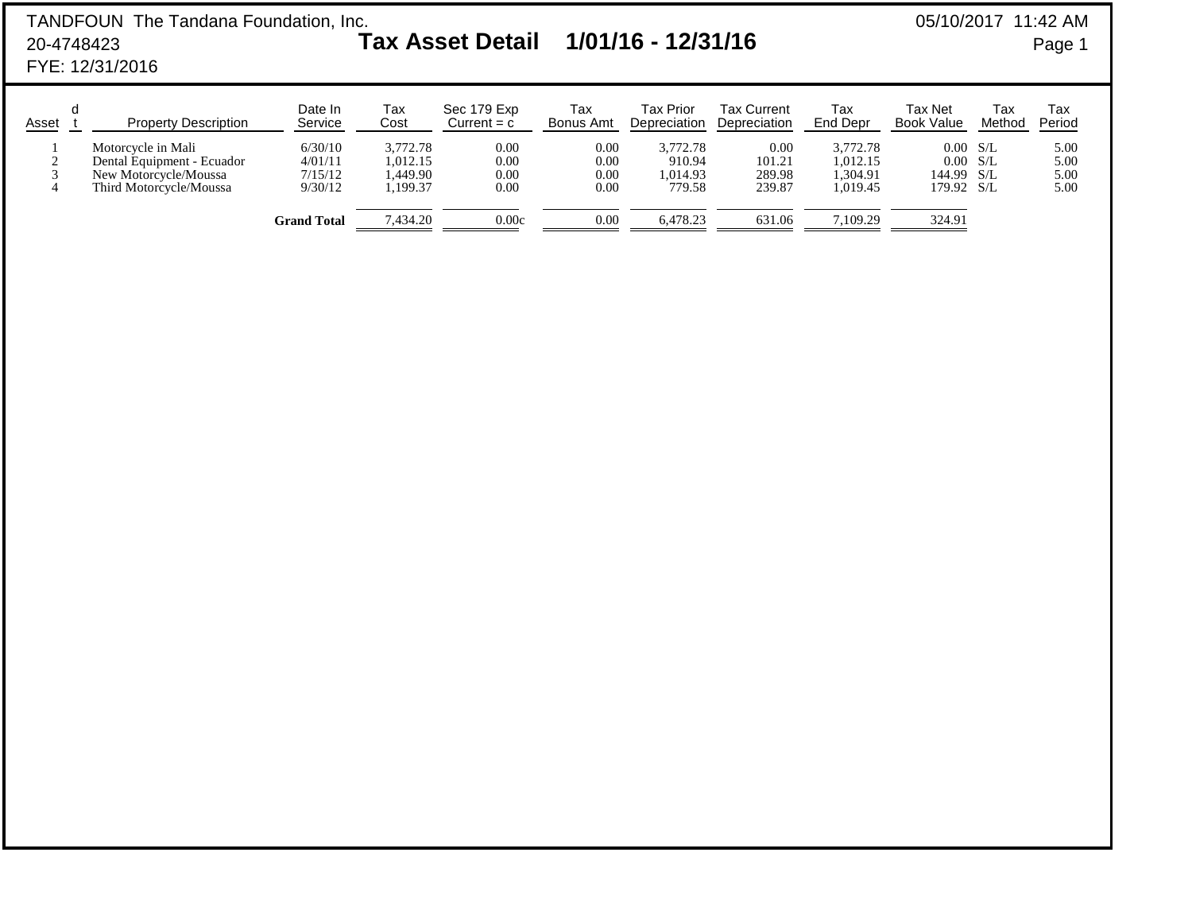TANDFOUN The Tandana Foundation, Inc.
20-4748423
FYE: 12/31/2016

05/10/2017 11:42 AM

# Tax Asset Detail 1/01/16 - 12/31/16

| Asset | dt | Property Description | Date In Service | Tax Cost | Sec 179 Exp Current = c | Tax Bonus Amt | Tax Prior Depreciation | Tax Current Depreciation | Tax End Depr | Tax Net Book Value | Tax Method | Tax Period |
|---|---|---|---|---|---|---|---|---|---|---|---|---|
| 1 | | Motorcycle in Mali | 6/30/10 | 3,772.78 | 0.00 | 0.00 | 3,772.78 | 0.00 | 3,772.78 | 0.00 | S/L | 5.00 |
| 2 | | Dental Equipment - Ecuador | 4/01/11 | 1,012.15 | 0.00 | 0.00 | 910.94 | 101.21 | 1,012.15 | 0.00 | S/L | 5.00 |
| 3 | | New Motorcycle/Moussa | 7/15/12 | 1,449.90 | 0.00 | 0.00 | 1,014.93 | 289.98 | 1,304.91 | 144.99 | S/L | 5.00 |
| 4 | | Third Motorcycle/Moussa | 9/30/12 | 1,199.37 | 0.00 | 0.00 | 779.58 | 239.87 | 1,019.45 | 179.92 | S/L | 5.00 |
| | | | **Grand Total** | 7,434.20 | 0.00c | 0.00 | 6,478.23 | 631.06 | 7,109.29 | 324.91 | | |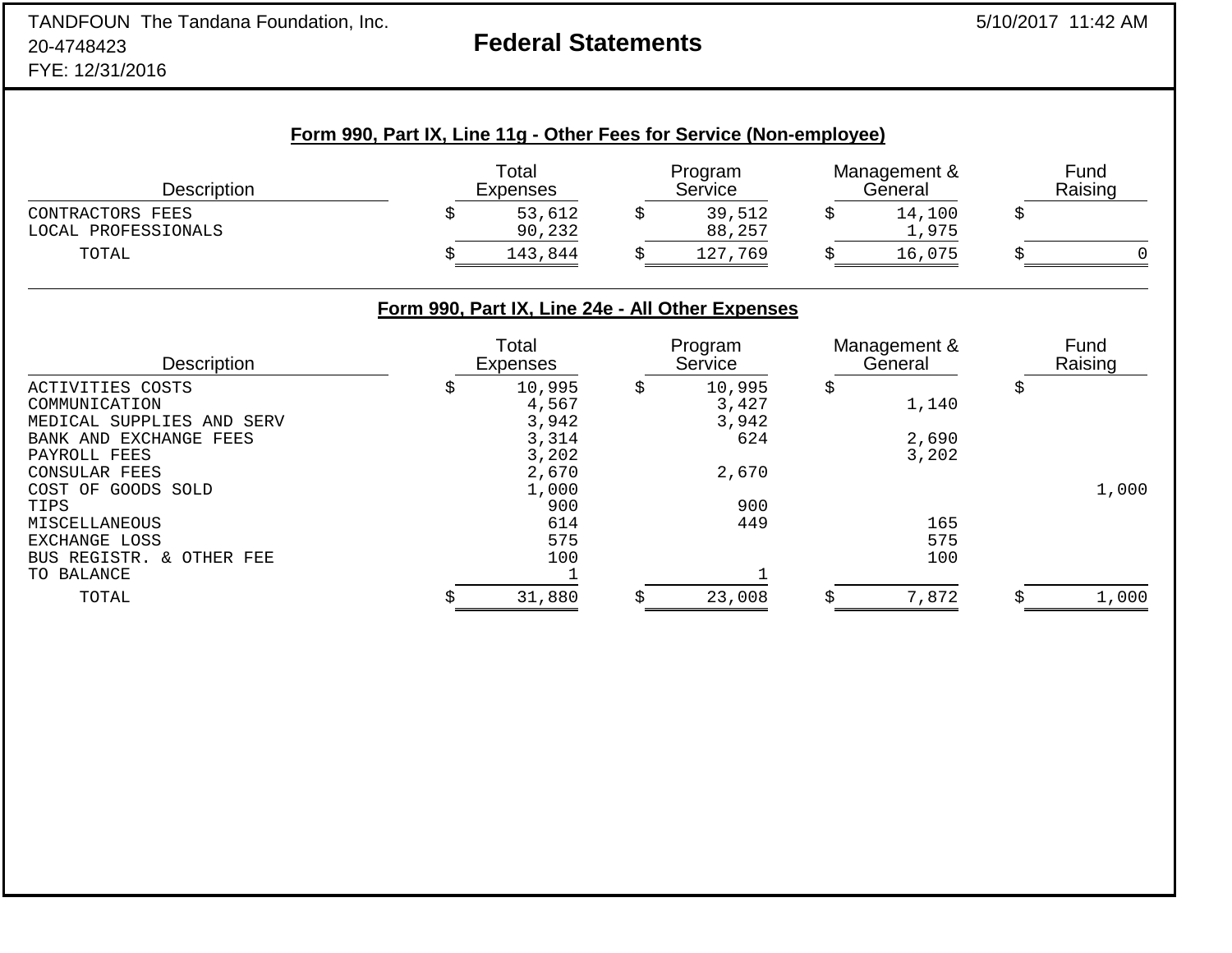TANDFOUN The Tandana Foundation, Inc.
20-4748423
FYE: 12/31/2016

# Federal Statements

5/10/2017 11:42 AM

## Form 990, Part IX, Line 11g - Other Fees for Service (Non-employee)

| Description | Total Expenses | Program Service | Management & General | Fund Raising |
|---|---|---|---|---|
| CONTRACTORS FEES | $ 53,612 | $ 39,512 | $ 14,100 | $ |
| LOCAL PROFESSIONALS | 90,232 | 88,257 | 1,975 | |
| TOTAL | $ 143,844 | $ 127,769 | $ 16,075 | $ 0 |

## Form 990, Part IX, Line 24e - All Other Expenses

| Description | Total Expenses | Program Service | Management & General | Fund Raising |
|---|---|---|---|---|
| ACTIVITIES COSTS | $ 10,995 | $ 10,995 | $ | $ |
| COMMUNICATION | 4,567 | 3,427 | 1,140 | |
| MEDICAL SUPPLIES AND SERV | 3,942 | 3,942 | | |
| BANK AND EXCHANGE FEES | 3,314 | 624 | 2,690 | |
| PAYROLL FEES | 3,202 | | 3,202 | |
| CONSULAR FEES | 2,670 | 2,670 | | |
| COST OF GOODS SOLD | 1,000 | | | 1,000 |
| TIPS | 900 | 900 | | |
| MISCELLANEOUS | 614 | 449 | 165 | |
| EXCHANGE LOSS | 575 | | 575 | |
| BUS REGISTR. & OTHER FEE | 100 | | 100 | |
| TO BALANCE | 1 | 1 | | |
| TOTAL | $ 31,880 | $ 23,008 | $ 7,872 | $ 1,000 |